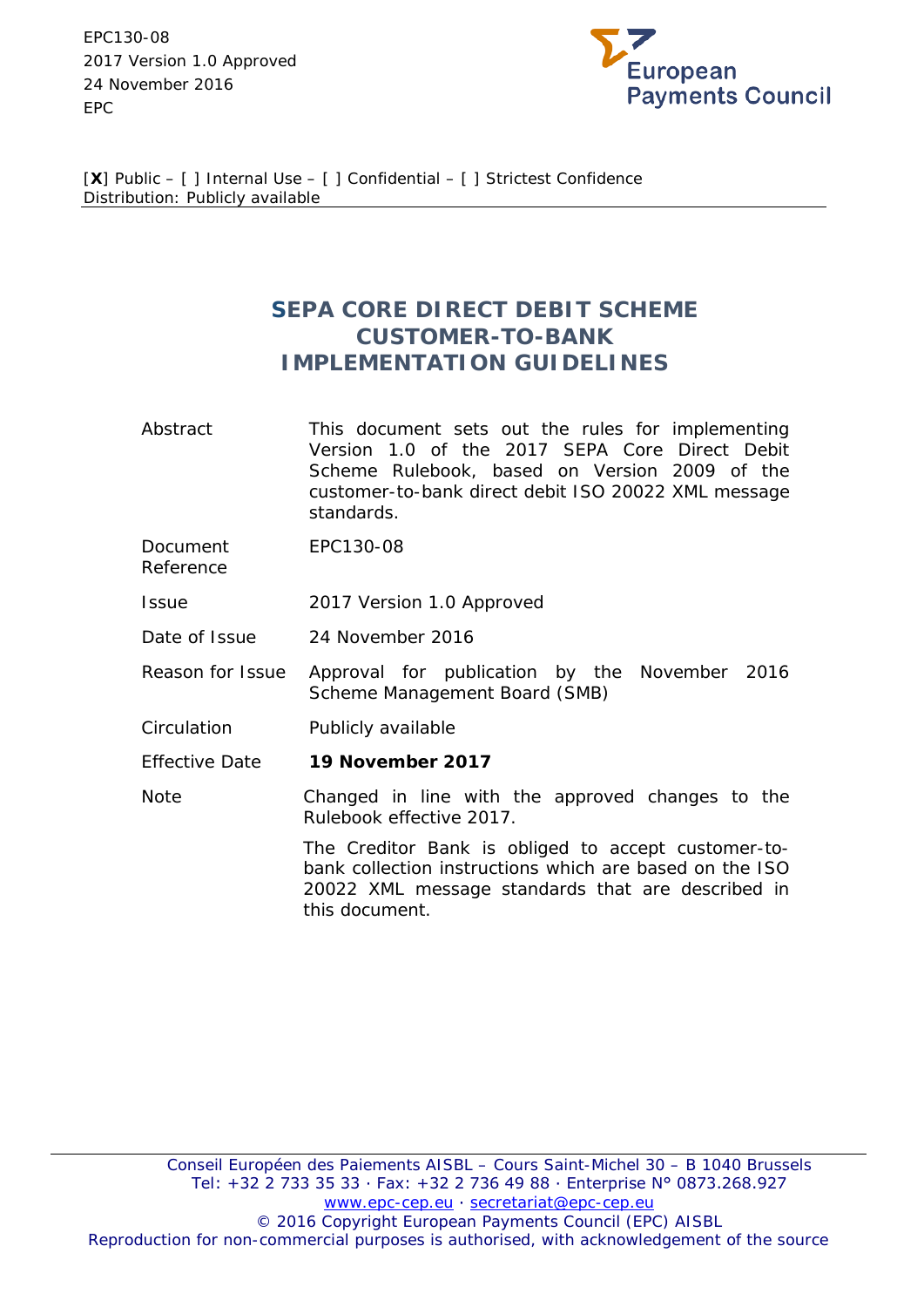EPC130-08
2017 Version 1.0 Approved
24 November 2016
EPC

European Payments Council

[**X**] Public – [ ] Internal Use – [ ] Confidential – [ ] Strictest Confidence
Distribution: Publicly available

# SEPA CORE DIRECT DEBIT SCHEME CUSTOMER-TO-BANK IMPLEMENTATION GUIDELINES

| | |
|---|---|
| Abstract | This document sets out the rules for implementing Version 1.0 of the 2017 SEPA Core Direct Debit Scheme Rulebook, based on Version 2009 of the customer-to-bank direct debit ISO 20022 XML message standards. |
| Document Reference | EPC130-08 |
| Issue | 2017 Version 1.0 Approved |
| Date of Issue | 24 November 2016 |
| Reason for Issue | Approval for publication by the November 2016 Scheme Management Board (SMB) |
| Circulation | Publicly available |
| Effective Date | **19 November 2017** |
| Note | Changed in line with the approved changes to the Rulebook effective 2017.<br><br>The Creditor Bank is obliged to accept customer-to-bank collection instructions which are based on the ISO 20022 XML message standards that are described in this document. |

Conseil Européen des Paiements AISBL – Cours Saint-Michel 30 – B 1040 Brussels
Tel: +32 2 733 35 33 · Fax: +32 2 736 49 88 · Enterprise N° 0873.268.927
www.epc-cep.eu · secretariat@epc-cep.eu
© 2016 Copyright European Payments Council (EPC) AISBL
Reproduction for non-commercial purposes is authorised, with acknowledgement of the source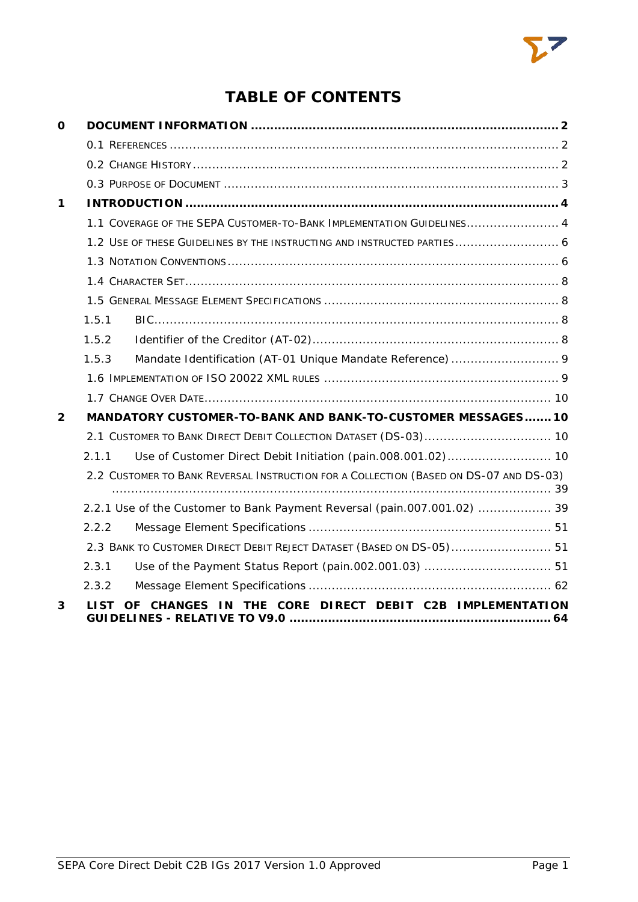# TABLE OF CONTENTS

**0 DOCUMENT INFORMATION ............ 2**

- 0.1 References ............ 2
- 0.2 Change History ............ 2
- 0.3 Purpose of Document ............ 3

**1 INTRODUCTION ............ 4**

- 1.1 Coverage of the SEPA Customer-to-Bank Implementation Guidelines ............ 4
- 1.2 Use of these Guidelines by the Instructing and Instructed Parties ............ 6
- 1.3 Notation Conventions ............ 6
- 1.4 Character Set ............ 8
- 1.5 General Message Element Specifications ............ 8
  - 1.5.1 BIC ............ 8
  - 1.5.2 Identifier of the Creditor (AT-02) ............ 8
  - 1.5.3 Mandate Identification (AT-01 Unique Mandate Reference) ............ 9
- 1.6 Implementation of ISO 20022 XML rules ............ 9
- 1.7 Change Over Date ............ 10

**2 MANDATORY CUSTOMER-TO-BANK AND BANK-TO-CUSTOMER MESSAGES ............ 10**

- 2.1 Customer to Bank Direct Debit Collection Dataset (DS-03) ............ 10
  - 2.1.1 Use of Customer Direct Debit Initiation (pain.008.001.02) ............ 10
- 2.2 Customer to Bank Reversal Instruction for a Collection (Based on DS-07 and DS-03) ............ 39
  - 2.2.1 Use of the Customer to Bank Payment Reversal (pain.007.001.02) ............ 39
  - 2.2.2 Message Element Specifications ............ 51
- 2.3 Bank to Customer Direct Debit Reject Dataset (Based on DS-05) ............ 51
  - 2.3.1 Use of the Payment Status Report (pain.002.001.03) ............ 51
  - 2.3.2 Message Element Specifications ............ 62

**3 LIST OF CHANGES IN THE CORE DIRECT DEBIT C2B IMPLEMENTATION GUIDELINES - RELATIVE TO V9.0 ............ 64**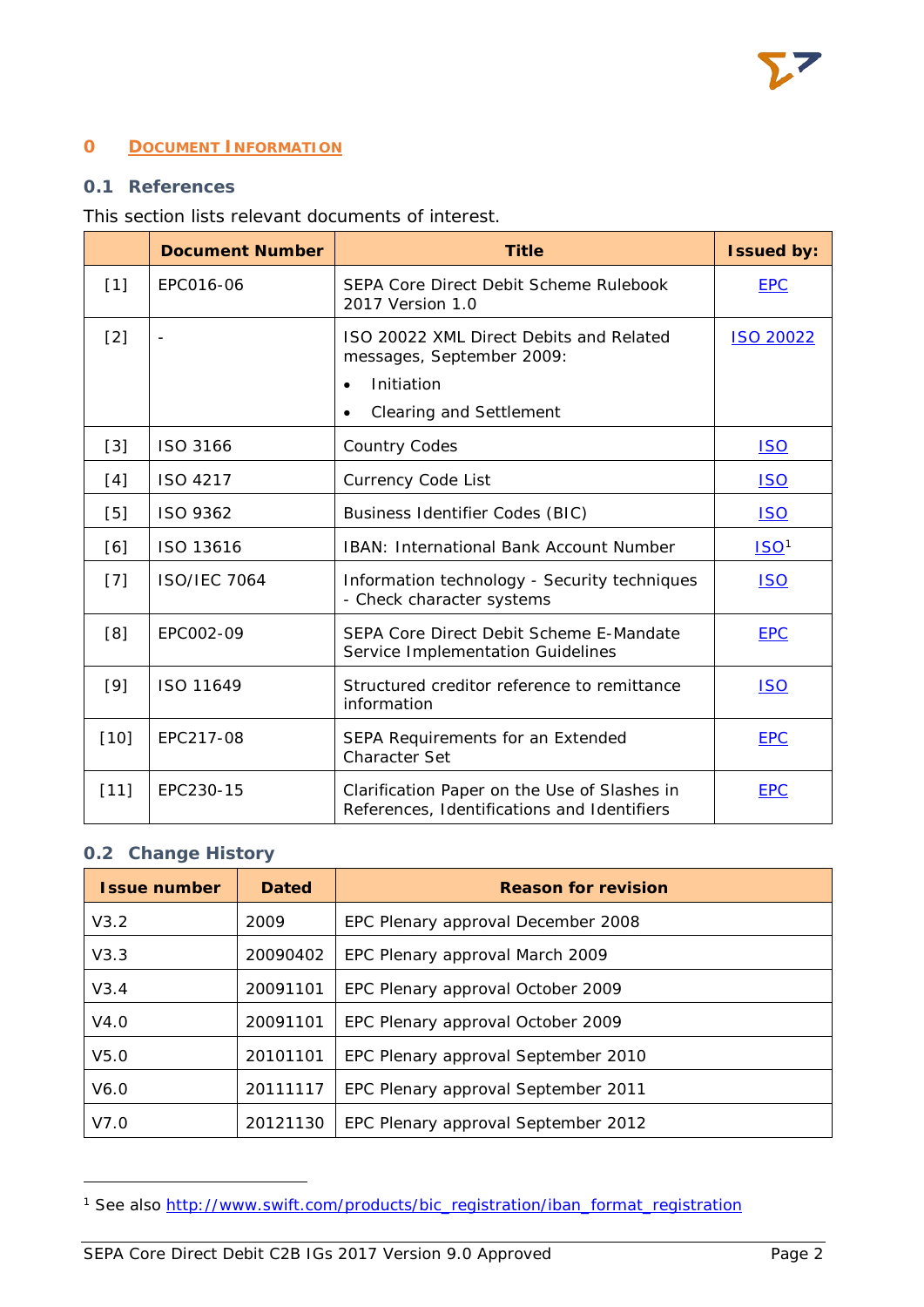# 0 DOCUMENT INFORMATION

## 0.1 References

This section lists relevant documents of interest.

| | Document Number | Title | Issued by: |
|---|---|---|---|
| [1] | EPC016-06 | SEPA Core Direct Debit Scheme Rulebook 2017 Version 1.0 | EPC |
| [2] | - | ISO 20022 XML Direct Debits and Related messages, September 2009:<br>• Initiation<br>• Clearing and Settlement | ISO 20022 |
| [3] | ISO 3166 | Country Codes | ISO |
| [4] | ISO 4217 | Currency Code List | ISO |
| [5] | ISO 9362 | Business Identifier Codes (BIC) | ISO |
| [6] | ISO 13616 | IBAN: International Bank Account Number | ISO[1] |
| [7] | ISO/IEC 7064 | Information technology - Security techniques - Check character systems | ISO |
| [8] | EPC002-09 | SEPA Core Direct Debit Scheme E-Mandate Service Implementation Guidelines | EPC |
| [9] | ISO 11649 | Structured creditor reference to remittance information | ISO |
| [10] | EPC217-08 | SEPA Requirements for an Extended Character Set | EPC |
| [11] | EPC230-15 | Clarification Paper on the Use of Slashes in References, Identifications and Identifiers | EPC |

## 0.2 Change History

| Issue number | Dated | Reason for revision |
|---|---|---|
| V3.2 | 2009 | EPC Plenary approval December 2008 |
| V3.3 | 20090402 | EPC Plenary approval March 2009 |
| V3.4 | 20091101 | EPC Plenary approval October 2009 |
| V4.0 | 20091101 | EPC Plenary approval October 2009 |
| V5.0 | 20101101 | EPC Plenary approval September 2010 |
| V6.0 | 20111117 | EPC Plenary approval September 2011 |
| V7.0 | 20121130 | EPC Plenary approval September 2012 |

[1] See also http://www.swift.com/products/bic_registration/iban_format_registration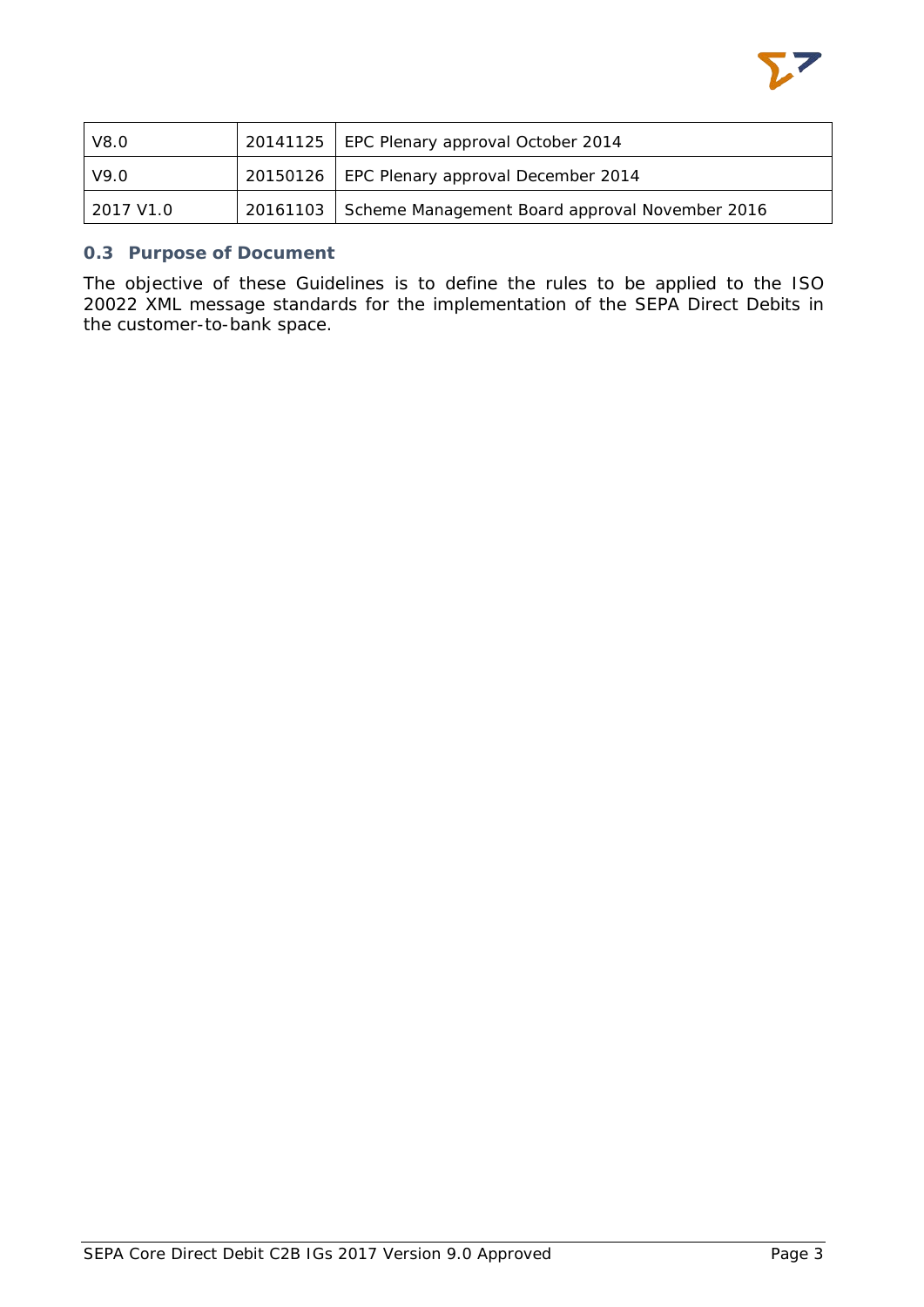| V8.0 | 20141125 | EPC Plenary approval October 2014 |
|---|---|---|
| V9.0 | 20150126 | EPC Plenary approval December 2014 |
| 2017 V1.0 | 20161103 | Scheme Management Board approval November 2016 |

### 0.3 Purpose of Document

The objective of these Guidelines is to define the rules to be applied to the ISO 20022 XML message standards for the implementation of the SEPA Direct Debits in the customer-to-bank space.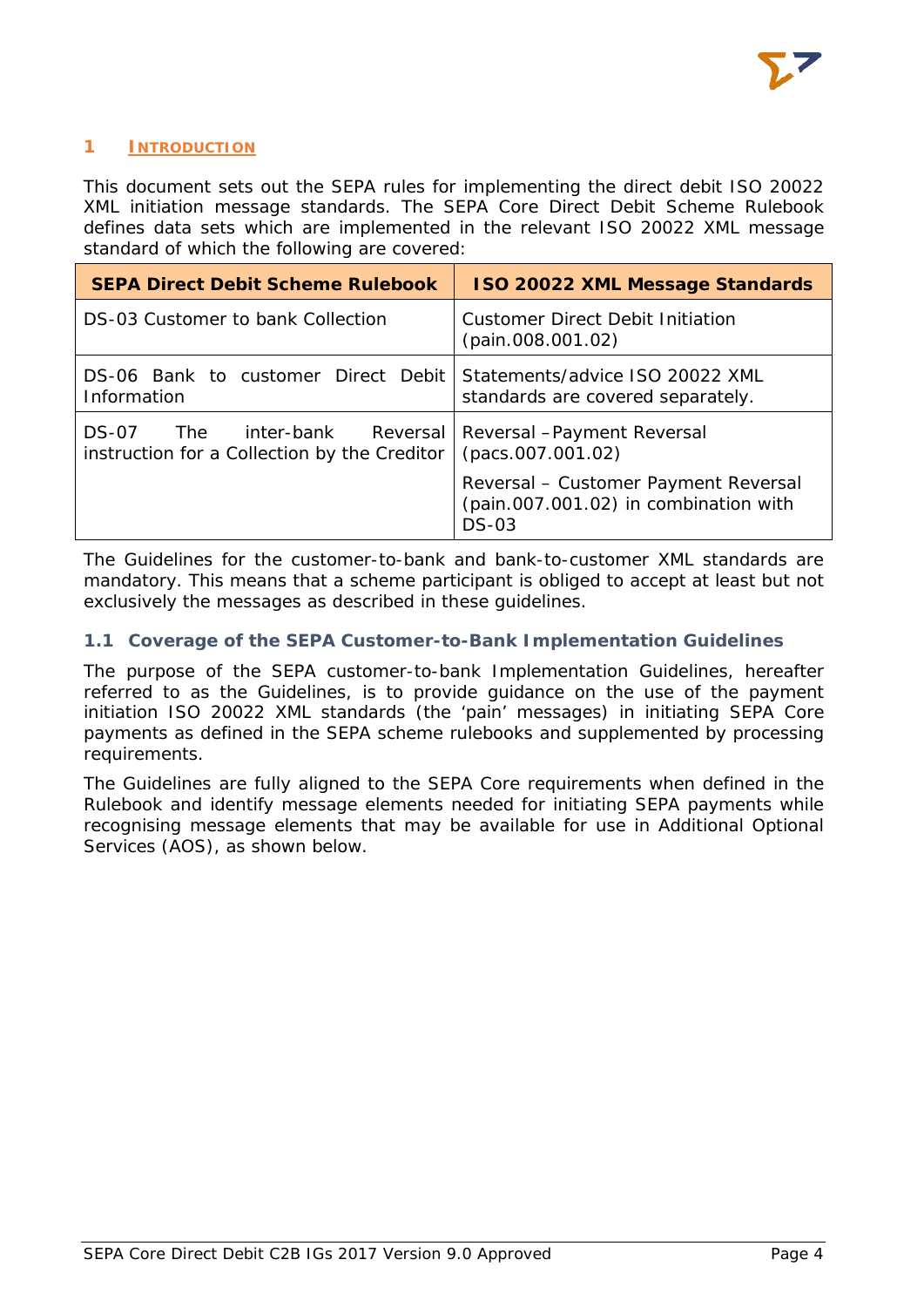# 1 INTRODUCTION

This document sets out the SEPA rules for implementing the direct debit ISO 20022 XML initiation message standards. The SEPA Core Direct Debit Scheme Rulebook defines data sets which are implemented in the relevant ISO 20022 XML message standard of which the following are covered:

| SEPA Direct Debit Scheme Rulebook | ISO 20022 XML Message Standards |
|---|---|
| DS-03 Customer to bank Collection | Customer Direct Debit Initiation (pain.008.001.02) |
| DS-06 Bank to customer Direct Debit Information | Statements/advice ISO 20022 XML standards are covered separately. |
| DS-07 The inter-bank Reversal instruction for a Collection by the Creditor | Reversal –Payment Reversal (pacs.007.001.02)<br><br>Reversal – Customer Payment Reversal (pain.007.001.02) in combination with DS-03 |

The Guidelines for the customer-to-bank and bank-to-customer XML standards are mandatory. This means that a scheme participant is obliged to accept at least but not exclusively the messages as described in these guidelines.

## 1.1 Coverage of the SEPA Customer-to-Bank Implementation Guidelines

The purpose of the SEPA customer-to-bank Implementation Guidelines, hereafter referred to as the Guidelines, is to provide guidance on the use of the payment initiation ISO 20022 XML standards (the 'pain' messages) in initiating SEPA Core payments as defined in the SEPA scheme rulebooks and supplemented by processing requirements.

The Guidelines are fully aligned to the SEPA Core requirements when defined in the Rulebook and identify message elements needed for initiating SEPA payments while recognising message elements that may be available for use in Additional Optional Services (AOS), as shown below.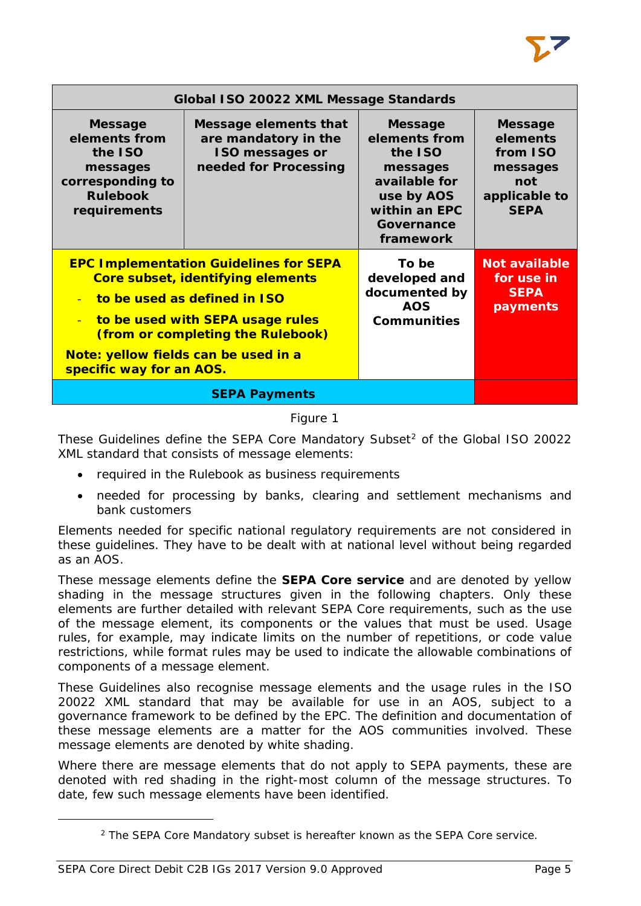| Global ISO 20022 XML Message Standards | | | |
|---|---|---|---|
| **Message elements from the ISO messages corresponding to Rulebook requirements** | **Message elements that are mandatory in the ISO messages or needed for Processing** | **Message elements from the ISO messages available for use by AOS within an EPC Governance framework** | **Message elements from ISO messages not applicable to SEPA** |
| **EPC Implementation Guidelines for SEPA Core subset, identifying elements**<br>- **to be used as defined in ISO**<br>- **to be used with SEPA usage rules (from or completing the Rulebook)**<br>**Note: yellow fields can be used in a specific way for an AOS.** | | **To be developed and documented by AOS Communities** | **Not available for use in SEPA payments** |
| **SEPA Payments** | | | |

Figure 1

These Guidelines define the SEPA Core Mandatory Subset[2] of the Global ISO 20022 XML standard that consists of message elements:

- required in the Rulebook as business requirements
- needed for processing by banks, clearing and settlement mechanisms and bank customers

Elements needed for specific national regulatory requirements are not considered in these guidelines. They have to be dealt with at national level without being regarded as an AOS.

These message elements define the **SEPA Core service** and are denoted by yellow shading in the message structures given in the following chapters. Only these elements are further detailed with relevant SEPA Core requirements, such as the use of the message element, its components or the values that must be used. Usage rules, for example, may indicate limits on the number of repetitions, or code value restrictions, while format rules may be used to indicate the allowable combinations of components of a message element.

These Guidelines also recognise message elements and the usage rules in the ISO 20022 XML standard that may be available for use in an AOS, subject to a governance framework to be defined by the EPC. The definition and documentation of these message elements are a matter for the AOS communities involved. These message elements are denoted by white shading.

Where there are message elements that do not apply to SEPA payments, these are denoted with red shading in the right-most column of the message structures. To date, few such message elements have been identified.

[2] The SEPA Core Mandatory subset is hereafter known as the SEPA Core service.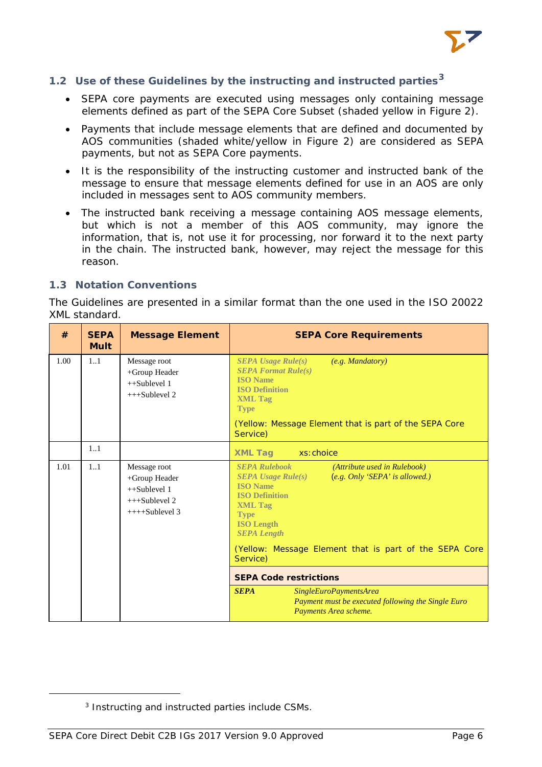## 1.2 Use of these Guidelines by the instructing and instructed parties[3]

- SEPA core payments are executed using messages only containing message elements defined as part of the SEPA Core Subset (shaded yellow in Figure 2).
- Payments that include message elements that are defined and documented by AOS communities (shaded white/yellow in Figure 2) are considered as SEPA payments, but not as SEPA Core payments.
- It is the responsibility of the instructing customer and instructed bank of the message to ensure that message elements defined for use in an AOS are only included in messages sent to AOS community members.
- The instructed bank receiving a message containing AOS message elements, but which is not a member of this AOS community, may ignore the information, that is, not use it for processing, nor forward it to the next party in the chain. The instructed bank, however, may reject the message for this reason.

## 1.3 Notation Conventions

The Guidelines are presented in a similar format than the one used in the ISO 20022 XML standard.

| # | SEPA Mult | Message Element | SEPA Core Requirements |
|---|---|---|---|
| 1.00 | 1..1 | Message root<br>+Group Header<br>++Sublevel 1<br>+++Sublevel 2 | ***SEPA Usage Rule(s)*** *(e.g. Mandatory)*<br>***SEPA Format Rule(s)***<br>**ISO Name**<br>**ISO Definition**<br>**XML Tag**<br>**Type**<br><br>(Yellow: Message Element that is part of the SEPA Core Service) |
| | 1..1 | | **XML Tag** xs:choice |
| 1.01 | 1..1 | Message root<br>+Group Header<br>++Sublevel 1<br>+++Sublevel 2<br>++++Sublevel 3 | ***SEPA Rulebook*** *(Attribute used in Rulebook)*<br>***SEPA Usage Rule(s)*** *(e.g. Only 'SEPA' is allowed.)*<br>**ISO Name**<br>**ISO Definition**<br>**XML Tag**<br>**Type**<br>**ISO Length**<br>***SEPA Length***<br><br>(Yellow: Message Element that is part of the SEPA Core Service)<br><br>**SEPA Code restrictions**<br><br>***SEPA*** *SingleEuroPaymentsArea* *Payment must be executed following the Single Euro Payments Area scheme.* |

[3] Instructing and instructed parties include CSMs.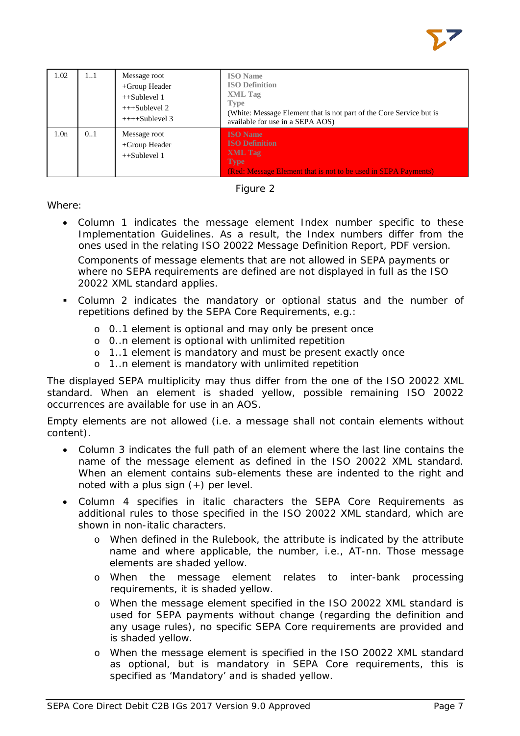| 1.02 | 1..1 | Message root<br>+Group Header<br>++Sublevel 1<br>+++Sublevel 2<br>++++Sublevel 3 | **ISO Name**<br>**ISO Definition**<br>**XML Tag**<br>**Type**<br>(White: Message Element that is not part of the Core Service but is available for use in a SEPA AOS) |
|---|---|---|---|
| 1.0n | 0..1 | Message root<br>+Group Header<br>++Sublevel 1 | **ISO Name**<br>**ISO Definition**<br>**XML Tag**<br>**Type**<br>(Red: Message Element that is not to be used in SEPA Payments) |

Figure 2

Where:

- Column 1 indicates the message element Index number specific to these Implementation Guidelines. As a result, the Index numbers differ from the ones used in the relating ISO 20022 Message Definition Report, PDF version.

  Components of message elements that are not allowed in SEPA payments or where no SEPA requirements are defined are not displayed in full as the ISO 20022 XML standard applies.

- Column 2 indicates the mandatory or optional status and the number of repetitions defined by the SEPA Core Requirements, e.g.:
  - 0..1 element is optional and may only be present once
  - 0..n element is optional with unlimited repetition
  - 1..1 element is mandatory and must be present exactly once
  - 1..n element is mandatory with unlimited repetition

The displayed SEPA multiplicity may thus differ from the one of the ISO 20022 XML standard. When an element is shaded yellow, possible remaining ISO 20022 occurrences are available for use in an AOS.

Empty elements are not allowed (i.e. a message shall not contain elements without content).

- Column 3 indicates the full path of an element where the last line contains the name of the message element as defined in the ISO 20022 XML standard. When an element contains sub-elements these are indented to the right and noted with a plus sign (+) per level.

- Column 4 specifies in italic characters the SEPA Core Requirements as additional rules to those specified in the ISO 20022 XML standard, which are shown in non-italic characters.
  - When defined in the Rulebook, the attribute is indicated by the attribute name and where applicable, the number, i.e., AT-nn. Those message elements are shaded yellow.
  - When the message element relates to inter-bank processing requirements, it is shaded yellow.
  - When the message element specified in the ISO 20022 XML standard is used for SEPA payments without change (regarding the definition and any usage rules), no specific SEPA Core requirements are provided and is shaded yellow.
  - When the message element is specified in the ISO 20022 XML standard as optional, but is mandatory in SEPA Core requirements, this is specified as 'Mandatory' and is shaded yellow.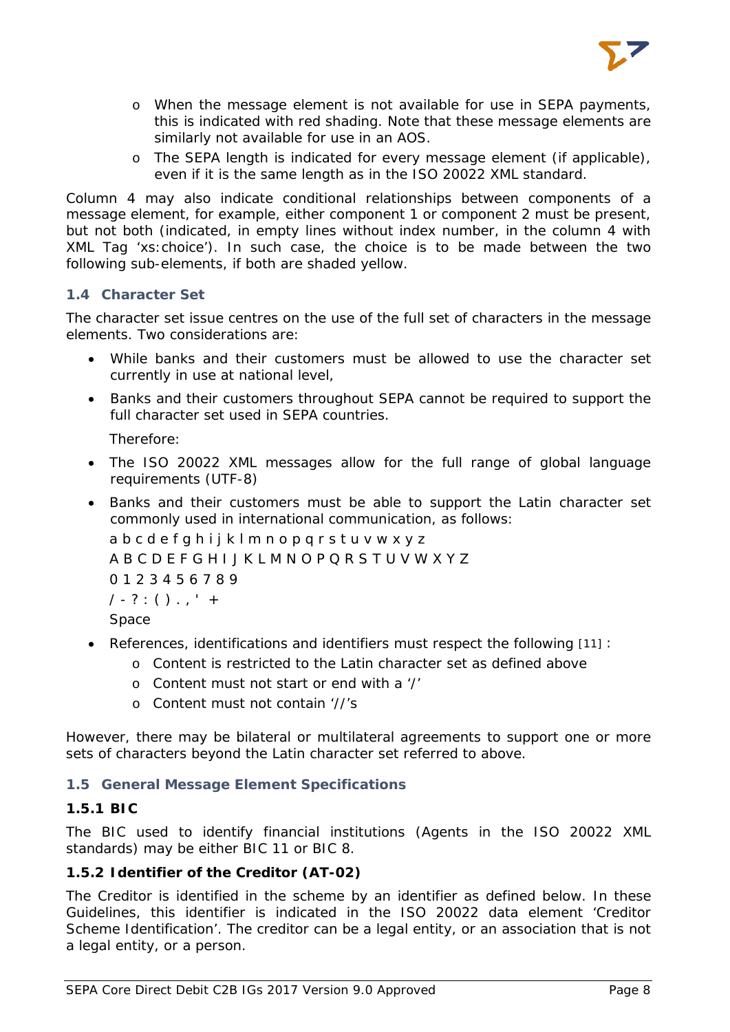- When the message element is not available for use in SEPA payments, this is indicated with red shading. Note that these message elements are similarly not available for use in an AOS.
- The SEPA length is indicated for every message element (if applicable), even if it is the same length as in the ISO 20022 XML standard.

Column 4 may also indicate conditional relationships between components of a message element, for example, either component 1 or component 2 must be present, but not both (indicated, in empty lines without index number, in the column 4 with XML Tag 'xs:choice'). In such case, the choice is to be made between the two following sub-elements, if both are shaded yellow.

## 1.4 Character Set

The character set issue centres on the use of the full set of characters in the message elements. Two considerations are:

- While banks and their customers must be allowed to use the character set currently in use at national level,
- Banks and their customers throughout SEPA cannot be required to support the full character set used in SEPA countries.

  Therefore:

- The ISO 20022 XML messages allow for the full range of global language requirements (UTF-8)
- Banks and their customers must be able to support the Latin character set commonly used in international communication, as follows:

  a b c d e f g h i j k l m n o p q r s t u v w x y z

  A B C D E F G H I J K L M N O P Q R S T U V W X Y Z

  0 1 2 3 4 5 6 7 8 9

  / - ? : ( ) . , ' +

  Space

- References, identifications and identifiers must respect the following [11] :
  - Content is restricted to the Latin character set as defined above
  - Content must not start or end with a '/'
  - Content must not contain '//'s

However, there may be bilateral or multilateral agreements to support one or more sets of characters beyond the Latin character set referred to above.

## 1.5 General Message Element Specifications

### 1.5.1 BIC

The BIC used to identify financial institutions (Agents in the ISO 20022 XML standards) may be either BIC 11 or BIC 8.

### 1.5.2 Identifier of the Creditor (AT-02)

The Creditor is identified in the scheme by an identifier as defined below. In these Guidelines, this identifier is indicated in the ISO 20022 data element 'Creditor Scheme Identification'. The creditor can be a legal entity, or an association that is not a legal entity, or a person.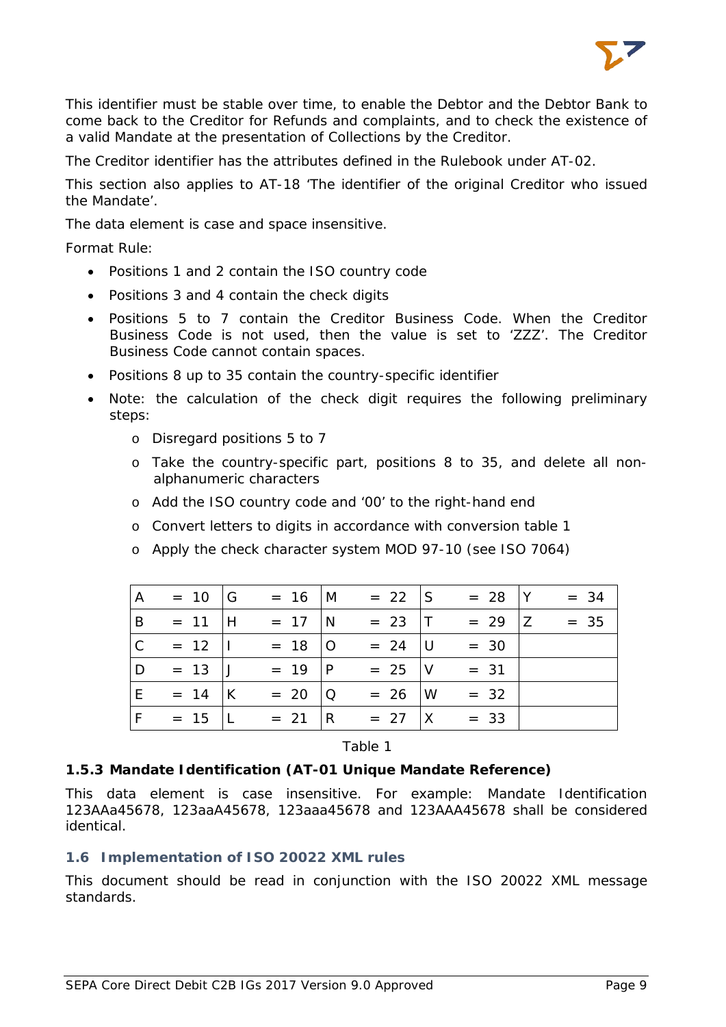This identifier must be stable over time, to enable the Debtor and the Debtor Bank to come back to the Creditor for Refunds and complaints, and to check the existence of a valid Mandate at the presentation of Collections by the Creditor.

The Creditor identifier has the attributes defined in the Rulebook under AT-02.

This section also applies to AT-18 'The identifier of the original Creditor who issued the Mandate'.

The data element is case and space insensitive.

Format Rule:

- Positions 1 and 2 contain the ISO country code
- Positions 3 and 4 contain the check digits
- Positions 5 to 7 contain the Creditor Business Code. When the Creditor Business Code is not used, then the value is set to 'ZZZ'. The Creditor Business Code cannot contain spaces.
- Positions 8 up to 35 contain the country-specific identifier
- Note: the calculation of the check digit requires the following preliminary steps:
    - Disregard positions 5 to 7
    - Take the country-specific part, positions 8 to 35, and delete all non-alphanumeric characters
    - Add the ISO country code and '00' to the right-hand end
    - Convert letters to digits in accordance with conversion table 1
    - Apply the check character system MOD 97-10 (see ISO 7064)

| | | | | | | | | | |
|---|---|---|---|---|---|---|---|---|---|
| A | = 10 | G | = 16 | M | = 22 | S | = 28 | Y | = 34 |
| B | = 11 | H | = 17 | N | = 23 | T | = 29 | Z | = 35 |
| C | = 12 | I | = 18 | O | = 24 | U | = 30 | | |
| D | = 13 | J | = 19 | P | = 25 | V | = 31 | | |
| E | = 14 | K | = 20 | Q | = 26 | W | = 32 | | |
| F | = 15 | L | = 21 | R | = 27 | X | = 33 | | |

Table 1

### 1.5.3 Mandate Identification (AT-01 Unique Mandate Reference)

This data element is case insensitive. For example: Mandate Identification 123AAa45678, 123aaA45678, 123aaa45678 and 123AAA45678 shall be considered identical.

## 1.6 Implementation of ISO 20022 XML rules

This document should be read in conjunction with the ISO 20022 XML message standards.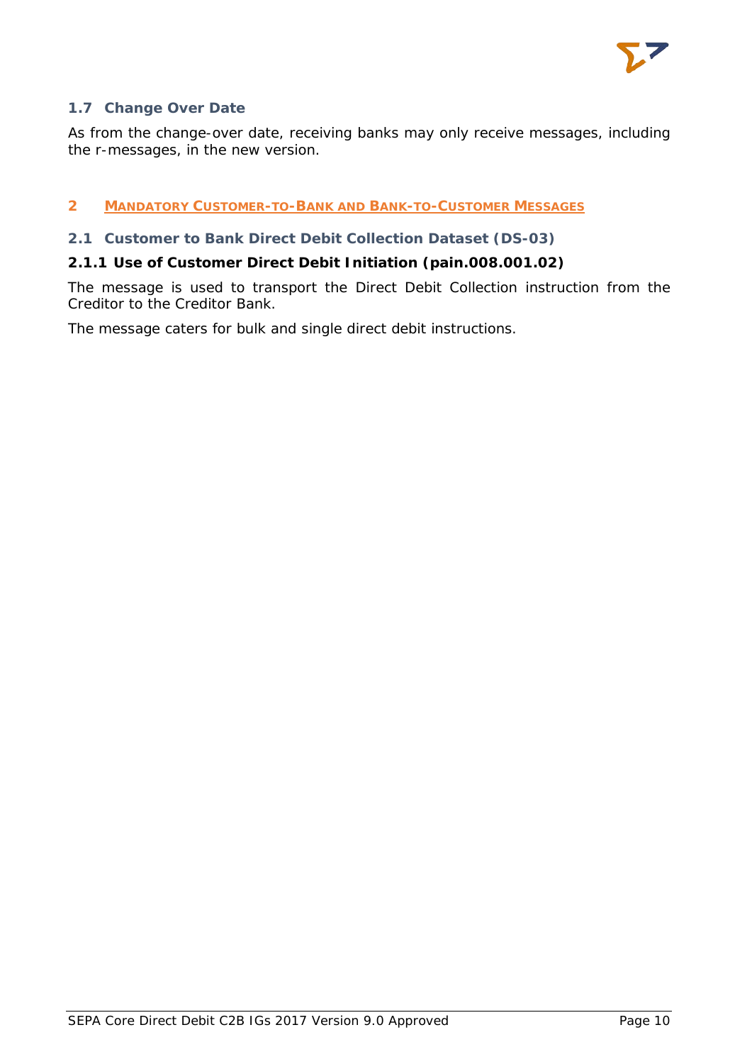### 1.7 Change Over Date

As from the change-over date, receiving banks may only receive messages, including the r-messages, in the new version.

# 2 MANDATORY CUSTOMER-TO-BANK AND BANK-TO-CUSTOMER MESSAGES

## 2.1 Customer to Bank Direct Debit Collection Dataset (DS-03)

### 2.1.1 Use of Customer Direct Debit Initiation (pain.008.001.02)

The message is used to transport the Direct Debit Collection instruction from the Creditor to the Creditor Bank.

The message caters for bulk and single direct debit instructions.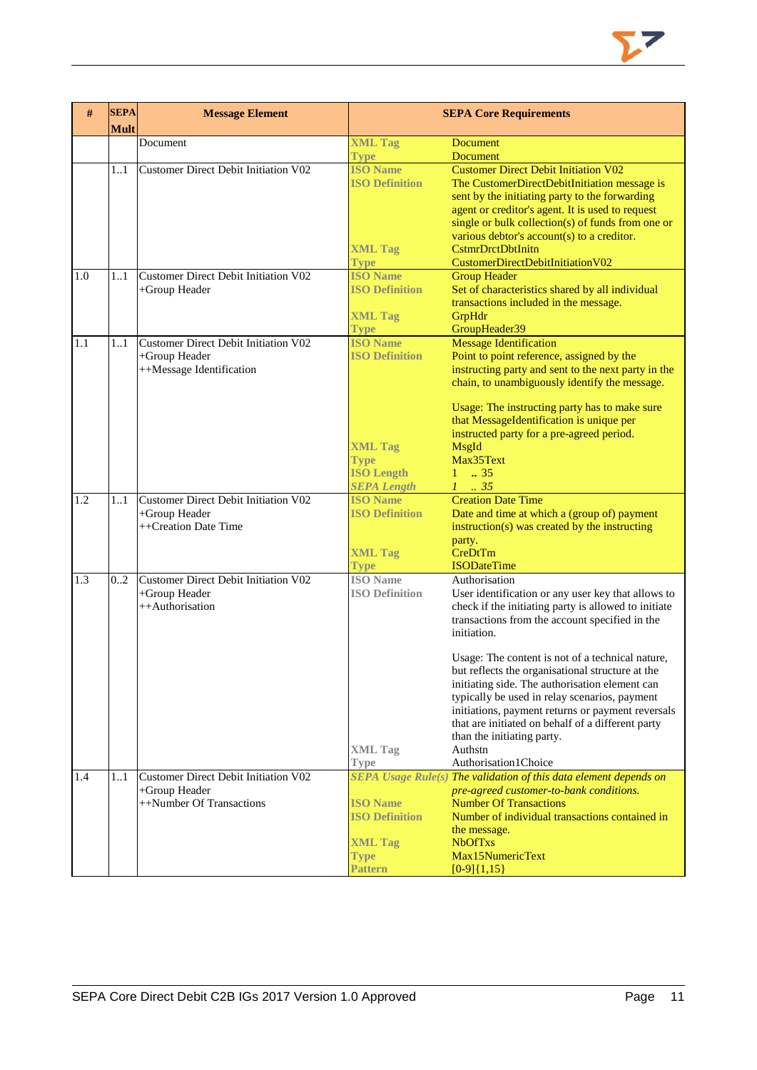| # | SEPA Mult | Message Element | SEPA Core Requirements | |
|---|---|---|---|---|
| | | Document | XML Tag | Document |
| | | | Type | Document |
| | 1..1 | Customer Direct Debit Initiation V02 | ISO Name | Customer Direct Debit Initiation V02 |
| | | | ISO Definition | The CustomerDirectDebitInitiation message is sent by the initiating party to the forwarding agent or creditor's agent. It is used to request single or bulk collection(s) of funds from one or various debtor's account(s) to a creditor. |
| | | | XML Tag | CstmrDrctDbtInitn |
| | | | Type | CustomerDirectDebitInitiationV02 |
| 1.0 | 1..1 | Customer Direct Debit Initiation V02<br>+Group Header | ISO Name | Group Header |
| | | | ISO Definition | Set of characteristics shared by all individual transactions included in the message. |
| | | | XML Tag | GrpHdr |
| | | | Type | GroupHeader39 |
| 1.1 | 1..1 | Customer Direct Debit Initiation V02<br>+Group Header<br>++Message Identification | ISO Name | Message Identification |
| | | | ISO Definition | Point to point reference, assigned by the instructing party and sent to the next party in the chain, to unambiguously identify the message.<br><br>Usage: The instructing party has to make sure that MessageIdentification is unique per instructed party for a pre-agreed period. |
| | | | XML Tag | MsgId |
| | | | Type | Max35Text |
| | | | ISO Length | 1 .. 35 |
| | | | *SEPA Length* | *1 .. 35* |
| 1.2 | 1..1 | Customer Direct Debit Initiation V02<br>+Group Header<br>++Creation Date Time | ISO Name | Creation Date Time |
| | | | ISO Definition | Date and time at which a (group of) payment instruction(s) was created by the instructing party. |
| | | | XML Tag | CreDtTm |
| | | | Type | ISODateTime |
| 1.3 | 0..2 | Customer Direct Debit Initiation V02<br>+Group Header<br>++Authorisation | ISO Name | Authorisation |
| | | | ISO Definition | User identification or any user key that allows to check if the initiating party is allowed to initiate transactions from the account specified in the initiation.<br><br>Usage: The content is not of a technical nature, but reflects the organisational structure at the initiating side. The authorisation element can typically be used in relay scenarios, payment initiations, payment returns or payment reversals that are initiated on behalf of a different party than the initiating party. |
| | | | XML Tag | Authstn |
| | | | Type | Authorisation1Choice |
| 1.4 | 1..1 | Customer Direct Debit Initiation V02<br>+Group Header<br>++Number Of Transactions | *SEPA Usage Rule(s)* | *The validation of this data element depends on pre-agreed customer-to-bank conditions.* |
| | | | ISO Name | Number Of Transactions |
| | | | ISO Definition | Number of individual transactions contained in the message. |
| | | | XML Tag | NbOfTxs |
| | | | Type | Max15NumericText |
| | | | Pattern | [0-9]{1,15} |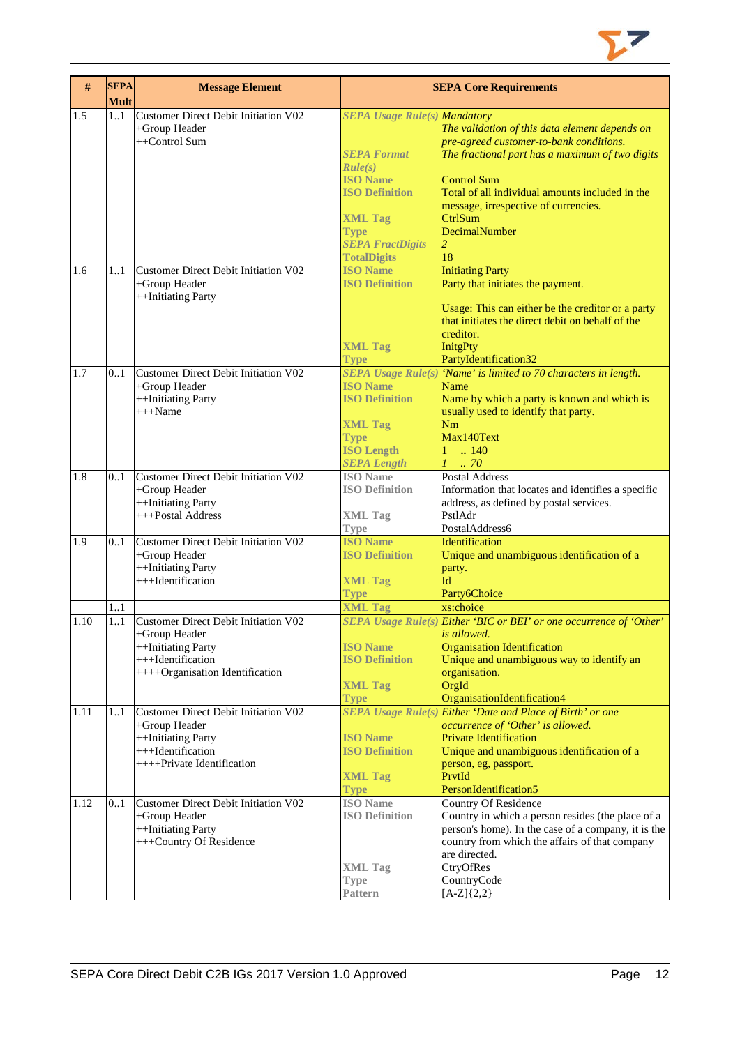| # | SEPA Mult | Message Element | SEPA Core Requirements | |
|---|---|---|---|---|
| 1.5 | 1..1 | Customer Direct Debit Initiation V02<br>+Group Header<br>++Control Sum | *SEPA Usage Rule(s)* | *Mandatory*<br>*The validation of this data element depends on pre-agreed customer-to-bank conditions.* |
| | | | *SEPA Format Rule(s)* | *The fractional part has a maximum of two digits* |
| | | | **ISO Name** | Control Sum |
| | | | **ISO Definition** | Total of all individual amounts included in the message, irrespective of currencies. |
| | | | **XML Tag** | CtrlSum |
| | | | **Type** | DecimalNumber |
| | | | *SEPA FractDigits* | *2* |
| | | | **TotalDigits** | 18 |
| 1.6 | 1..1 | Customer Direct Debit Initiation V02<br>+Group Header<br>++Initiating Party | **ISO Name** | Initiating Party |
| | | | **ISO Definition** | Party that initiates the payment.<br><br>Usage: This can either be the creditor or a party that initiates the direct debit on behalf of the creditor. |
| | | | **XML Tag** | InitgPty |
| | | | **Type** | PartyIdentification32 |
| 1.7 | 0..1 | Customer Direct Debit Initiation V02<br>+Group Header<br>++Initiating Party<br>+++Name | *SEPA Usage Rule(s)* | *'Name' is limited to 70 characters in length.* |
| | | | **ISO Name** | Name |
| | | | **ISO Definition** | Name by which a party is known and which is usually used to identify that party. |
| | | | **XML Tag** | Nm |
| | | | **Type** | Max140Text |
| | | | **ISO Length** | 1 .. 140 |
| | | | *SEPA Length* | *1 .. 70* |
| 1.8 | 0..1 | Customer Direct Debit Initiation V02<br>+Group Header<br>++Initiating Party<br>+++Postal Address | **ISO Name** | Postal Address |
| | | | **ISO Definition** | Information that locates and identifies a specific address, as defined by postal services. |
| | | | **XML Tag** | PstlAdr |
| | | | **Type** | PostalAddress6 |
| 1.9 | 0..1 | Customer Direct Debit Initiation V02<br>+Group Header<br>++Initiating Party<br>+++Identification | **ISO Name** | Identification |
| | | | **ISO Definition** | Unique and unambiguous identification of a party. |
| | | | **XML Tag** | Id |
| | | | **Type** | Party6Choice |
| | 1..1 | | **XML Tag** | xs:choice |
| 1.10 | 1..1 | Customer Direct Debit Initiation V02<br>+Group Header<br>++Initiating Party<br>+++Identification<br>++++Organisation Identification | *SEPA Usage Rule(s)* | *Either 'BIC or BEI' or one occurrence of 'Other' is allowed.* |
| | | | **ISO Name** | Organisation Identification |
| | | | **ISO Definition** | Unique and unambiguous way to identify an organisation. |
| | | | **XML Tag** | OrgId |
| | | | **Type** | OrganisationIdentification4 |
| 1.11 | 1..1 | Customer Direct Debit Initiation V02<br>+Group Header<br>++Initiating Party<br>+++Identification<br>++++Private Identification | *SEPA Usage Rule(s)* | *Either 'Date and Place of Birth' or one occurrence of 'Other' is allowed.* |
| | | | **ISO Name** | Private Identification |
| | | | **ISO Definition** | Unique and unambiguous identification of a person, eg, passport. |
| | | | **XML Tag** | PrvtId |
| | | | **Type** | PersonIdentification5 |
| 1.12 | 0..1 | Customer Direct Debit Initiation V02<br>+Group Header<br>++Initiating Party<br>+++Country Of Residence | **ISO Name** | Country Of Residence |
| | | | **ISO Definition** | Country in which a person resides (the place of a person's home). In the case of a company, it is the country from which the affairs of that company are directed. |
| | | | **XML Tag** | CtryOfRes |
| | | | **Type** | CountryCode |
| | | | **Pattern** | [A-Z]{2,2} |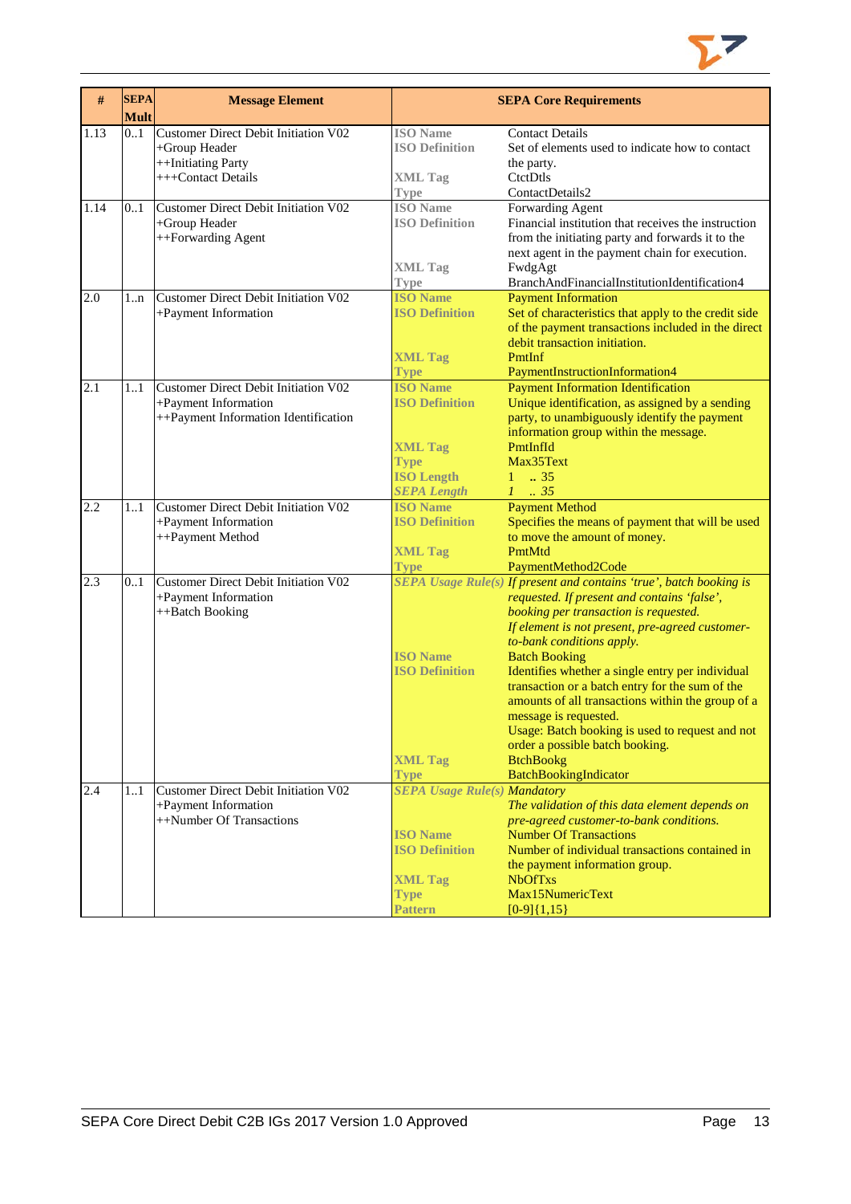| # | SEPA Mult | Message Element | SEPA Core Requirements | |
|---|---|---|---|---|
| 1.13 | 0..1 | Customer Direct Debit Initiation V02<br>+Group Header<br>++Initiating Party<br>+++Contact Details | **ISO Name**<br>**ISO Definition**<br><br>**XML Tag**<br>**Type** | Contact Details<br>Set of elements used to indicate how to contact the party.<br>CtctDtls<br>ContactDetails2 |
| 1.14 | 0..1 | Customer Direct Debit Initiation V02<br>+Group Header<br>++Forwarding Agent | **ISO Name**<br>**ISO Definition**<br><br><br>**XML Tag**<br>**Type** | Forwarding Agent<br>Financial institution that receives the instruction from the initiating party and forwards it to the next agent in the payment chain for execution.<br>FwdgAgt<br>BranchAndFinancialInstitutionIdentification4 |
| 2.0 | 1..n | Customer Direct Debit Initiation V02<br>+Payment Information | **ISO Name**<br>**ISO Definition**<br><br><br>**XML Tag**<br>**Type** | Payment Information<br>Set of characteristics that apply to the credit side of the payment transactions included in the direct debit transaction initiation.<br>PmtInf<br>PaymentInstructionInformation4 |
| 2.1 | 1..1 | Customer Direct Debit Initiation V02<br>+Payment Information<br>++Payment Information Identification | **ISO Name**<br>**ISO Definition**<br><br><br>**XML Tag**<br>**Type**<br>**ISO Length**<br>***SEPA Length*** | Payment Information Identification<br>Unique identification, as assigned by a sending party, to unambiguously identify the payment information group within the message.<br>PmtInfId<br>Max35Text<br>1 .. 35<br>*1 .. 35* |
| 2.2 | 1..1 | Customer Direct Debit Initiation V02<br>+Payment Information<br>++Payment Method | **ISO Name**<br>**ISO Definition**<br><br>**XML Tag**<br>**Type** | Payment Method<br>Specifies the means of payment that will be used to move the amount of money.<br>PmtMtd<br>PaymentMethod2Code |
| 2.3 | 0..1 | Customer Direct Debit Initiation V02<br>+Payment Information<br>++Batch Booking | ***SEPA Usage Rule(s)***<br><br><br><br><br>**ISO Name**<br>**ISO Definition**<br><br><br><br><br><br>**XML Tag**<br>**Type** | *If present and contains 'true', batch booking is requested. If present and contains 'false', booking per transaction is requested.*<br>*If element is not present, pre-agreed customer-to-bank conditions apply.*<br>Batch Booking<br>Identifies whether a single entry per individual transaction or a batch entry for the sum of the amounts of all transactions within the group of a message is requested.<br>Usage: Batch booking is used to request and not order a possible batch booking.<br>BtchBookg<br>BatchBookingIndicator |
| 2.4 | 1..1 | Customer Direct Debit Initiation V02<br>+Payment Information<br>++Number Of Transactions | ***SEPA Usage Rule(s)***<br><br><br>**ISO Name**<br>**ISO Definition**<br><br>**XML Tag**<br>**Type**<br>**Pattern** | *Mandatory*<br>*The validation of this data element depends on pre-agreed customer-to-bank conditions.*<br>Number Of Transactions<br>Number of individual transactions contained in the payment information group.<br>NbOfTxs<br>Max15NumericText<br>[0-9]{1,15} |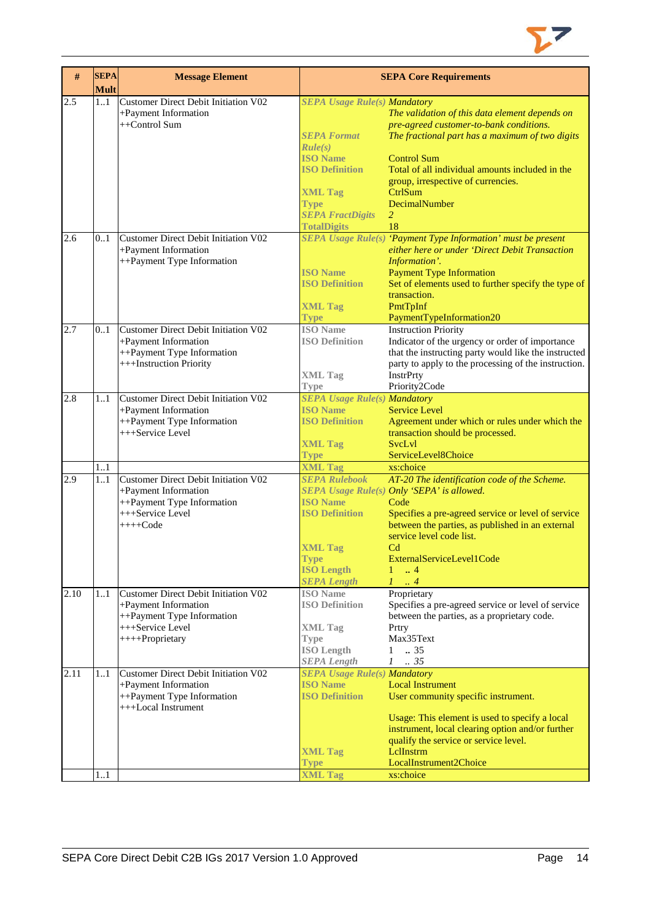| # | SEPA Mult | Message Element | SEPA Core Requirements | |
|---|---|---|---|---|
| 2.5 | 1..1 | Customer Direct Debit Initiation V02<br>+Payment Information<br>++Control Sum | *SEPA Usage Rule(s)* | *Mandatory*<br>*The validation of this data element depends on pre-agreed customer-to-bank conditions.* |
| | | | *SEPA Format Rule(s)* | *The fractional part has a maximum of two digits* |
| | | | ISO Name | Control Sum |
| | | | ISO Definition | Total of all individual amounts included in the group, irrespective of currencies. |
| | | | XML Tag | CtrlSum |
| | | | Type | DecimalNumber |
| | | | *SEPA FractDigits* | *2* |
| | | | TotalDigits | 18 |
| 2.6 | 0..1 | Customer Direct Debit Initiation V02<br>+Payment Information<br>++Payment Type Information | *SEPA Usage Rule(s)* | *'Payment Type Information' must be present either here or under 'Direct Debit Transaction Information'.* |
| | | | ISO Name | Payment Type Information |
| | | | ISO Definition | Set of elements used to further specify the type of transaction. |
| | | | XML Tag | PmtTpInf |
| | | | Type | PaymentTypeInformation20 |
| 2.7 | 0..1 | Customer Direct Debit Initiation V02<br>+Payment Information<br>++Payment Type Information<br>+++Instruction Priority | ISO Name | Instruction Priority |
| | | | ISO Definition | Indicator of the urgency or order of importance that the instructing party would like the instructed party to apply to the processing of the instruction. |
| | | | XML Tag | InstrPrty |
| | | | Type | Priority2Code |
| 2.8 | 1..1 | Customer Direct Debit Initiation V02<br>+Payment Information<br>++Payment Type Information<br>+++Service Level | *SEPA Usage Rule(s)* | *Mandatory* |
| | | | ISO Name | Service Level |
| | | | ISO Definition | Agreement under which or rules under which the transaction should be processed. |
| | | | XML Tag | SvcLvl |
| | | | Type | ServiceLevel8Choice |
| | 1..1 | | XML Tag | xs:choice |
| 2.9 | 1..1 | Customer Direct Debit Initiation V02<br>+Payment Information<br>++Payment Type Information<br>+++Service Level<br>++++Code | *SEPA Rulebook* | *AT-20 The identification code of the Scheme.* |
| | | | *SEPA Usage Rule(s)* | *Only 'SEPA' is allowed.* |
| | | | ISO Name | Code |
| | | | ISO Definition | Specifies a pre-agreed service or level of service between the parties, as published in an external service level code list. |
| | | | XML Tag | Cd |
| | | | Type | ExternalServiceLevel1Code |
| | | | ISO Length | 1 .. 4 |
| | | | *SEPA Length* | *1 .. 4* |
| 2.10 | 1..1 | Customer Direct Debit Initiation V02<br>+Payment Information<br>++Payment Type Information<br>+++Service Level<br>++++Proprietary | ISO Name | Proprietary |
| | | | ISO Definition | Specifies a pre-agreed service or level of service between the parties, as a proprietary code. |
| | | | XML Tag | Prtry |
| | | | Type | Max35Text |
| | | | ISO Length | 1 .. 35 |
| | | | *SEPA Length* | *1 .. 35* |
| 2.11 | 1..1 | Customer Direct Debit Initiation V02<br>+Payment Information<br>++Payment Type Information<br>+++Local Instrument | *SEPA Usage Rule(s)* | *Mandatory* |
| | | | ISO Name | Local Instrument |
| | | | ISO Definition | User community specific instrument.<br><br>Usage: This element is used to specify a local instrument, local clearing option and/or further qualify the service or service level. |
| | | | XML Tag | LclInstrm |
| | | | Type | LocalInstrument2Choice |
| | 1..1 | | XML Tag | xs:choice |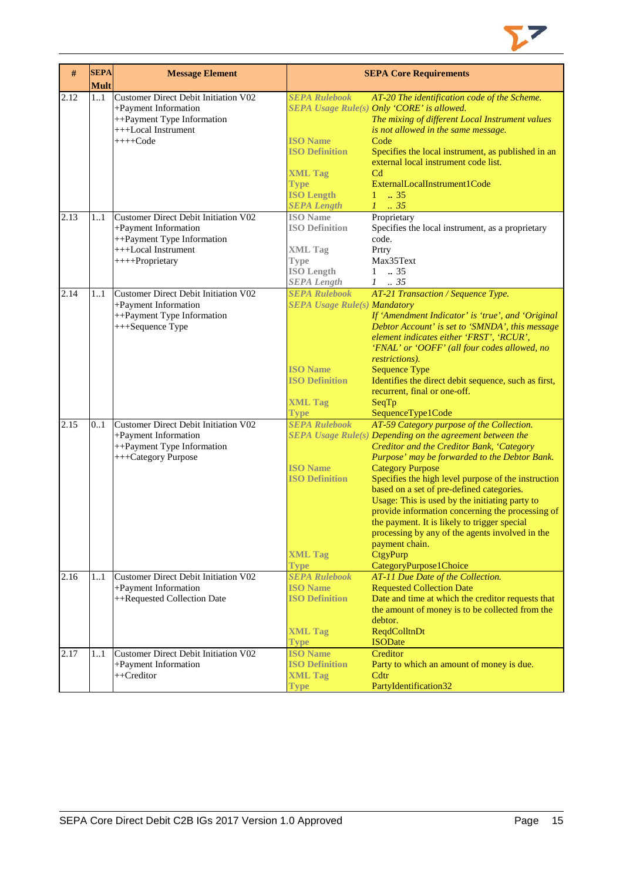| # | SEPA Mult | Message Element | SEPA Core Requirements |
|---|---|---|---|
| 2.12 | 1..1 | Customer Direct Debit Initiation V02<br>+Payment Information<br>++Payment Type Information<br>+++Local Instrument<br>++++Code | ***SEPA Rulebook*** *AT-20 The identification code of the Scheme.*<br>***SEPA Usage Rule(s)*** *Only 'CORE' is allowed.*<br>*The mixing of different Local Instrument values is not allowed in the same message.*<br>**ISO Name** Code<br>**ISO Definition** Specifies the local instrument, as published in an external local instrument code list.<br>**XML Tag** Cd<br>**Type** ExternalLocalInstrument1Code<br>**ISO Length** 1 .. 35<br>***SEPA Length*** *1 .. 35* |
| 2.13 | 1..1 | Customer Direct Debit Initiation V02<br>+Payment Information<br>++Payment Type Information<br>+++Local Instrument<br>++++Proprietary | **ISO Name** Proprietary<br>**ISO Definition** Specifies the local instrument, as a proprietary code.<br>**XML Tag** Prtry<br>**Type** Max35Text<br>**ISO Length** 1 .. 35<br>***SEPA Length*** *1 .. 35* |
| 2.14 | 1..1 | Customer Direct Debit Initiation V02<br>+Payment Information<br>++Payment Type Information<br>+++Sequence Type | ***SEPA Rulebook*** *AT-21 Transaction / Sequence Type.*<br>***SEPA Usage Rule(s)*** *Mandatory*<br>*If 'Amendment Indicator' is 'true', and 'Original Debtor Account' is set to 'SMNDA', this message element indicates either 'FRST', 'RCUR', 'FNAL' or 'OOFF' (all four codes allowed, no restrictions).*<br>**ISO Name** Sequence Type<br>**ISO Definition** Identifies the direct debit sequence, such as first, recurrent, final or one-off.<br>**XML Tag** SeqTp<br>**Type** SequenceType1Code |
| 2.15 | 0..1 | Customer Direct Debit Initiation V02<br>+Payment Information<br>++Payment Type Information<br>+++Category Purpose | ***SEPA Rulebook*** *AT-59 Category purpose of the Collection.*<br>***SEPA Usage Rule(s)*** *Depending on the agreement between the Creditor and the Creditor Bank, 'Category Purpose' may be forwarded to the Debtor Bank.*<br>**ISO Name** Category Purpose<br>**ISO Definition** Specifies the high level purpose of the instruction based on a set of pre-defined categories.<br>Usage: This is used by the initiating party to provide information concerning the processing of the payment. It is likely to trigger special processing by any of the agents involved in the payment chain.<br>**XML Tag** CtgyPurp<br>**Type** CategoryPurpose1Choice |
| 2.16 | 1..1 | Customer Direct Debit Initiation V02<br>+Payment Information<br>++Requested Collection Date | ***SEPA Rulebook*** *AT-11 Due Date of the Collection.*<br>**ISO Name** Requested Collection Date<br>**ISO Definition** Date and time at which the creditor requests that the amount of money is to be collected from the debtor.<br>**XML Tag** ReqdColltnDt<br>**Type** ISODate |
| 2.17 | 1..1 | Customer Direct Debit Initiation V02<br>+Payment Information<br>++Creditor | **ISO Name** Creditor<br>**ISO Definition** Party to which an amount of money is due.<br>**XML Tag** Cdtr<br>**Type** PartyIdentification32 |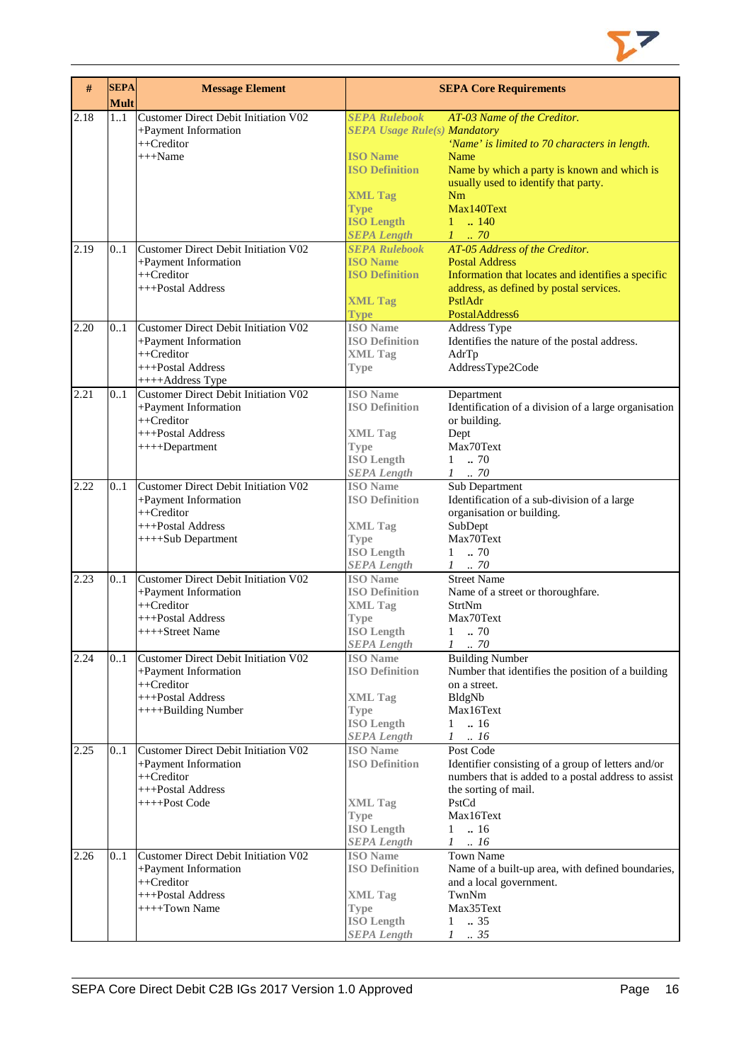| # | SEPA Mult | Message Element | SEPA Core Requirements | |
|---|---|---|---|---|
| 2.18 | 1..1 | Customer Direct Debit Initiation V02<br>+Payment Information<br>++Creditor<br>+++Name | *SEPA Rulebook*<br>*SEPA Usage Rule(s)*<br><br>**ISO Name**<br>**ISO Definition**<br><br>**XML Tag**<br>**Type**<br>**ISO Length**<br>***SEPA Length*** | *AT-03 Name of the Creditor.*<br>*Mandatory*<br>*'Name' is limited to 70 characters in length.*<br>Name<br>Name by which a party is known and which is usually used to identify that party.<br>Nm<br>Max140Text<br>1 .. 140<br>*1 .. 70* |
| 2.19 | 0..1 | Customer Direct Debit Initiation V02<br>+Payment Information<br>++Creditor<br>+++Postal Address | *SEPA Rulebook*<br>**ISO Name**<br>**ISO Definition**<br><br>**XML Tag**<br>**Type** | *AT-05 Address of the Creditor.*<br>Postal Address<br>Information that locates and identifies a specific address, as defined by postal services.<br>PstlAdr<br>PostalAddress6 |
| 2.20 | 0..1 | Customer Direct Debit Initiation V02<br>+Payment Information<br>++Creditor<br>+++Postal Address<br>++++Address Type | **ISO Name**<br>**ISO Definition**<br>**XML Tag**<br>**Type** | Address Type<br>Identifies the nature of the postal address.<br>AdrTp<br>AddressType2Code |
| 2.21 | 0..1 | Customer Direct Debit Initiation V02<br>+Payment Information<br>++Creditor<br>+++Postal Address<br>++++Department | **ISO Name**<br>**ISO Definition**<br><br>**XML Tag**<br>**Type**<br>**ISO Length**<br>***SEPA Length*** | Department<br>Identification of a division of a large organisation or building.<br>Dept<br>Max70Text<br>1 .. 70<br>*1 .. 70* |
| 2.22 | 0..1 | Customer Direct Debit Initiation V02<br>+Payment Information<br>++Creditor<br>+++Postal Address<br>++++Sub Department | **ISO Name**<br>**ISO Definition**<br><br>**XML Tag**<br>**Type**<br>**ISO Length**<br>***SEPA Length*** | Sub Department<br>Identification of a sub-division of a large organisation or building.<br>SubDept<br>Max70Text<br>1 .. 70<br>*1 .. 70* |
| 2.23 | 0..1 | Customer Direct Debit Initiation V02<br>+Payment Information<br>++Creditor<br>+++Postal Address<br>++++Street Name | **ISO Name**<br>**ISO Definition**<br>**XML Tag**<br>**Type**<br>**ISO Length**<br>***SEPA Length*** | Street Name<br>Name of a street or thoroughfare.<br>StrtNm<br>Max70Text<br>1 .. 70<br>*1 .. 70* |
| 2.24 | 0..1 | Customer Direct Debit Initiation V02<br>+Payment Information<br>++Creditor<br>+++Postal Address<br>++++Building Number | **ISO Name**<br>**ISO Definition**<br><br>**XML Tag**<br>**Type**<br>**ISO Length**<br>***SEPA Length*** | Building Number<br>Number that identifies the position of a building on a street.<br>BldgNb<br>Max16Text<br>1 .. 16<br>*1 .. 16* |
| 2.25 | 0..1 | Customer Direct Debit Initiation V02<br>+Payment Information<br>++Creditor<br>+++Postal Address<br>++++Post Code | **ISO Name**<br>**ISO Definition**<br><br><br>**XML Tag**<br>**Type**<br>**ISO Length**<br>***SEPA Length*** | Post Code<br>Identifier consisting of a group of letters and/or numbers that is added to a postal address to assist the sorting of mail.<br>PstCd<br>Max16Text<br>1 .. 16<br>*1 .. 16* |
| 2.26 | 0..1 | Customer Direct Debit Initiation V02<br>+Payment Information<br>++Creditor<br>+++Postal Address<br>++++Town Name | **ISO Name**<br>**ISO Definition**<br><br>**XML Tag**<br>**Type**<br>**ISO Length**<br>***SEPA Length*** | Town Name<br>Name of a built-up area, with defined boundaries, and a local government.<br>TwnNm<br>Max35Text<br>1 .. 35<br>*1 .. 35* |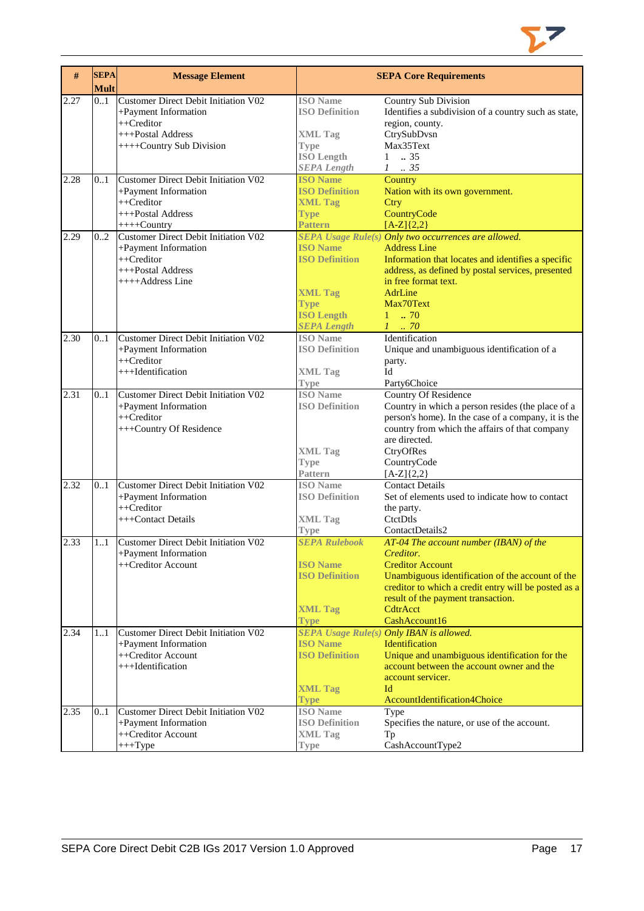| # | SEPA Mult | Message Element | SEPA Core Requirements | |
|---|---|---|---|---|
| 2.27 | 0..1 | Customer Direct Debit Initiation V02<br>+Payment Information<br>++Creditor<br>+++Postal Address<br>++++Country Sub Division | **ISO Name**<br>**ISO Definition**<br><br>**XML Tag**<br>**Type**<br>**ISO Length**<br>***SEPA Length*** | Country Sub Division<br>Identifies a subdivision of a country such as state, region, county.<br>CtrySubDvsn<br>Max35Text<br>1 .. 35<br>*1 .. 35* |
| 2.28 | 0..1 | Customer Direct Debit Initiation V02<br>+Payment Information<br>++Creditor<br>+++Postal Address<br>++++Country | **ISO Name**<br>**ISO Definition**<br>**XML Tag**<br>**Type**<br>**Pattern** | Country<br>Nation with its own government.<br>Ctry<br>CountryCode<br>[A-Z]{2,2} |
| 2.29 | 0..2 | Customer Direct Debit Initiation V02<br>+Payment Information<br>++Creditor<br>+++Postal Address<br>++++Address Line | ***SEPA Usage Rule(s)***<br>**ISO Name**<br>**ISO Definition**<br><br><br>**XML Tag**<br>**Type**<br>**ISO Length**<br>***SEPA Length*** | *Only two occurrences are allowed.*<br>Address Line<br>Information that locates and identifies a specific address, as defined by postal services, presented in free format text.<br>AdrLine<br>Max70Text<br>1 .. 70<br>*1 .. 70* |
| 2.30 | 0..1 | Customer Direct Debit Initiation V02<br>+Payment Information<br>++Creditor<br>+++Identification | **ISO Name**<br>**ISO Definition**<br><br>**XML Tag**<br>**Type** | Identification<br>Unique and unambiguous identification of a party.<br>Id<br>Party6Choice |
| 2.31 | 0..1 | Customer Direct Debit Initiation V02<br>+Payment Information<br>++Creditor<br>+++Country Of Residence | **ISO Name**<br>**ISO Definition**<br><br><br><br>**XML Tag**<br>**Type**<br>**Pattern** | Country Of Residence<br>Country in which a person resides (the place of a person's home). In the case of a company, it is the country from which the affairs of that company are directed.<br>CtryOfRes<br>CountryCode<br>[A-Z]{2,2} |
| 2.32 | 0..1 | Customer Direct Debit Initiation V02<br>+Payment Information<br>++Creditor<br>+++Contact Details | **ISO Name**<br>**ISO Definition**<br><br>**XML Tag**<br>**Type** | Contact Details<br>Set of elements used to indicate how to contact the party.<br>CtctDtls<br>ContactDetails2 |
| 2.33 | 1..1 | Customer Direct Debit Initiation V02<br>+Payment Information<br>++Creditor Account | ***SEPA Rulebook***<br><br>**ISO Name**<br>**ISO Definition**<br><br><br>**XML Tag**<br>**Type** | *AT-04 The account number (IBAN) of the Creditor.*<br>Creditor Account<br>Unambiguous identification of the account of the creditor to which a credit entry will be posted as a result of the payment transaction.<br>CdtrAcct<br>CashAccount16 |
| 2.34 | 1..1 | Customer Direct Debit Initiation V02<br>+Payment Information<br>++Creditor Account<br>+++Identification | ***SEPA Usage Rule(s)***<br>**ISO Name**<br>**ISO Definition**<br><br><br>**XML Tag**<br>**Type** | *Only IBAN is allowed.*<br>Identification<br>Unique and unambiguous identification for the account between the account owner and the account servicer.<br>Id<br>AccountIdentification4Choice |
| 2.35 | 0..1 | Customer Direct Debit Initiation V02<br>+Payment Information<br>++Creditor Account<br>+++Type | **ISO Name**<br>**ISO Definition**<br>**XML Tag**<br>**Type** | Type<br>Specifies the nature, or use of the account.<br>Tp<br>CashAccountType2 |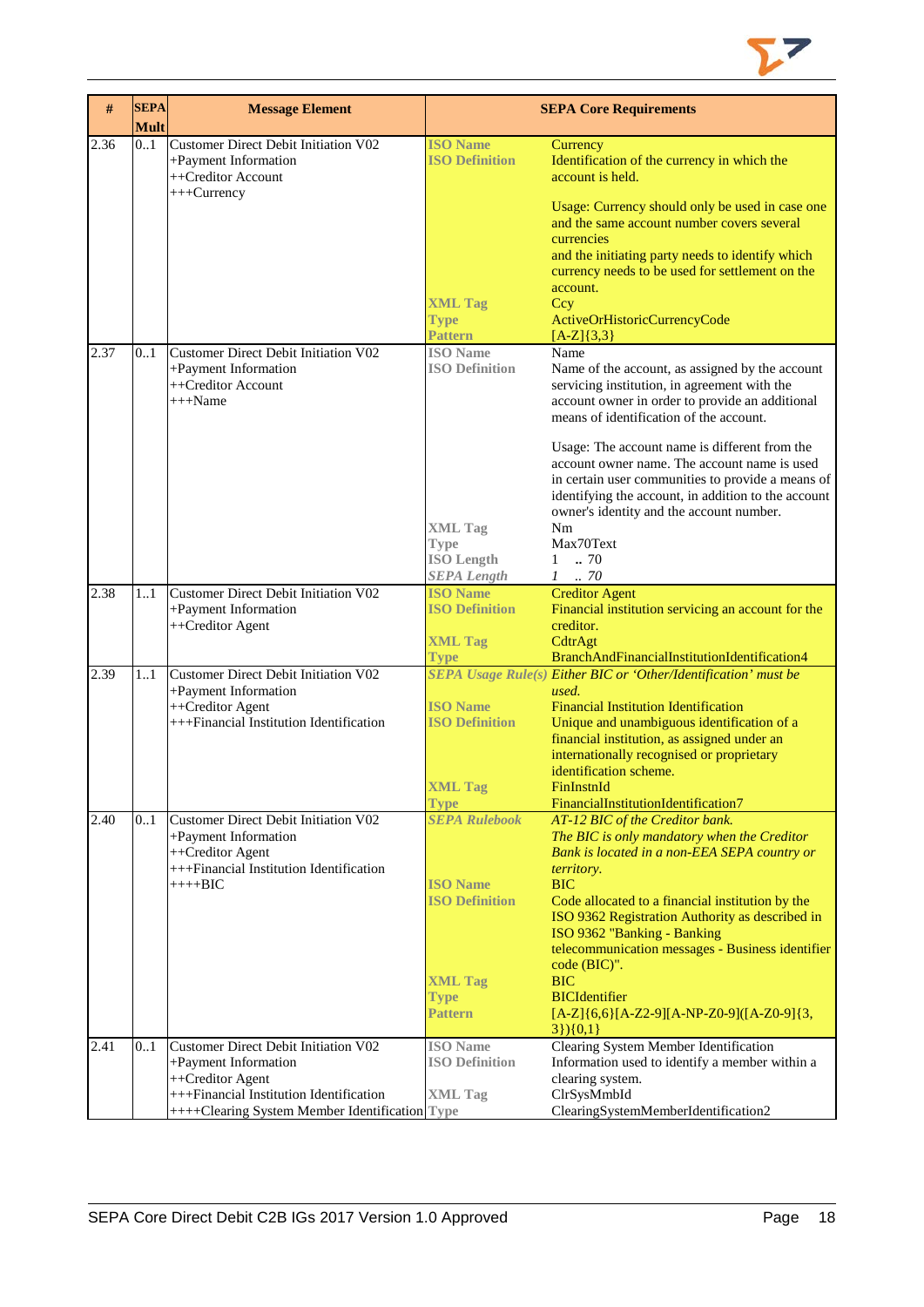| # | SEPA Mult | Message Element | SEPA Core Requirements | |
|---|---|---|---|---|
| 2.36 | 0..1 | Customer Direct Debit Initiation V02<br>+Payment Information<br>++Creditor Account<br>+++Currency | **ISO Name**<br>**ISO Definition**<br><br><br><br><br><br><br><br>**XML Tag**<br>**Type**<br>**Pattern** | Currency<br>Identification of the currency in which the account is held.<br><br>Usage: Currency should only be used in case one and the same account number covers several currencies<br>and the initiating party needs to identify which currency needs to be used for settlement on the account.<br>Ccy<br>ActiveOrHistoricCurrencyCode<br>[A-Z]{3,3} |
| 2.37 | 0..1 | Customer Direct Debit Initiation V02<br>+Payment Information<br>++Creditor Account<br>+++Name | **ISO Name**<br>**ISO Definition**<br><br><br><br><br><br><br><br><br><br>**XML Tag**<br>**Type**<br>**ISO Length**<br>***SEPA Length*** | Name<br>Name of the account, as assigned by the account servicing institution, in agreement with the account owner in order to provide an additional means of identification of the account.<br><br>Usage: The account name is different from the account owner name. The account name is used in certain user communities to provide a means of identifying the account, in addition to the account owner's identity and the account number.<br>Nm<br>Max70Text<br>1 .. 70<br>*1 .. 70* |
| 2.38 | 1..1 | Customer Direct Debit Initiation V02<br>+Payment Information<br>++Creditor Agent | **ISO Name**<br>**ISO Definition**<br><br>**XML Tag**<br>**Type** | Creditor Agent<br>Financial institution servicing an account for the creditor.<br>CdtrAgt<br>BranchAndFinancialInstitutionIdentification4 |
| 2.39 | 1..1 | Customer Direct Debit Initiation V02<br>+Payment Information<br>++Creditor Agent<br>+++Financial Institution Identification | ***SEPA Usage Rule(s)***<br><br>**ISO Name**<br>**ISO Definition**<br><br><br><br><br>**XML Tag**<br>**Type** | *Either BIC or 'Other/Identification' must be used.*<br>Financial Institution Identification<br>Unique and unambiguous identification of a financial institution, as assigned under an internationally recognised or proprietary identification scheme.<br>FinInstnId<br>FinancialInstitutionIdentification7 |
| 2.40 | 0..1 | Customer Direct Debit Initiation V02<br>+Payment Information<br>++Creditor Agent<br>+++Financial Institution Identification<br>++++BIC | ***SEPA Rulebook***<br><br><br><br>**ISO Name**<br>**ISO Definition**<br><br><br><br><br>**XML Tag**<br>**Type**<br>**Pattern** | *AT-12 BIC of the Creditor bank.*<br>*The BIC is only mandatory when the Creditor Bank is located in a non-EEA SEPA country or territory.*<br>BIC<br>Code allocated to a financial institution by the ISO 9362 Registration Authority as described in ISO 9362 "Banking - Banking telecommunication messages - Business identifier code (BIC)".<br>BIC<br>BICIdentifier<br>[A-Z]{6,6}[A-Z2-9][A-NP-Z0-9]([A-Z0-9]{3,3}){0,1} |
| 2.41 | 0..1 | Customer Direct Debit Initiation V02<br>+Payment Information<br>++Creditor Agent<br>+++Financial Institution Identification<br>++++Clearing System Member Identification | **ISO Name**<br>**ISO Definition**<br><br>**XML Tag**<br>**Type** | Clearing System Member Identification<br>Information used to identify a member within a clearing system.<br>ClrSysMmbId<br>ClearingSystemMemberIdentification2 |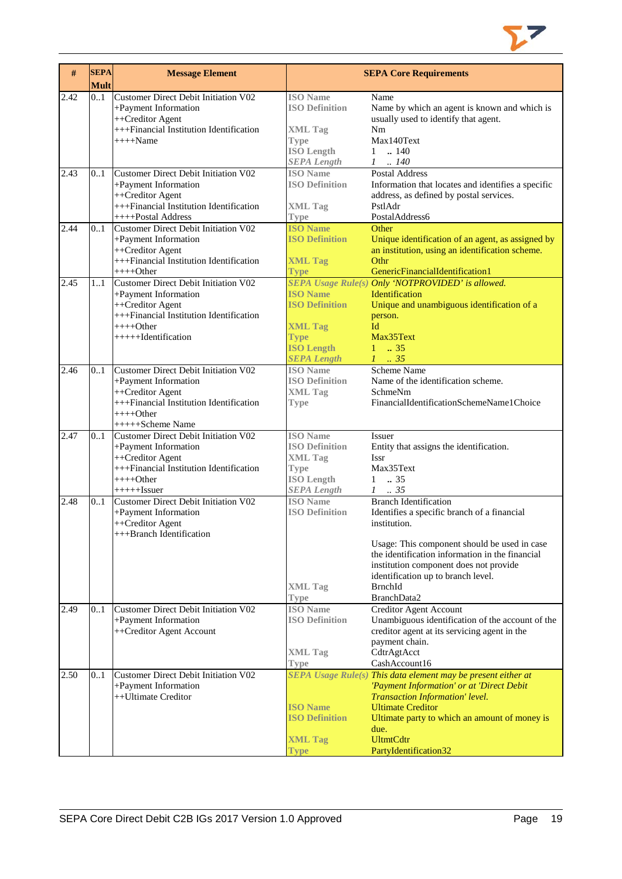| # | SEPA Mult | Message Element | SEPA Core Requirements | |
|---|---|---|---|---|
| 2.42 | 0..1 | Customer Direct Debit Initiation V02<br>+Payment Information<br>++Creditor Agent<br>+++Financial Institution Identification<br>++++Name | **ISO Name**<br>**ISO Definition**<br><br>**XML Tag**<br>**Type**<br>**ISO Length**<br>***SEPA Length*** | Name<br>Name by which an agent is known and which is usually used to identify that agent.<br>Nm<br>Max140Text<br>1 .. 140<br>*1 .. 140* |
| 2.43 | 0..1 | Customer Direct Debit Initiation V02<br>+Payment Information<br>++Creditor Agent<br>+++Financial Institution Identification<br>++++Postal Address | **ISO Name**<br>**ISO Definition**<br><br>**XML Tag**<br>**Type** | Postal Address<br>Information that locates and identifies a specific address, as defined by postal services.<br>PstlAdr<br>PostalAddress6 |
| 2.44 | 0..1 | Customer Direct Debit Initiation V02<br>+Payment Information<br>++Creditor Agent<br>+++Financial Institution Identification<br>++++Other | **ISO Name**<br>**ISO Definition**<br><br>**XML Tag**<br>**Type** | Other<br>Unique identification of an agent, as assigned by an institution, using an identification scheme.<br>Othr<br>GenericFinancialIdentification1 |
| 2.45 | 1..1 | Customer Direct Debit Initiation V02<br>+Payment Information<br>++Creditor Agent<br>+++Financial Institution Identification<br>++++Other<br>+++++Identification | ***SEPA Usage Rule(s)***<br>**ISO Name**<br>**ISO Definition**<br><br>**XML Tag**<br>**Type**<br>**ISO Length**<br>***SEPA Length*** | *Only 'NOTPROVIDED' is allowed.*<br>Identification<br>Unique and unambiguous identification of a person.<br>Id<br>Max35Text<br>1 .. 35<br>*1 .. 35* |
| 2.46 | 0..1 | Customer Direct Debit Initiation V02<br>+Payment Information<br>++Creditor Agent<br>+++Financial Institution Identification<br>++++Other<br>+++++Scheme Name | **ISO Name**<br>**ISO Definition**<br>**XML Tag**<br>**Type** | Scheme Name<br>Name of the identification scheme.<br>SchmeNm<br>FinancialIdentificationSchemeName1Choice |
| 2.47 | 0..1 | Customer Direct Debit Initiation V02<br>+Payment Information<br>++Creditor Agent<br>+++Financial Institution Identification<br>++++Other<br>+++++Issuer | **ISO Name**<br>**ISO Definition**<br>**XML Tag**<br>**Type**<br>**ISO Length**<br>***SEPA Length*** | Issuer<br>Entity that assigns the identification.<br>Issr<br>Max35Text<br>1 .. 35<br>*1 .. 35* |
| 2.48 | 0..1 | Customer Direct Debit Initiation V02<br>+Payment Information<br>++Creditor Agent<br>+++Branch Identification | **ISO Name**<br>**ISO Definition**<br><br><br><br><br><br><br>**XML Tag**<br>**Type** | Branch Identification<br>Identifies a specific branch of a financial institution.<br><br>Usage: This component should be used in case the identification information in the financial institution component does not provide identification up to branch level.<br>BrnchId<br>BranchData2 |
| 2.49 | 0..1 | Customer Direct Debit Initiation V02<br>+Payment Information<br>++Creditor Agent Account | **ISO Name**<br>**ISO Definition**<br><br><br>**XML Tag**<br>**Type** | Creditor Agent Account<br>Unambiguous identification of the account of the creditor agent at its servicing agent in the payment chain.<br>CdtrAgtAcct<br>CashAccount16 |
| 2.50 | 0..1 | Customer Direct Debit Initiation V02<br>+Payment Information<br>++Ultimate Creditor | ***SEPA Usage Rule(s)***<br><br><br>**ISO Name**<br>**ISO Definition**<br><br>**XML Tag**<br>**Type** | *This data element may be present either at 'Payment Information' or at 'Direct Debit Transaction Information' level.*<br>Ultimate Creditor<br>Ultimate party to which an amount of money is due.<br>UltmtCdtr<br>PartyIdentification32 |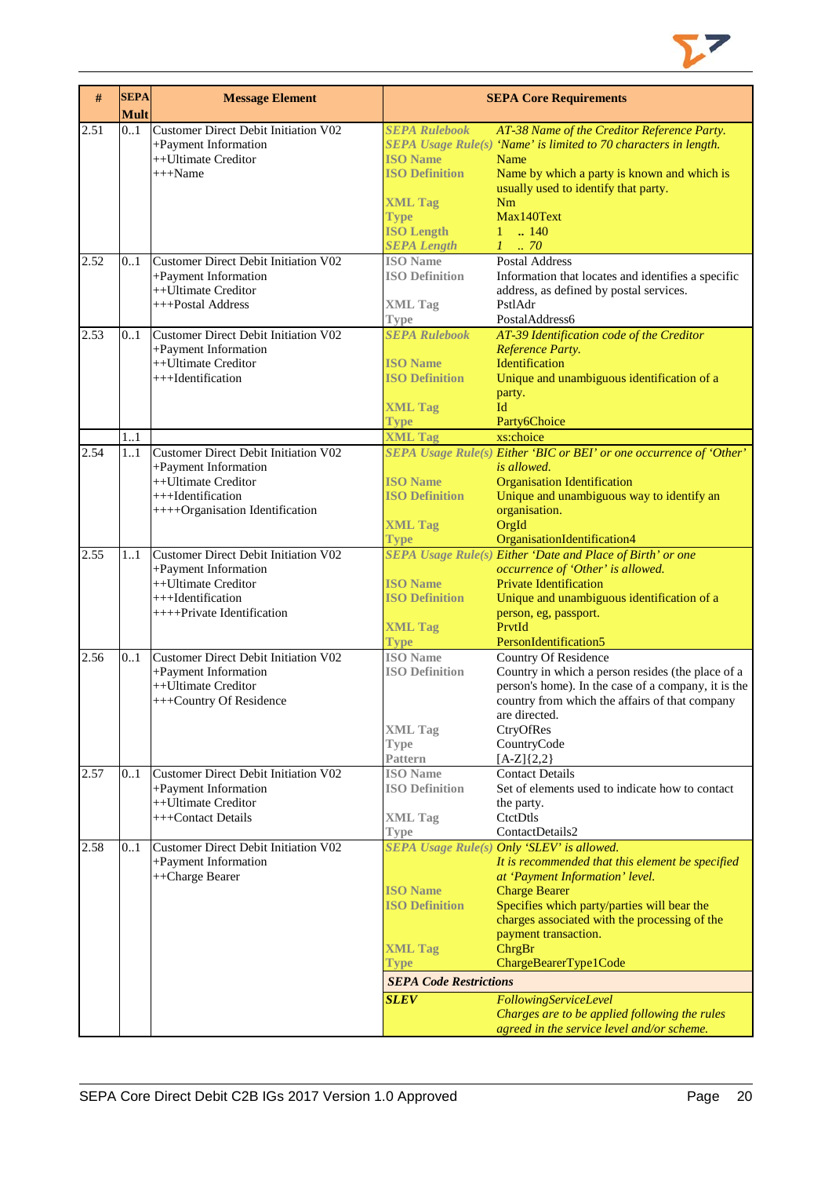| # | SEPA Mult | Message Element | SEPA Core Requirements | |
|---|---|---|---|---|
| 2.51 | 0..1 | Customer Direct Debit Initiation V02<br>+Payment Information<br>++Ultimate Creditor<br>+++Name | *SEPA Rulebook*<br>*SEPA Usage Rule(s)*<br>**ISO Name**<br>**ISO Definition**<br><br>**XML Tag**<br>**Type**<br>**ISO Length**<br>*SEPA Length* | *AT-38 Name of the Creditor Reference Party.*<br>*'Name' is limited to 70 characters in length.*<br>Name<br>Name by which a party is known and which is usually used to identify that party.<br>Nm<br>Max140Text<br>1 .. 140<br>*1 .. 70* |
| 2.52 | 0..1 | Customer Direct Debit Initiation V02<br>+Payment Information<br>++Ultimate Creditor<br>+++Postal Address | **ISO Name**<br>**ISO Definition**<br><br>**XML Tag**<br>**Type** | Postal Address<br>Information that locates and identifies a specific address, as defined by postal services.<br>PstlAdr<br>PostalAddress6 |
| 2.53 | 0..1 | Customer Direct Debit Initiation V02<br>+Payment Information<br>++Ultimate Creditor<br>+++Identification | *SEPA Rulebook*<br><br>**ISO Name**<br>**ISO Definition**<br><br>**XML Tag**<br>**Type** | *AT-39 Identification code of the Creditor Reference Party.*<br>Identification<br>Unique and unambiguous identification of a party.<br>Id<br>Party6Choice |
| | 1..1 | | **XML Tag** | xs:choice |
| 2.54 | 1..1 | Customer Direct Debit Initiation V02<br>+Payment Information<br>++Ultimate Creditor<br>+++Identification<br>++++Organisation Identification | *SEPA Usage Rule(s)*<br><br>**ISO Name**<br>**ISO Definition**<br><br>**XML Tag**<br>**Type** | *Either 'BIC or BEI' or one occurrence of 'Other' is allowed.*<br>Organisation Identification<br>Unique and unambiguous way to identify an organisation.<br>OrgId<br>OrganisationIdentification4 |
| 2.55 | 1..1 | Customer Direct Debit Initiation V02<br>+Payment Information<br>++Ultimate Creditor<br>+++Identification<br>++++Private Identification | *SEPA Usage Rule(s)*<br><br>**ISO Name**<br>**ISO Definition**<br><br>**XML Tag**<br>**Type** | *Either 'Date and Place of Birth' or one occurrence of 'Other' is allowed.*<br>Private Identification<br>Unique and unambiguous identification of a person, eg, passport.<br>PrvtId<br>PersonIdentification5 |
| 2.56 | 0..1 | Customer Direct Debit Initiation V02<br>+Payment Information<br>++Ultimate Creditor<br>+++Country Of Residence | **ISO Name**<br>**ISO Definition**<br><br><br><br>**XML Tag**<br>**Type**<br>**Pattern** | Country Of Residence<br>Country in which a person resides (the place of a person's home). In the case of a company, it is the country from which the affairs of that company are directed.<br>CtryOfRes<br>CountryCode<br>[A-Z]{2,2} |
| 2.57 | 0..1 | Customer Direct Debit Initiation V02<br>+Payment Information<br>++Ultimate Creditor<br>+++Contact Details | **ISO Name**<br>**ISO Definition**<br><br>**XML Tag**<br>**Type** | Contact Details<br>Set of elements used to indicate how to contact the party.<br>CtctDtls<br>ContactDetails2 |
| 2.58 | 0..1 | Customer Direct Debit Initiation V02<br>+Payment Information<br>++Charge Bearer | *SEPA Usage Rule(s)*<br><br><br>**ISO Name**<br>**ISO Definition**<br><br><br>**XML Tag**<br>**Type** | *Only 'SLEV' is allowed.*<br>*It is recommended that this element be specified at 'Payment Information' level.*<br>Charge Bearer<br>Specifies which party/parties will bear the charges associated with the processing of the payment transaction.<br>ChrgBr<br>ChargeBearerType1Code |
| | | | ***SEPA Code Restrictions*** | |
| | | | ***SLEV*** | *FollowingServiceLevel*<br>*Charges are to be applied following the rules agreed in the service level and/or scheme.* |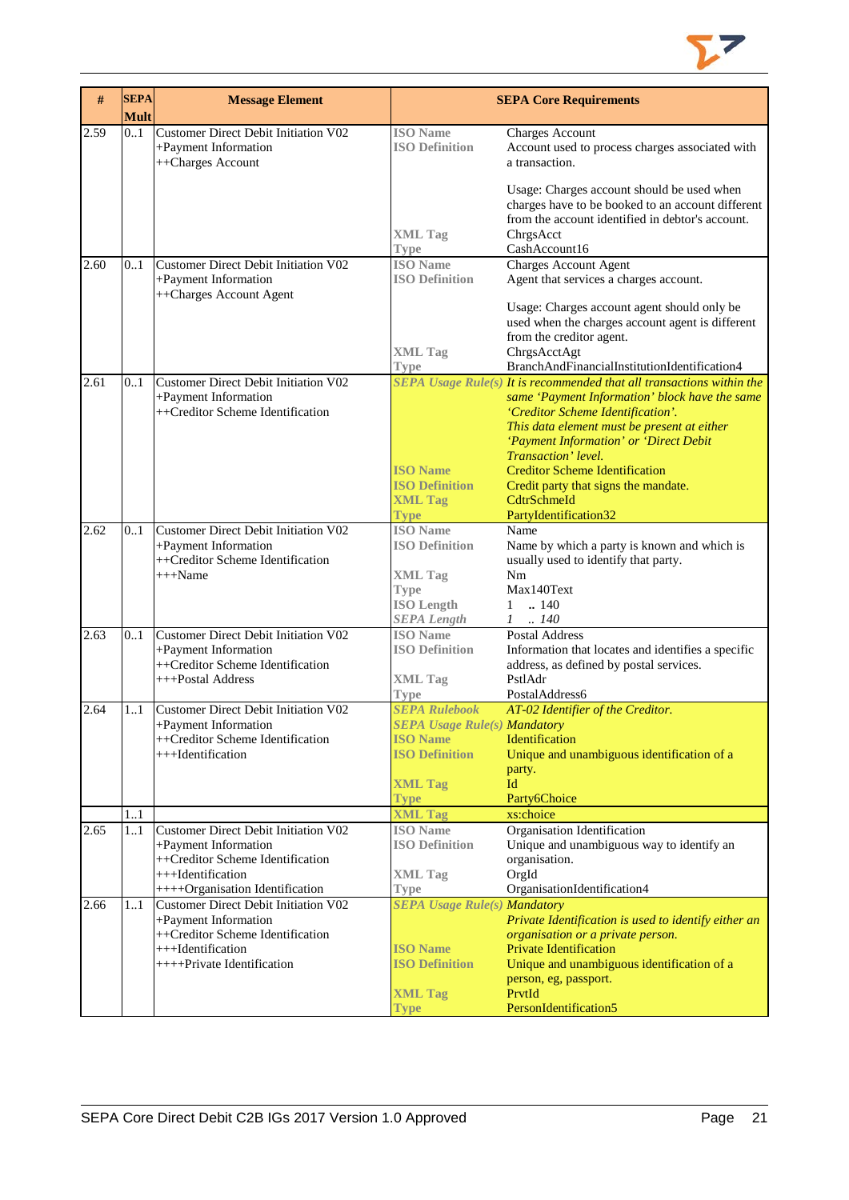| # | SEPA Mult | Message Element | SEPA Core Requirements | |
|---|---|---|---|---|
| 2.59 | 0..1 | Customer Direct Debit Initiation V02<br>+Payment Information<br>++Charges Account | **ISO Name**<br>**ISO Definition**<br><br><br><br><br>**XML Tag**<br>**Type** | Charges Account<br>Account used to process charges associated with a transaction.<br><br>Usage: Charges account should be used when charges have to be booked to an account different from the account identified in debtor's account.<br>ChrgsAcct<br>CashAccount16 |
| 2.60 | 0..1 | Customer Direct Debit Initiation V02<br>+Payment Information<br>++Charges Account Agent | **ISO Name**<br>**ISO Definition**<br><br><br><br><br>**XML Tag**<br>**Type** | Charges Account Agent<br>Agent that services a charges account.<br><br>Usage: Charges account agent should only be used when the charges account agent is different from the creditor agent.<br>ChrgsAcctAgt<br>BranchAndFinancialInstitutionIdentification4 |
| 2.61 | 0..1 | Customer Direct Debit Initiation V02<br>+Payment Information<br>++Creditor Scheme Identification | ***SEPA Usage Rule(s)***<br><br><br><br><br><br>**ISO Name**<br>**ISO Definition**<br>**XML Tag**<br>**Type** | *It is recommended that all transactions within the same 'Payment Information' block have the same 'Creditor Scheme Identification'.*<br>*This data element must be present at either 'Payment Information' or 'Direct Debit Transaction' level.*<br>Creditor Scheme Identification<br>Credit party that signs the mandate.<br>CdtrSchmeId<br>PartyIdentification32 |
| 2.62 | 0..1 | Customer Direct Debit Initiation V02<br>+Payment Information<br>++Creditor Scheme Identification<br>+++Name | **ISO Name**<br>**ISO Definition**<br><br>**XML Tag**<br>**Type**<br>**ISO Length**<br>***SEPA Length*** | Name<br>Name by which a party is known and which is usually used to identify that party.<br>Nm<br>Max140Text<br>1 .. 140<br>*1 .. 140* |
| 2.63 | 0..1 | Customer Direct Debit Initiation V02<br>+Payment Information<br>++Creditor Scheme Identification<br>+++Postal Address | **ISO Name**<br>**ISO Definition**<br><br>**XML Tag**<br>**Type** | Postal Address<br>Information that locates and identifies a specific address, as defined by postal services.<br>PstlAdr<br>PostalAddress6 |
| 2.64 | 1..1 | Customer Direct Debit Initiation V02<br>+Payment Information<br>++Creditor Scheme Identification<br>+++Identification | ***SEPA Rulebook***<br>***SEPA Usage Rule(s)***<br>**ISO Name**<br>**ISO Definition**<br><br>**XML Tag**<br>**Type** | *AT-02 Identifier of the Creditor.*<br>*Mandatory*<br>Identification<br>Unique and unambiguous identification of a party.<br>Id<br>Party6Choice |
| | 1..1 | | **XML Tag** | xs:choice |
| 2.65 | 1..1 | Customer Direct Debit Initiation V02<br>+Payment Information<br>++Creditor Scheme Identification<br>+++Identification<br>++++Organisation Identification | **ISO Name**<br>**ISO Definition**<br><br>**XML Tag**<br>**Type** | Organisation Identification<br>Unique and unambiguous way to identify an organisation.<br>OrgId<br>OrganisationIdentification4 |
| 2.66 | 1..1 | Customer Direct Debit Initiation V02<br>+Payment Information<br>++Creditor Scheme Identification<br>+++Identification<br>++++Private Identification | ***SEPA Usage Rule(s)***<br><br><br>**ISO Name**<br>**ISO Definition**<br><br>**XML Tag**<br>**Type** | *Mandatory*<br>*Private Identification is used to identify either an organisation or a private person.*<br>Private Identification<br>Unique and unambiguous identification of a person, eg, passport.<br>PrvtId<br>PersonIdentification5 |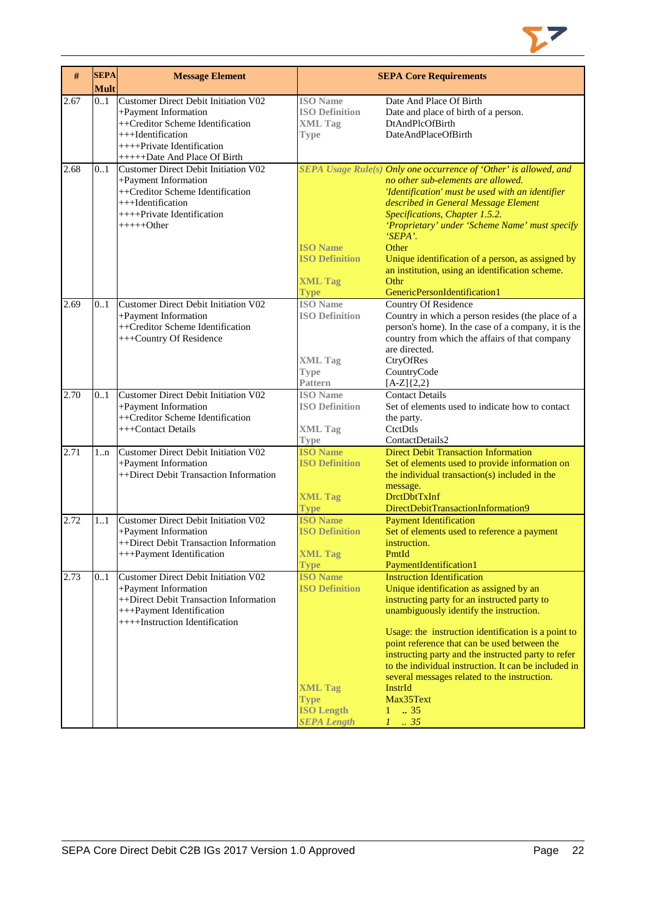| # | SEPA Mult | Message Element | SEPA Core Requirements | |
|---|---|---|---|---|
| 2.67 | 0..1 | Customer Direct Debit Initiation V02<br>+Payment Information<br>++Creditor Scheme Identification<br>+++Identification<br>++++Private Identification<br>+++++Date And Place Of Birth | **ISO Name**<br>**ISO Definition**<br>**XML Tag**<br>**Type** | Date And Place Of Birth<br>Date and place of birth of a person.<br>DtAndPlcOfBirth<br>DateAndPlaceOfBirth |
| 2.68 | 0..1 | Customer Direct Debit Initiation V02<br>+Payment Information<br>++Creditor Scheme Identification<br>+++Identification<br>++++Private Identification<br>+++++Other | ***SEPA Usage Rule(s)***<br><br><br><br><br><br><br>**ISO Name**<br>**ISO Definition**<br><br>**XML Tag**<br>**Type** | *Only one occurrence of 'Other' is allowed, and no other sub-elements are allowed.*<br>*'Identification' must be used with an identifier described in General Message Element Specifications, Chapter 1.5.2.*<br>*'Proprietary' under 'Scheme Name' must specify 'SEPA'.*<br>Other<br>Unique identification of a person, as assigned by an institution, using an identification scheme.<br>Othr<br>GenericPersonIdentification1 |
| 2.69 | 0..1 | Customer Direct Debit Initiation V02<br>+Payment Information<br>++Creditor Scheme Identification<br>+++Country Of Residence | **ISO Name**<br>**ISO Definition**<br><br><br><br>**XML Tag**<br>**Type**<br>**Pattern** | Country Of Residence<br>Country in which a person resides (the place of a person's home). In the case of a company, it is the country from which the affairs of that company are directed.<br>CtryOfRes<br>CountryCode<br>[A-Z]{2,2} |
| 2.70 | 0..1 | Customer Direct Debit Initiation V02<br>+Payment Information<br>++Creditor Scheme Identification<br>+++Contact Details | **ISO Name**<br>**ISO Definition**<br><br>**XML Tag**<br>**Type** | Contact Details<br>Set of elements used to indicate how to contact the party.<br>CtctDtls<br>ContactDetails2 |
| 2.71 | 1..n | Customer Direct Debit Initiation V02<br>+Payment Information<br>++Direct Debit Transaction Information | **ISO Name**<br>**ISO Definition**<br><br><br>**XML Tag**<br>**Type** | Direct Debit Transaction Information<br>Set of elements used to provide information on the individual transaction(s) included in the message.<br>DrctDbtTxInf<br>DirectDebitTransactionInformation9 |
| 2.72 | 1..1 | Customer Direct Debit Initiation V02<br>+Payment Information<br>++Direct Debit Transaction Information<br>+++Payment Identification | **ISO Name**<br>**ISO Definition**<br><br>**XML Tag**<br>**Type** | Payment Identification<br>Set of elements used to reference a payment instruction.<br>PmtId<br>PaymentIdentification1 |
| 2.73 | 0..1 | Customer Direct Debit Initiation V02<br>+Payment Information<br>++Direct Debit Transaction Information<br>+++Payment Identification<br>++++Instruction Identification | **ISO Name**<br>**ISO Definition**<br><br><br><br><br><br><br><br><br>**XML Tag**<br>**Type**<br>**ISO Length**<br>***SEPA Length*** | Instruction Identification<br>Unique identification as assigned by an instructing party for an instructed party to unambiguously identify the instruction.<br><br>Usage: the instruction identification is a point to point reference that can be used between the instructing party and the instructed party to refer to the individual instruction. It can be included in several messages related to the instruction.<br>InstrId<br>Max35Text<br>1 .. 35<br>*1 .. 35* |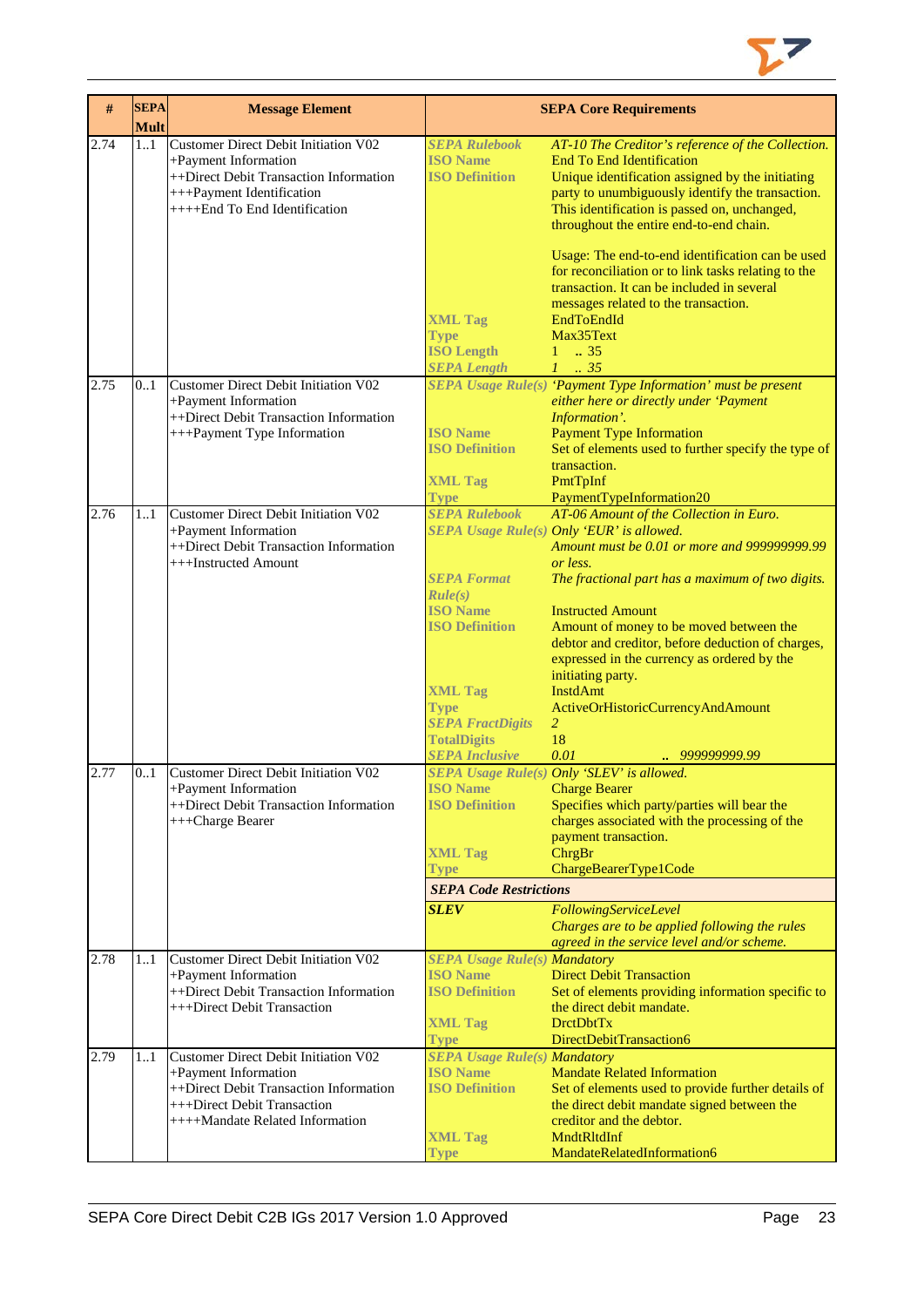| # | SEPA Mult | Message Element | SEPA Core Requirements | |
|---|---|---|---|---|
| 2.74 | 1..1 | Customer Direct Debit Initiation V02<br>+Payment Information<br>++Direct Debit Transaction Information<br>+++Payment Identification<br>++++End To End Identification | *SEPA Rulebook*<br>**ISO Name**<br>**ISO Definition**<br><br><br><br><br><br><br><br><br>**XML Tag**<br>**Type**<br>**ISO Length**<br>*SEPA Length* | *AT-10 The Creditor's reference of the Collection.*<br>End To End Identification<br>Unique identification assigned by the initiating party to unumbiguously identify the transaction. This identification is passed on, unchanged, throughout the entire end-to-end chain.<br><br>Usage: The end-to-end identification can be used for reconciliation or to link tasks relating to the transaction. It can be included in several messages related to the transaction.<br>EndToEndId<br>Max35Text<br>1 .. 35<br>*1 .. 35* |
| 2.75 | 0..1 | Customer Direct Debit Initiation V02<br>+Payment Information<br>++Direct Debit Transaction Information<br>+++Payment Type Information | *SEPA Usage Rule(s)*<br><br><br>**ISO Name**<br>**ISO Definition**<br><br>**XML Tag**<br>**Type** | *'Payment Type Information' must be present either here or directly under 'Payment Information'.*<br>Payment Type Information<br>Set of elements used to further specify the type of transaction.<br>PmtTpInf<br>PaymentTypeInformation20 |
| 2.76 | 1..1 | Customer Direct Debit Initiation V02<br>+Payment Information<br>++Direct Debit Transaction Information<br>+++Instructed Amount | *SEPA Rulebook*<br>*SEPA Usage Rule(s)*<br><br><br>*SEPA Format Rule(s)*<br>**ISO Name**<br>**ISO Definition**<br><br><br><br>**XML Tag**<br>**Type**<br>*SEPA FractDigits*<br>**TotalDigits**<br>*SEPA Inclusive* | *AT-06 Amount of the Collection in Euro.*<br>*Only 'EUR' is allowed.*<br>*Amount must be 0.01 or more and 999999999.99 or less.*<br>*The fractional part has a maximum of two digits.*<br>Instructed Amount<br>Amount of money to be moved between the debtor and creditor, before deduction of charges, expressed in the currency as ordered by the initiating party.<br>InstdAmt<br>ActiveOrHistoricCurrencyAndAmount<br>*2*<br>18<br>*0.01 .. 999999999.99* |
| 2.77 | 0..1 | Customer Direct Debit Initiation V02<br>+Payment Information<br>++Direct Debit Transaction Information<br>+++Charge Bearer | *SEPA Usage Rule(s)*<br>**ISO Name**<br>**ISO Definition**<br><br><br>**XML Tag**<br>**Type** | *Only 'SLEV' is allowed.*<br>Charge Bearer<br>Specifies which party/parties will bear the charges associated with the processing of the payment transaction.<br>ChrgBr<br>ChargeBearerType1Code |
| | | | ***SEPA Code Restrictions*** | |
| | | | ***SLEV*** | *FollowingServiceLevel*<br>*Charges are to be applied following the rules agreed in the service level and/or scheme.* |
| 2.78 | 1..1 | Customer Direct Debit Initiation V02<br>+Payment Information<br>++Direct Debit Transaction Information<br>+++Direct Debit Transaction | *SEPA Usage Rule(s)*<br>**ISO Name**<br>**ISO Definition**<br><br>**XML Tag**<br>**Type** | *Mandatory*<br>Direct Debit Transaction<br>Set of elements providing information specific to the direct debit mandate.<br>DrctDbtTx<br>DirectDebitTransaction6 |
| 2.79 | 1..1 | Customer Direct Debit Initiation V02<br>+Payment Information<br>++Direct Debit Transaction Information<br>+++Direct Debit Transaction<br>++++Mandate Related Information | *SEPA Usage Rule(s)*<br>**ISO Name**<br>**ISO Definition**<br><br><br>**XML Tag**<br>**Type** | *Mandatory*<br>Mandate Related Information<br>Set of elements used to provide further details of the direct debit mandate signed between the creditor and the debtor.<br>MndtRltdInf<br>MandateRelatedInformation6 |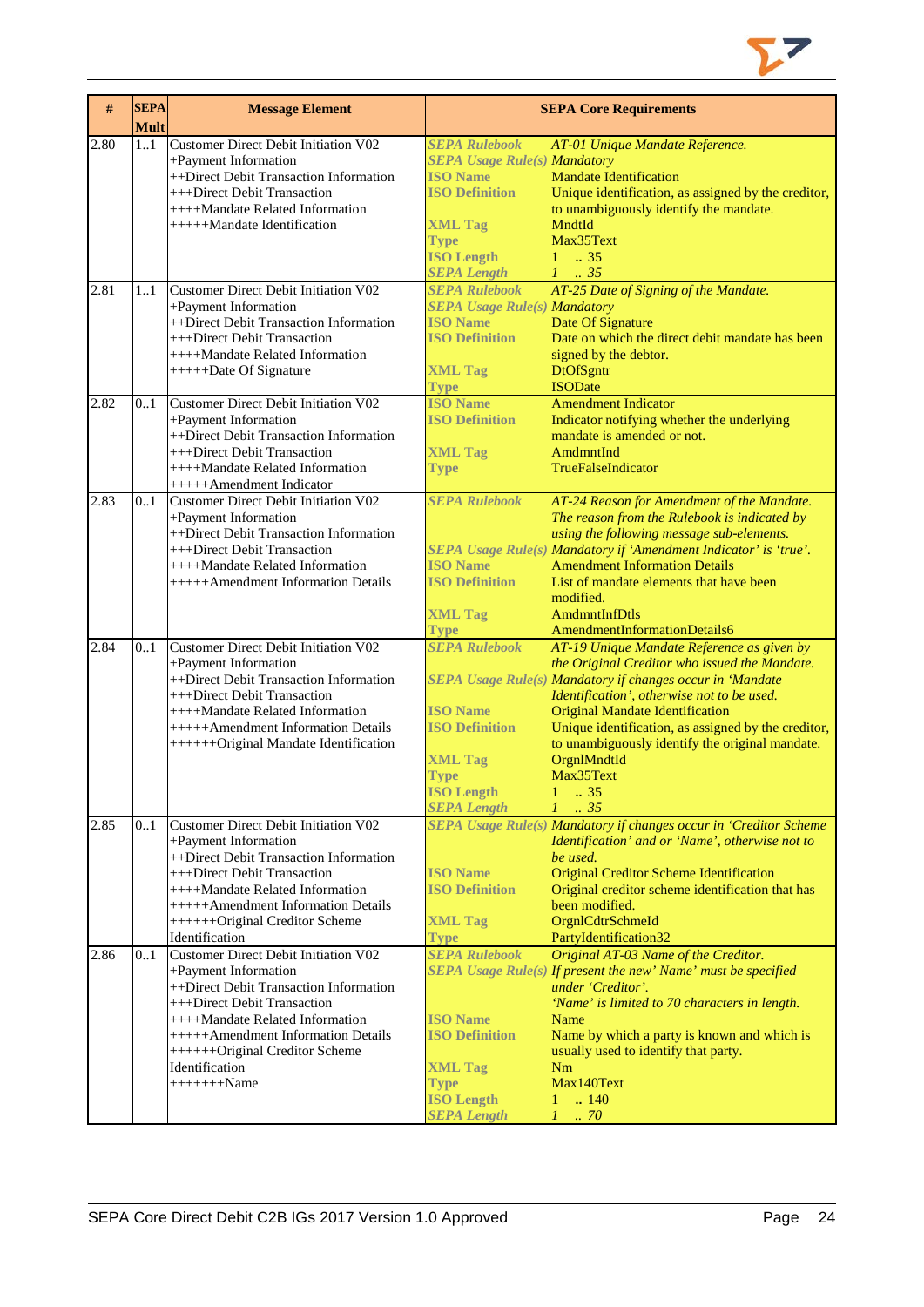| # | SEPA Mult | Message Element | SEPA Core Requirements |
|---|---|---|---|
| 2.80 | 1..1 | Customer Direct Debit Initiation V02<br>+Payment Information<br>++Direct Debit Transaction Information<br>+++Direct Debit Transaction<br>++++Mandate Related Information<br>+++++Mandate Identification | **SEPA Rulebook** *AT-01 Unique Mandate Reference.*<br>**SEPA Usage Rule(s)** *Mandatory*<br>**ISO Name** Mandate Identification<br>**ISO Definition** Unique identification, as assigned by the creditor, to unambiguously identify the mandate.<br>**XML Tag** MndtId<br>**Type** Max35Text<br>**ISO Length** 1 .. 35<br>**SEPA Length** *1 .. 35* |
| 2.81 | 1..1 | Customer Direct Debit Initiation V02<br>+Payment Information<br>++Direct Debit Transaction Information<br>+++Direct Debit Transaction<br>++++Mandate Related Information<br>+++++Date Of Signature | **SEPA Rulebook** *AT-25 Date of Signing of the Mandate.*<br>**SEPA Usage Rule(s)** *Mandatory*<br>**ISO Name** Date Of Signature<br>**ISO Definition** Date on which the direct debit mandate has been signed by the debtor.<br>**XML Tag** DtOfSgntr<br>**Type** ISODate |
| 2.82 | 0..1 | Customer Direct Debit Initiation V02<br>+Payment Information<br>++Direct Debit Transaction Information<br>+++Direct Debit Transaction<br>++++Mandate Related Information<br>+++++Amendment Indicator | **ISO Name** Amendment Indicator<br>**ISO Definition** Indicator notifying whether the underlying mandate is amended or not.<br>**XML Tag** AmdmntInd<br>**Type** TrueFalseIndicator |
| 2.83 | 0..1 | Customer Direct Debit Initiation V02<br>+Payment Information<br>++Direct Debit Transaction Information<br>+++Direct Debit Transaction<br>++++Mandate Related Information<br>+++++Amendment Information Details | **SEPA Rulebook** *AT-24 Reason for Amendment of the Mandate. The reason from the Rulebook is indicated by using the following message sub-elements.*<br>**SEPA Usage Rule(s)** *Mandatory if 'Amendment Indicator' is 'true'.*<br>**ISO Name** Amendment Information Details<br>**ISO Definition** List of mandate elements that have been modified.<br>**XML Tag** AmdmntInfDtls<br>**Type** AmendmentInformationDetails6 |
| 2.84 | 0..1 | Customer Direct Debit Initiation V02<br>+Payment Information<br>++Direct Debit Transaction Information<br>+++Direct Debit Transaction<br>++++Mandate Related Information<br>+++++Amendment Information Details<br>++++++Original Mandate Identification | **SEPA Rulebook** *AT-19 Unique Mandate Reference as given by the Original Creditor who issued the Mandate.*<br>**SEPA Usage Rule(s)** *Mandatory if changes occur in 'Mandate Identification', otherwise not to be used.*<br>**ISO Name** Original Mandate Identification<br>**ISO Definition** Unique identification, as assigned by the creditor, to unambiguously identify the original mandate.<br>**XML Tag** OrgnlMndtId<br>**Type** Max35Text<br>**ISO Length** 1 .. 35<br>**SEPA Length** *1 .. 35* |
| 2.85 | 0..1 | Customer Direct Debit Initiation V02<br>+Payment Information<br>++Direct Debit Transaction Information<br>+++Direct Debit Transaction<br>++++Mandate Related Information<br>+++++Amendment Information Details<br>++++++Original Creditor Scheme Identification | **SEPA Usage Rule(s)** *Mandatory if changes occur in 'Creditor Scheme Identification' and or 'Name', otherwise not to be used.*<br>**ISO Name** Original Creditor Scheme Identification<br>**ISO Definition** Original creditor scheme identification that has been modified.<br>**XML Tag** OrgnlCdtrSchmeId<br>**Type** PartyIdentification32 |
| 2.86 | 0..1 | Customer Direct Debit Initiation V02<br>+Payment Information<br>++Direct Debit Transaction Information<br>+++Direct Debit Transaction<br>++++Mandate Related Information<br>+++++Amendment Information Details<br>++++++Original Creditor Scheme Identification<br>+++++++Name | **SEPA Rulebook** *Original AT-03 Name of the Creditor.*<br>**SEPA Usage Rule(s)** *If present the new' Name' must be specified under 'Creditor'. 'Name' is limited to 70 characters in length.*<br>**ISO Name** Name<br>**ISO Definition** Name by which a party is known and which is usually used to identify that party.<br>**XML Tag** Nm<br>**Type** Max140Text<br>**ISO Length** 1 .. 140<br>**SEPA Length** *1 .. 70* |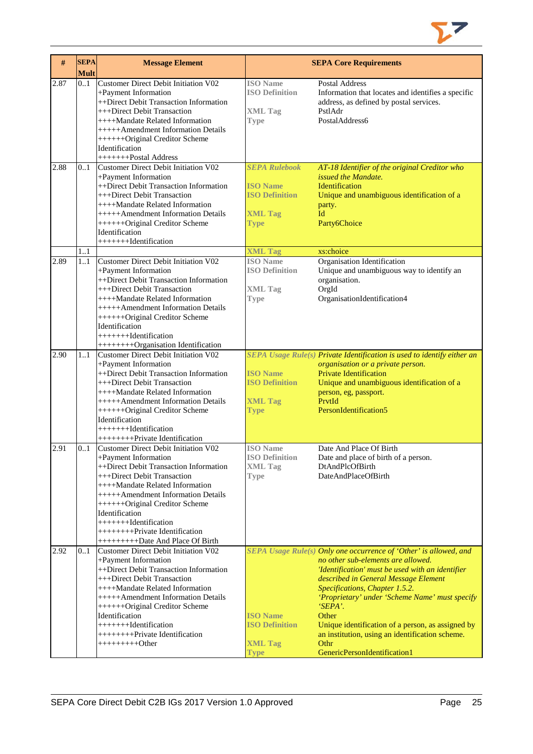| # | SEPA Mult | Message Element | SEPA Core Requirements | |
|---|---|---|---|---|
| 2.87 | 0..1 | Customer Direct Debit Initiation V02<br>+Payment Information<br>++Direct Debit Transaction Information<br>+++Direct Debit Transaction<br>++++Mandate Related Information<br>+++++Amendment Information Details<br>++++++Original Creditor Scheme Identification<br>+++++++Postal Address | **ISO Name**<br>**ISO Definition**<br><br>**XML Tag**<br>**Type** | Postal Address<br>Information that locates and identifies a specific address, as defined by postal services.<br>PstlAdr<br>PostalAddress6 |
| 2.88 | 0..1 | Customer Direct Debit Initiation V02<br>+Payment Information<br>++Direct Debit Transaction Information<br>+++Direct Debit Transaction<br>++++Mandate Related Information<br>+++++Amendment Information Details<br>++++++Original Creditor Scheme Identification<br>+++++++Identification | ***SEPA Rulebook***<br><br>**ISO Name**<br>**ISO Definition**<br><br>**XML Tag**<br>**Type** | *AT-18 Identifier of the original Creditor who issued the Mandate.*<br>Identification<br>Unique and unambiguous identification of a party.<br>Id<br>Party6Choice |
| | 1..1 | | **XML Tag** | xs:choice |
| 2.89 | 1..1 | Customer Direct Debit Initiation V02<br>+Payment Information<br>++Direct Debit Transaction Information<br>+++Direct Debit Transaction<br>++++Mandate Related Information<br>+++++Amendment Information Details<br>++++++Original Creditor Scheme Identification<br>+++++++Identification<br>++++++++Organisation Identification | **ISO Name**<br>**ISO Definition**<br><br>**XML Tag**<br>**Type** | Organisation Identification<br>Unique and unambiguous way to identify an organisation.<br>OrgId<br>OrganisationIdentification4 |
| 2.90 | 1..1 | Customer Direct Debit Initiation V02<br>+Payment Information<br>++Direct Debit Transaction Information<br>+++Direct Debit Transaction<br>++++Mandate Related Information<br>+++++Amendment Information Details<br>++++++Original Creditor Scheme Identification<br>+++++++Identification<br>++++++++Private Identification | ***SEPA Usage Rule(s)***<br><br>**ISO Name**<br>**ISO Definition**<br><br>**XML Tag**<br>**Type** | *Private Identification is used to identify either an organisation or a private person.*<br>Private Identification<br>Unique and unambiguous identification of a person, eg, passport.<br>PrvtId<br>PersonIdentification5 |
| 2.91 | 0..1 | Customer Direct Debit Initiation V02<br>+Payment Information<br>++Direct Debit Transaction Information<br>+++Direct Debit Transaction<br>++++Mandate Related Information<br>+++++Amendment Information Details<br>++++++Original Creditor Scheme Identification<br>+++++++Identification<br>++++++++Private Identification<br>+++++++++Date And Place Of Birth | **ISO Name**<br>**ISO Definition**<br>**XML Tag**<br>**Type** | Date And Place Of Birth<br>Date and place of birth of a person.<br>DtAndPlcOfBirth<br>DateAndPlaceOfBirth |
| 2.92 | 0..1 | Customer Direct Debit Initiation V02<br>+Payment Information<br>++Direct Debit Transaction Information<br>+++Direct Debit Transaction<br>++++Mandate Related Information<br>+++++Amendment Information Details<br>++++++Original Creditor Scheme Identification<br>+++++++Identification<br>++++++++Private Identification<br>+++++++++Other | ***SEPA Usage Rule(s)***<br><br><br><br><br><br><br>**ISO Name**<br>**ISO Definition**<br><br>**XML Tag**<br>**Type** | *Only one occurrence of 'Other' is allowed, and no other sub-elements are allowed.*<br>*'Identification' must be used with an identifier described in General Message Element Specifications, Chapter 1.5.2.*<br>*'Proprietary' under 'Scheme Name' must specify 'SEPA'.*<br>Other<br>Unique identification of a person, as assigned by an institution, using an identification scheme.<br>Othr<br>GenericPersonIdentification1 |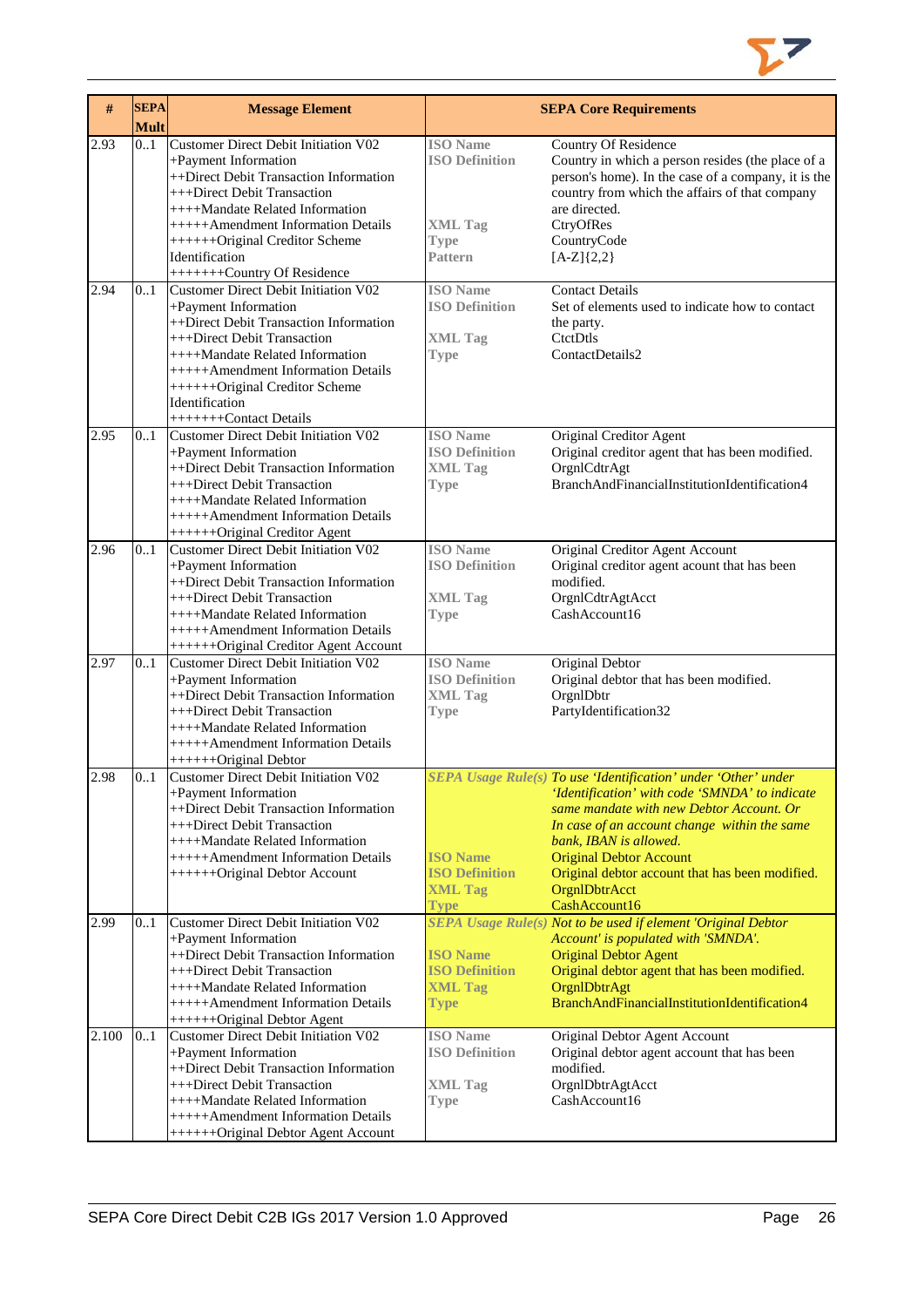| # | SEPA Mult | Message Element | SEPA Core Requirements | |
|---|---|---|---|---|
| 2.93 | 0..1 | Customer Direct Debit Initiation V02<br>+Payment Information<br>++Direct Debit Transaction Information<br>+++Direct Debit Transaction<br>++++Mandate Related Information<br>+++++Amendment Information Details<br>++++++Original Creditor Scheme Identification<br>+++++++Country Of Residence | **ISO Name**<br>**ISO Definition**<br><br><br><br>**XML Tag**<br>**Type**<br>**Pattern** | Country Of Residence<br>Country in which a person resides (the place of a person's home). In the case of a company, it is the country from which the affairs of that company are directed.<br>CtryOfRes<br>CountryCode<br>[A-Z]{2,2} |
| 2.94 | 0..1 | Customer Direct Debit Initiation V02<br>+Payment Information<br>++Direct Debit Transaction Information<br>+++Direct Debit Transaction<br>++++Mandate Related Information<br>+++++Amendment Information Details<br>++++++Original Creditor Scheme Identification<br>+++++++Contact Details | **ISO Name**<br>**ISO Definition**<br><br>**XML Tag**<br>**Type** | Contact Details<br>Set of elements used to indicate how to contact the party.<br>CtctDtls<br>ContactDetails2 |
| 2.95 | 0..1 | Customer Direct Debit Initiation V02<br>+Payment Information<br>++Direct Debit Transaction Information<br>+++Direct Debit Transaction<br>++++Mandate Related Information<br>+++++Amendment Information Details<br>++++++Original Creditor Agent | **ISO Name**<br>**ISO Definition**<br>**XML Tag**<br>**Type** | Original Creditor Agent<br>Original creditor agent that has been modified.<br>OrgnlCdtrAgt<br>BranchAndFinancialInstitutionIdentification4 |
| 2.96 | 0..1 | Customer Direct Debit Initiation V02<br>+Payment Information<br>++Direct Debit Transaction Information<br>+++Direct Debit Transaction<br>++++Mandate Related Information<br>+++++Amendment Information Details<br>++++++Original Creditor Agent Account | **ISO Name**<br>**ISO Definition**<br><br>**XML Tag**<br>**Type** | Original Creditor Agent Account<br>Original creditor agent acount that has been modified.<br>OrgnlCdtrAgtAcct<br>CashAccount16 |
| 2.97 | 0..1 | Customer Direct Debit Initiation V02<br>+Payment Information<br>++Direct Debit Transaction Information<br>+++Direct Debit Transaction<br>++++Mandate Related Information<br>+++++Amendment Information Details<br>++++++Original Debtor | **ISO Name**<br>**ISO Definition**<br>**XML Tag**<br>**Type** | Original Debtor<br>Original debtor that has been modified.<br>OrgnlDbtr<br>PartyIdentification32 |
| 2.98 | 0..1 | Customer Direct Debit Initiation V02<br>+Payment Information<br>++Direct Debit Transaction Information<br>+++Direct Debit Transaction<br>++++Mandate Related Information<br>+++++Amendment Information Details<br>++++++Original Debtor Account | ***SEPA Usage Rule(s)***<br><br><br><br><br>**ISO Name**<br>**ISO Definition**<br>**XML Tag**<br>**Type** | *To use 'Identification' under 'Other' under 'Identification' with code 'SMNDA' to indicate same mandate with new Debtor Account. Or In case of an account change within the same bank, IBAN is allowed.*<br>Original Debtor Account<br>Original debtor account that has been modified.<br>OrgnlDbtrAcct<br>CashAccount16 |
| 2.99 | 0..1 | Customer Direct Debit Initiation V02<br>+Payment Information<br>++Direct Debit Transaction Information<br>+++Direct Debit Transaction<br>++++Mandate Related Information<br>+++++Amendment Information Details<br>++++++Original Debtor Agent | ***SEPA Usage Rule(s)***<br><br>**ISO Name**<br>**ISO Definition**<br>**XML Tag**<br>**Type** | *Not to be used if element 'Original Debtor Account' is populated with 'SMNDA'.*<br>Original Debtor Agent<br>Original debtor agent that has been modified.<br>OrgnlDbtrAgt<br>BranchAndFinancialInstitutionIdentification4 |
| 2.100 | 0..1 | Customer Direct Debit Initiation V02<br>+Payment Information<br>++Direct Debit Transaction Information<br>+++Direct Debit Transaction<br>++++Mandate Related Information<br>+++++Amendment Information Details<br>++++++Original Debtor Agent Account | **ISO Name**<br>**ISO Definition**<br><br>**XML Tag**<br>**Type** | Original Debtor Agent Account<br>Original debtor agent account that has been modified.<br>OrgnlDbtrAgtAcct<br>CashAccount16 |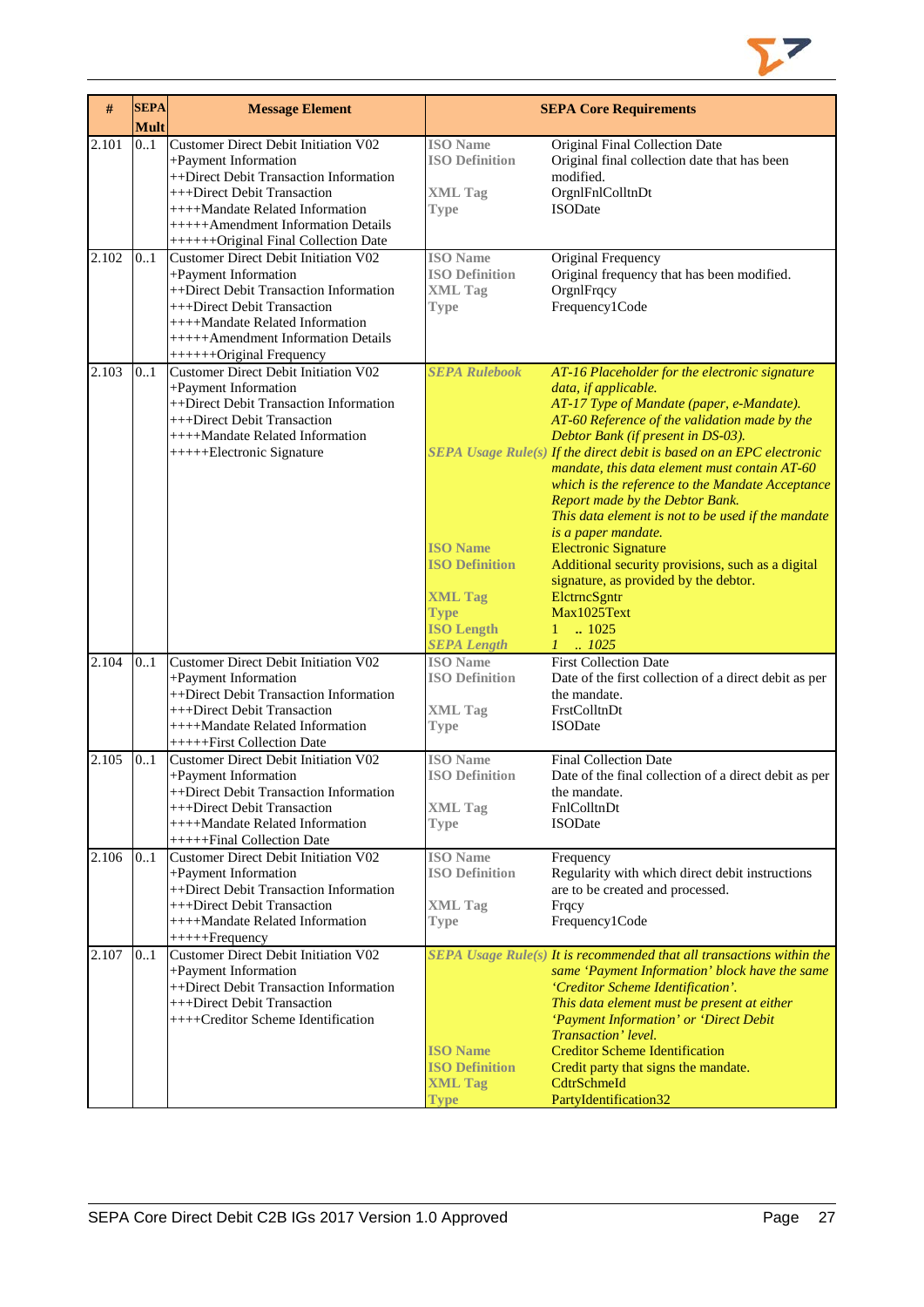| # | SEPA Mult | Message Element | SEPA Core Requirements | |
|---|---|---|---|---|
| 2.101 | 0..1 | Customer Direct Debit Initiation V02<br>+Payment Information<br>++Direct Debit Transaction Information<br>+++Direct Debit Transaction<br>++++Mandate Related Information<br>+++++Amendment Information Details<br>++++++Original Final Collection Date | **ISO Name**<br>**ISO Definition**<br><br>**XML Tag**<br>**Type** | Original Final Collection Date<br>Original final collection date that has been modified.<br>OrgnlFnlColltnDt<br>ISODate |
| 2.102 | 0..1 | Customer Direct Debit Initiation V02<br>+Payment Information<br>++Direct Debit Transaction Information<br>+++Direct Debit Transaction<br>++++Mandate Related Information<br>+++++Amendment Information Details<br>++++++Original Frequency | **ISO Name**<br>**ISO Definition**<br>**XML Tag**<br>**Type** | Original Frequency<br>Original frequency that has been modified.<br>OrgnlFrqcy<br>Frequency1Code |
| 2.103 | 0..1 | Customer Direct Debit Initiation V02<br>+Payment Information<br>++Direct Debit Transaction Information<br>+++Direct Debit Transaction<br>++++Mandate Related Information<br>+++++Electronic Signature | ***SEPA Rulebook***<br><br><br><br><br>***SEPA Usage Rule(s)***<br><br><br><br><br><br><br>**ISO Name**<br>**ISO Definition**<br><br>**XML Tag**<br>**Type**<br>**ISO Length**<br>***SEPA Length*** | *AT-16 Placeholder for the electronic signature data, if applicable.*<br>*AT-17 Type of Mandate (paper, e-Mandate).*<br>*AT-60 Reference of the validation made by the Debtor Bank (if present in DS-03).*<br>*If the direct debit is based on an EPC electronic mandate, this data element must contain AT-60 which is the reference to the Mandate Acceptance Report made by the Debtor Bank.*<br>*This data element is not to be used if the mandate is a paper mandate.*<br>Electronic Signature<br>Additional security provisions, such as a digital signature, as provided by the debtor.<br>ElctrncSgntr<br>Max1025Text<br>1 .. 1025<br>*1 .. 1025* |
| 2.104 | 0..1 | Customer Direct Debit Initiation V02<br>+Payment Information<br>++Direct Debit Transaction Information<br>+++Direct Debit Transaction<br>++++Mandate Related Information<br>+++++First Collection Date | **ISO Name**<br>**ISO Definition**<br><br>**XML Tag**<br>**Type** | First Collection Date<br>Date of the first collection of a direct debit as per the mandate.<br>FrstColltnDt<br>ISODate |
| 2.105 | 0..1 | Customer Direct Debit Initiation V02<br>+Payment Information<br>++Direct Debit Transaction Information<br>+++Direct Debit Transaction<br>++++Mandate Related Information<br>+++++Final Collection Date | **ISO Name**<br>**ISO Definition**<br><br>**XML Tag**<br>**Type** | Final Collection Date<br>Date of the final collection of a direct debit as per the mandate.<br>FnlColltnDt<br>ISODate |
| 2.106 | 0..1 | Customer Direct Debit Initiation V02<br>+Payment Information<br>++Direct Debit Transaction Information<br>+++Direct Debit Transaction<br>++++Mandate Related Information<br>+++++Frequency | **ISO Name**<br>**ISO Definition**<br><br>**XML Tag**<br>**Type** | Frequency<br>Regularity with which direct debit instructions are to be created and processed.<br>Frqcy<br>Frequency1Code |
| 2.107 | 0..1 | Customer Direct Debit Initiation V02<br>+Payment Information<br>++Direct Debit Transaction Information<br>+++Direct Debit Transaction<br>++++Creditor Scheme Identification | ***SEPA Usage Rule(s)***<br><br><br><br><br><br>**ISO Name**<br>**ISO Definition**<br>**XML Tag**<br>**Type** | *It is recommended that all transactions within the same 'Payment Information' block have the same 'Creditor Scheme Identification'.*<br>*This data element must be present at either 'Payment Information' or 'Direct Debit Transaction' level.*<br>Creditor Scheme Identification<br>Credit party that signs the mandate.<br>CdtrSchmeId<br>PartyIdentification32 |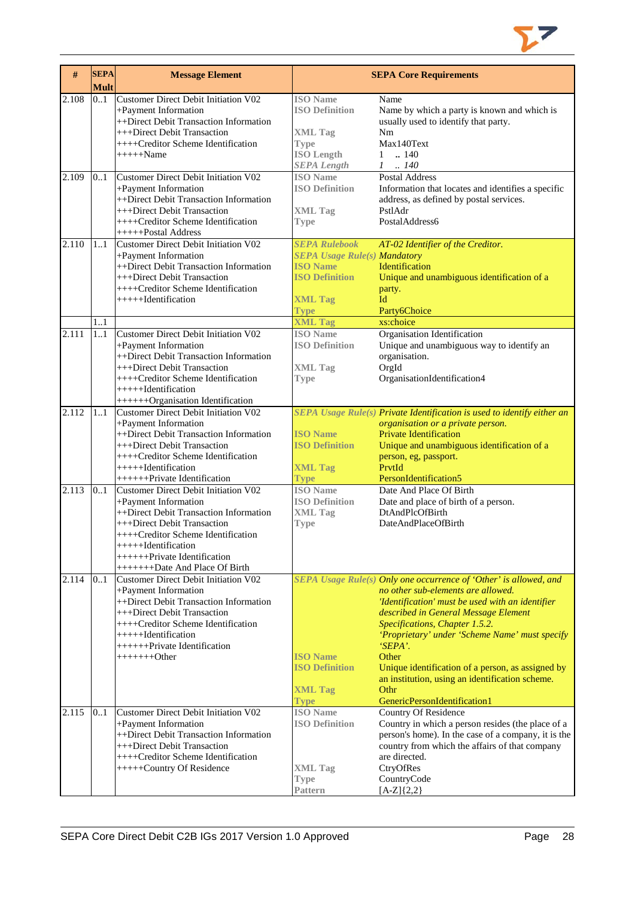| # | SEPA Mult | Message Element | SEPA Core Requirements | |
|---|---|---|---|---|
| 2.108 | 0..1 | Customer Direct Debit Initiation V02<br>+Payment Information<br>++Direct Debit Transaction Information<br>+++Direct Debit Transaction<br>++++Creditor Scheme Identification<br>+++++Name | **ISO Name**<br>**ISO Definition**<br><br>**XML Tag**<br>**Type**<br>**ISO Length**<br>***SEPA Length*** | Name<br>Name by which a party is known and which is usually used to identify that party.<br>Nm<br>Max140Text<br>1 .. 140<br>*1 .. 140* |
| 2.109 | 0..1 | Customer Direct Debit Initiation V02<br>+Payment Information<br>++Direct Debit Transaction Information<br>+++Direct Debit Transaction<br>++++Creditor Scheme Identification<br>+++++Postal Address | **ISO Name**<br>**ISO Definition**<br><br>**XML Tag**<br>**Type** | Postal Address<br>Information that locates and identifies a specific address, as defined by postal services.<br>PstlAdr<br>PostalAddress6 |
| 2.110 | 1..1 | Customer Direct Debit Initiation V02<br>+Payment Information<br>++Direct Debit Transaction Information<br>+++Direct Debit Transaction<br>++++Creditor Scheme Identification<br>+++++Identification | ***SEPA Rulebook***<br>***SEPA Usage Rule(s)***<br>**ISO Name**<br>**ISO Definition**<br><br>**XML Tag**<br>**Type** | *AT-02 Identifier of the Creditor.*<br>*Mandatory*<br>Identification<br>Unique and unambiguous identification of a party.<br>Id<br>Party6Choice |
| | 1..1 | | **XML Tag** | xs:choice |
| 2.111 | 1..1 | Customer Direct Debit Initiation V02<br>+Payment Information<br>++Direct Debit Transaction Information<br>+++Direct Debit Transaction<br>++++Creditor Scheme Identification<br>+++++Identification<br>++++++Organisation Identification | **ISO Name**<br>**ISO Definition**<br><br>**XML Tag**<br>**Type** | Organisation Identification<br>Unique and unambiguous way to identify an organisation.<br>OrgId<br>OrganisationIdentification4 |
| 2.112 | 1..1 | Customer Direct Debit Initiation V02<br>+Payment Information<br>++Direct Debit Transaction Information<br>+++Direct Debit Transaction<br>++++Creditor Scheme Identification<br>+++++Identification<br>++++++Private Identification | ***SEPA Usage Rule(s)***<br><br>**ISO Name**<br>**ISO Definition**<br><br>**XML Tag**<br>**Type** | *Private Identification is used to identify either an organisation or a private person.*<br>Private Identification<br>Unique and unambiguous identification of a person, eg, passport.<br>PrvtId<br>PersonIdentification5 |
| 2.113 | 0..1 | Customer Direct Debit Initiation V02<br>+Payment Information<br>++Direct Debit Transaction Information<br>+++Direct Debit Transaction<br>++++Creditor Scheme Identification<br>+++++Identification<br>++++++Private Identification<br>+++++++Date And Place Of Birth | **ISO Name**<br>**ISO Definition**<br>**XML Tag**<br>**Type** | Date And Place Of Birth<br>Date and place of birth of a person.<br>DtAndPlcOfBirth<br>DateAndPlaceOfBirth |
| 2.114 | 0..1 | Customer Direct Debit Initiation V02<br>+Payment Information<br>++Direct Debit Transaction Information<br>+++Direct Debit Transaction<br>++++Creditor Scheme Identification<br>+++++Identification<br>++++++Private Identification<br>+++++++Other | ***SEPA Usage Rule(s)***<br><br><br><br><br><br><br>**ISO Name**<br>**ISO Definition**<br><br>**XML Tag**<br>**Type** | *Only one occurrence of 'Other' is allowed, and no other sub-elements are allowed.*<br>*'Identification' must be used with an identifier described in General Message Element Specifications, Chapter 1.5.2.*<br>*'Proprietary' under 'Scheme Name' must specify 'SEPA'.*<br>Other<br>Unique identification of a person, as assigned by an institution, using an identification scheme.<br>Othr<br>GenericPersonIdentification1 |
| 2.115 | 0..1 | Customer Direct Debit Initiation V02<br>+Payment Information<br>++Direct Debit Transaction Information<br>+++Direct Debit Transaction<br>++++Creditor Scheme Identification<br>+++++Country Of Residence | **ISO Name**<br>**ISO Definition**<br><br><br><br>**XML Tag**<br>**Type**<br>**Pattern** | Country Of Residence<br>Country in which a person resides (the place of a person's home). In the case of a company, it is the country from which the affairs of that company are directed.<br>CtryOfRes<br>CountryCode<br>[A-Z]{2,2} |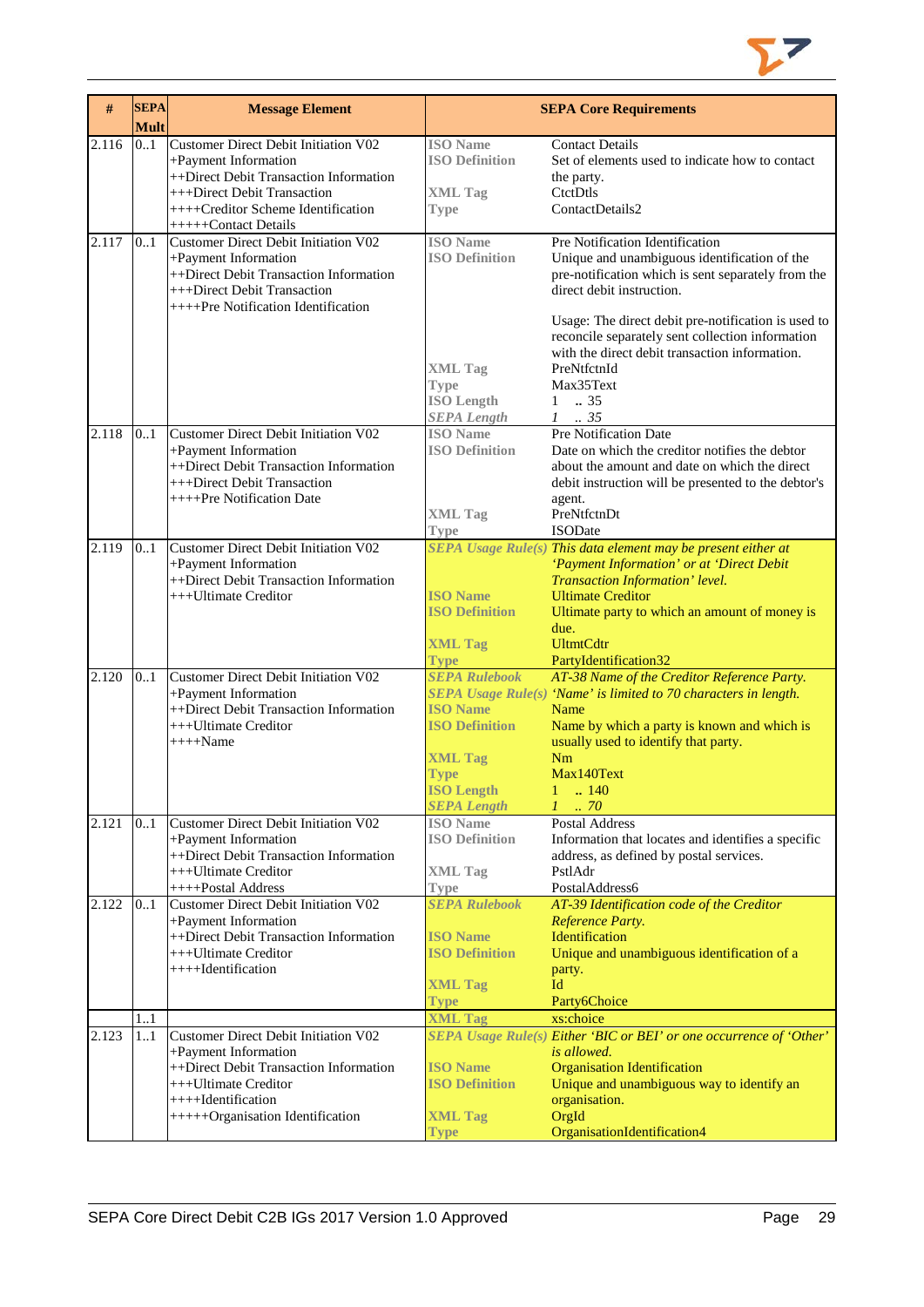| # | SEPA Mult | Message Element | SEPA Core Requirements | |
|---|---|---|---|---|
| 2.116 | 0..1 | Customer Direct Debit Initiation V02<br>+Payment Information<br>++Direct Debit Transaction Information<br>+++Direct Debit Transaction<br>++++Creditor Scheme Identification<br>+++++Contact Details | **ISO Name**<br>**ISO Definition**<br><br>**XML Tag**<br>**Type** | Contact Details<br>Set of elements used to indicate how to contact the party.<br>CtctDtls<br>ContactDetails2 |
| 2.117 | 0..1 | Customer Direct Debit Initiation V02<br>+Payment Information<br>++Direct Debit Transaction Information<br>+++Direct Debit Transaction<br>++++Pre Notification Identification | **ISO Name**<br>**ISO Definition**<br><br><br><br><br><br>**XML Tag**<br>**Type**<br>**ISO Length**<br>***SEPA Length*** | Pre Notification Identification<br>Unique and unambiguous identification of the pre-notification which is sent separately from the direct debit instruction.<br><br>Usage: The direct debit pre-notification is used to reconcile separately sent collection information with the direct debit transaction information.<br>PreNtfctnId<br>Max35Text<br>1 .. 35<br>*1 .. 35* |
| 2.118 | 0..1 | Customer Direct Debit Initiation V02<br>+Payment Information<br>++Direct Debit Transaction Information<br>+++Direct Debit Transaction<br>++++Pre Notification Date | **ISO Name**<br>**ISO Definition**<br><br><br><br>**XML Tag**<br>**Type** | Pre Notification Date<br>Date on which the creditor notifies the debtor about the amount and date on which the direct debit instruction will be presented to the debtor's agent.<br>PreNtfctnDt<br>ISODate |
| 2.119 | 0..1 | Customer Direct Debit Initiation V02<br>+Payment Information<br>++Direct Debit Transaction Information<br>+++Ultimate Creditor | ***SEPA Usage Rule(s)***<br><br><br>**ISO Name**<br>**ISO Definition**<br><br>**XML Tag**<br>**Type** | *This data element may be present either at 'Payment Information' or at 'Direct Debit Transaction Information' level.*<br>Ultimate Creditor<br>Ultimate party to which an amount of money is due.<br>UltmtCdtr<br>PartyIdentification32 |
| 2.120 | 0..1 | Customer Direct Debit Initiation V02<br>+Payment Information<br>++Direct Debit Transaction Information<br>+++Ultimate Creditor<br>++++Name | ***SEPA Rulebook***<br>***SEPA Usage Rule(s)***<br>**ISO Name**<br>**ISO Definition**<br><br>**XML Tag**<br>**Type**<br>**ISO Length**<br>***SEPA Length*** | *AT-38 Name of the Creditor Reference Party.*<br>*'Name' is limited to 70 characters in length.*<br>Name<br>Name by which a party is known and which is usually used to identify that party.<br>Nm<br>Max140Text<br>1 .. 140<br>*1 .. 70* |
| 2.121 | 0..1 | Customer Direct Debit Initiation V02<br>+Payment Information<br>++Direct Debit Transaction Information<br>+++Ultimate Creditor<br>++++Postal Address | **ISO Name**<br>**ISO Definition**<br><br>**XML Tag**<br>**Type** | Postal Address<br>Information that locates and identifies a specific address, as defined by postal services.<br>PstlAdr<br>PostalAddress6 |
| 2.122 | 0..1 | Customer Direct Debit Initiation V02<br>+Payment Information<br>++Direct Debit Transaction Information<br>+++Ultimate Creditor<br>++++Identification | ***SEPA Rulebook***<br><br>**ISO Name**<br>**ISO Definition**<br><br>**XML Tag**<br>**Type** | *AT-39 Identification code of the Creditor Reference Party.*<br>Identification<br>Unique and unambiguous identification of a party.<br>Id<br>Party6Choice |
| | 1..1 | | **XML Tag** | xs:choice |
| 2.123 | 1..1 | Customer Direct Debit Initiation V02<br>+Payment Information<br>++Direct Debit Transaction Information<br>+++Ultimate Creditor<br>++++Identification<br>+++++Organisation Identification | ***SEPA Usage Rule(s)***<br><br>**ISO Name**<br>**ISO Definition**<br><br>**XML Tag**<br>**Type** | *Either 'BIC or BEI' or one occurrence of 'Other' is allowed.*<br>Organisation Identification<br>Unique and unambiguous way to identify an organisation.<br>OrgId<br>OrganisationIdentification4 |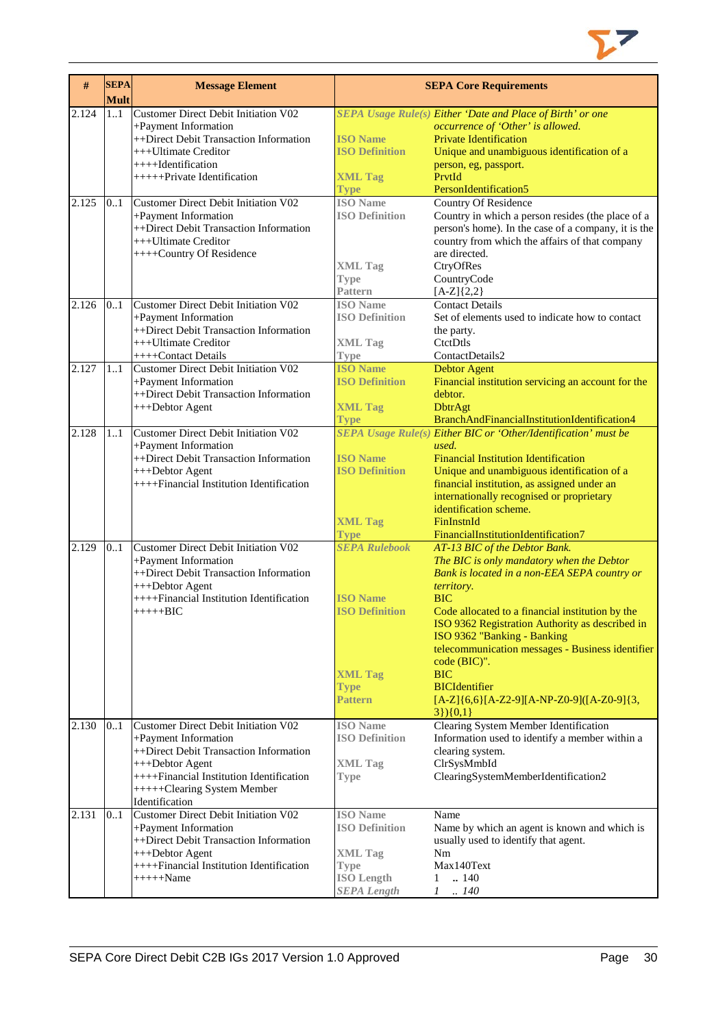| # | SEPA Mult | Message Element | SEPA Core Requirements | |
|---|---|---|---|---|
| 2.124 | 1..1 | Customer Direct Debit Initiation V02<br>+Payment Information<br>++Direct Debit Transaction Information<br>+++Ultimate Creditor<br>++++Identification<br>+++++Private Identification | *SEPA Usage Rule(s)*<br>**ISO Name**<br>**ISO Definition**<br><br>**XML Tag**<br>**Type** | *Either 'Date and Place of Birth' or one occurrence of 'Other' is allowed.*<br>Private Identification<br>Unique and unambiguous identification of a person, eg, passport.<br>PrvtId<br>PersonIdentification5 |
| 2.125 | 0..1 | Customer Direct Debit Initiation V02<br>+Payment Information<br>++Direct Debit Transaction Information<br>+++Ultimate Creditor<br>++++Country Of Residence | **ISO Name**<br>**ISO Definition**<br><br><br><br>**XML Tag**<br>**Type**<br>**Pattern** | Country Of Residence<br>Country in which a person resides (the place of a person's home). In the case of a company, it is the country from which the affairs of that company are directed.<br>CtryOfRes<br>CountryCode<br>[A-Z]{2,2} |
| 2.126 | 0..1 | Customer Direct Debit Initiation V02<br>+Payment Information<br>++Direct Debit Transaction Information<br>+++Ultimate Creditor<br>++++Contact Details | **ISO Name**<br>**ISO Definition**<br><br>**XML Tag**<br>**Type** | Contact Details<br>Set of elements used to indicate how to contact the party.<br>CtctDtls<br>ContactDetails2 |
| 2.127 | 1..1 | Customer Direct Debit Initiation V02<br>+Payment Information<br>++Direct Debit Transaction Information<br>+++Debtor Agent | **ISO Name**<br>**ISO Definition**<br><br>**XML Tag**<br>**Type** | Debtor Agent<br>Financial institution servicing an account for the debtor.<br>DbtrAgt<br>BranchAndFinancialInstitutionIdentification4 |
| 2.128 | 1..1 | Customer Direct Debit Initiation V02<br>+Payment Information<br>++Direct Debit Transaction Information<br>+++Debtor Agent<br>++++Financial Institution Identification | *SEPA Usage Rule(s)*<br><br>**ISO Name**<br>**ISO Definition**<br><br><br><br>**XML Tag**<br>**Type** | *Either BIC or 'Other/Identification' must be used.*<br>Financial Institution Identification<br>Unique and unambiguous identification of a financial institution, as assigned under an internationally recognised or proprietary identification scheme.<br>FinInstnId<br>FinancialInstitutionIdentification7 |
| 2.129 | 0..1 | Customer Direct Debit Initiation V02<br>+Payment Information<br>++Direct Debit Transaction Information<br>+++Debtor Agent<br>++++Financial Institution Identification<br>+++++BIC | *SEPA Rulebook*<br><br><br><br>**ISO Name**<br>**ISO Definition**<br><br><br><br><br>**XML Tag**<br>**Type**<br>**Pattern** | *AT-13 BIC of the Debtor Bank.*<br>*The BIC is only mandatory when the Debtor Bank is located in a non-EEA SEPA country or territory.*<br>BIC<br>Code allocated to a financial institution by the ISO 9362 Registration Authority as described in ISO 9362 "Banking - Banking telecommunication messages - Business identifier code (BIC)".<br>BIC<br>BICIdentifier<br>[A-Z]{6,6}[A-Z2-9][A-NP-Z0-9]([A-Z0-9]{3,3}){0,1} |
| 2.130 | 0..1 | Customer Direct Debit Initiation V02<br>+Payment Information<br>++Direct Debit Transaction Information<br>+++Debtor Agent<br>++++Financial Institution Identification<br>+++++Clearing System Member Identification | **ISO Name**<br>**ISO Definition**<br><br>**XML Tag**<br>**Type** | Clearing System Member Identification<br>Information used to identify a member within a clearing system.<br>ClrSysMmbId<br>ClearingSystemMemberIdentification2 |
| 2.131 | 0..1 | Customer Direct Debit Initiation V02<br>+Payment Information<br>++Direct Debit Transaction Information<br>+++Debtor Agent<br>++++Financial Institution Identification<br>+++++Name | **ISO Name**<br>**ISO Definition**<br><br>**XML Tag**<br>**Type**<br>**ISO Length**<br>*SEPA Length* | Name<br>Name by which an agent is known and which is usually used to identify that agent.<br>Nm<br>Max140Text<br>1 .. 140<br>*1 .. 140* |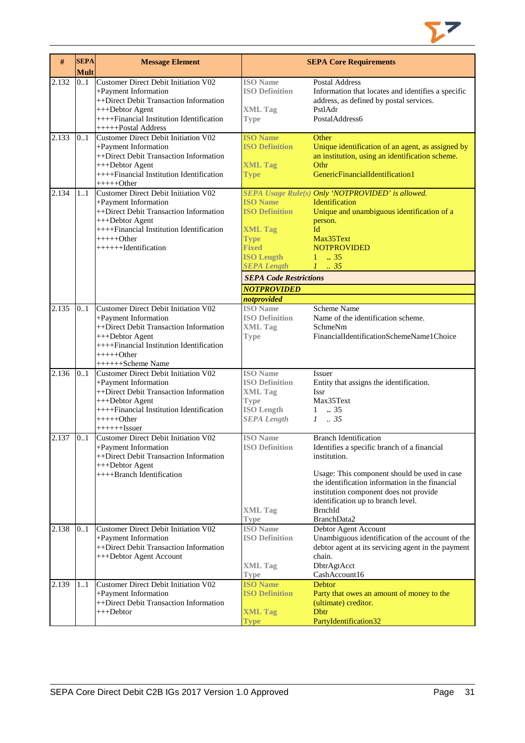| # | SEPA Mult | Message Element | SEPA Core Requirements | |
|---|---|---|---|---|
| 2.132 | 0..1 | Customer Direct Debit Initiation V02<br>+Payment Information<br>++Direct Debit Transaction Information<br>+++Debtor Agent<br>++++Financial Institution Identification<br>+++++Postal Address | ISO Name<br>ISO Definition<br><br>XML Tag<br>Type | Postal Address<br>Information that locates and identifies a specific address, as defined by postal services.<br>PstlAdr<br>PostalAddress6 |
| 2.133 | 0..1 | Customer Direct Debit Initiation V02<br>+Payment Information<br>++Direct Debit Transaction Information<br>+++Debtor Agent<br>++++Financial Institution Identification<br>+++++Other | ISO Name<br>ISO Definition<br><br>XML Tag<br>Type | Other<br>Unique identification of an agent, as assigned by an institution, using an identification scheme.<br>Othr<br>GenericFinancialIdentification1 |
| 2.134 | 1..1 | Customer Direct Debit Initiation V02<br>+Payment Information<br>++Direct Debit Transaction Information<br>+++Debtor Agent<br>++++Financial Institution Identification<br>+++++Other<br>++++++Identification | *SEPA Usage Rule(s)*<br>ISO Name<br>ISO Definition<br><br>XML Tag<br>Type<br>Fixed<br>ISO Length<br>*SEPA Length*<br>***SEPA Code Restrictions***<br>***NOTPROVIDED***<br>***notprovided*** | *Only 'NOTPROVIDED' is allowed.*<br>Identification<br>Unique and unambiguous identification of a person.<br>Id<br>Max35Text<br>NOTPROVIDED<br>1 .. 35<br>*1 .. 35* |
| 2.135 | 0..1 | Customer Direct Debit Initiation V02<br>+Payment Information<br>++Direct Debit Transaction Information<br>+++Debtor Agent<br>++++Financial Institution Identification<br>+++++Other<br>++++++Scheme Name | ISO Name<br>ISO Definition<br>XML Tag<br>Type | Scheme Name<br>Name of the identification scheme.<br>SchmeNm<br>FinancialIdentificationSchemeName1Choice |
| 2.136 | 0..1 | Customer Direct Debit Initiation V02<br>+Payment Information<br>++Direct Debit Transaction Information<br>+++Debtor Agent<br>++++Financial Institution Identification<br>+++++Other<br>++++++Issuer | ISO Name<br>ISO Definition<br>XML Tag<br>Type<br>ISO Length<br>*SEPA Length* | Issuer<br>Entity that assigns the identification.<br>Issr<br>Max35Text<br>1 .. 35<br>*1 .. 35* |
| 2.137 | 0..1 | Customer Direct Debit Initiation V02<br>+Payment Information<br>++Direct Debit Transaction Information<br>+++Debtor Agent<br>++++Branch Identification | ISO Name<br>ISO Definition<br><br><br><br><br><br><br>XML Tag<br>Type | Branch Identification<br>Identifies a specific branch of a financial institution.<br><br>Usage: This component should be used in case the identification information in the financial institution component does not provide identification up to branch level.<br>BrnchId<br>BranchData2 |
| 2.138 | 0..1 | Customer Direct Debit Initiation V02<br>+Payment Information<br>++Direct Debit Transaction Information<br>+++Debtor Agent Account | ISO Name<br>ISO Definition<br><br><br>XML Tag<br>Type | Debtor Agent Account<br>Unambiguous identification of the account of the debtor agent at its servicing agent in the payment chain.<br>DbtrAgtAcct<br>CashAccount16 |
| 2.139 | 1..1 | Customer Direct Debit Initiation V02<br>+Payment Information<br>++Direct Debit Transaction Information<br>+++Debtor | ISO Name<br>ISO Definition<br><br>XML Tag<br>Type | Debtor<br>Party that owes an amount of money to the (ultimate) creditor.<br>Dbtr<br>PartyIdentification32 |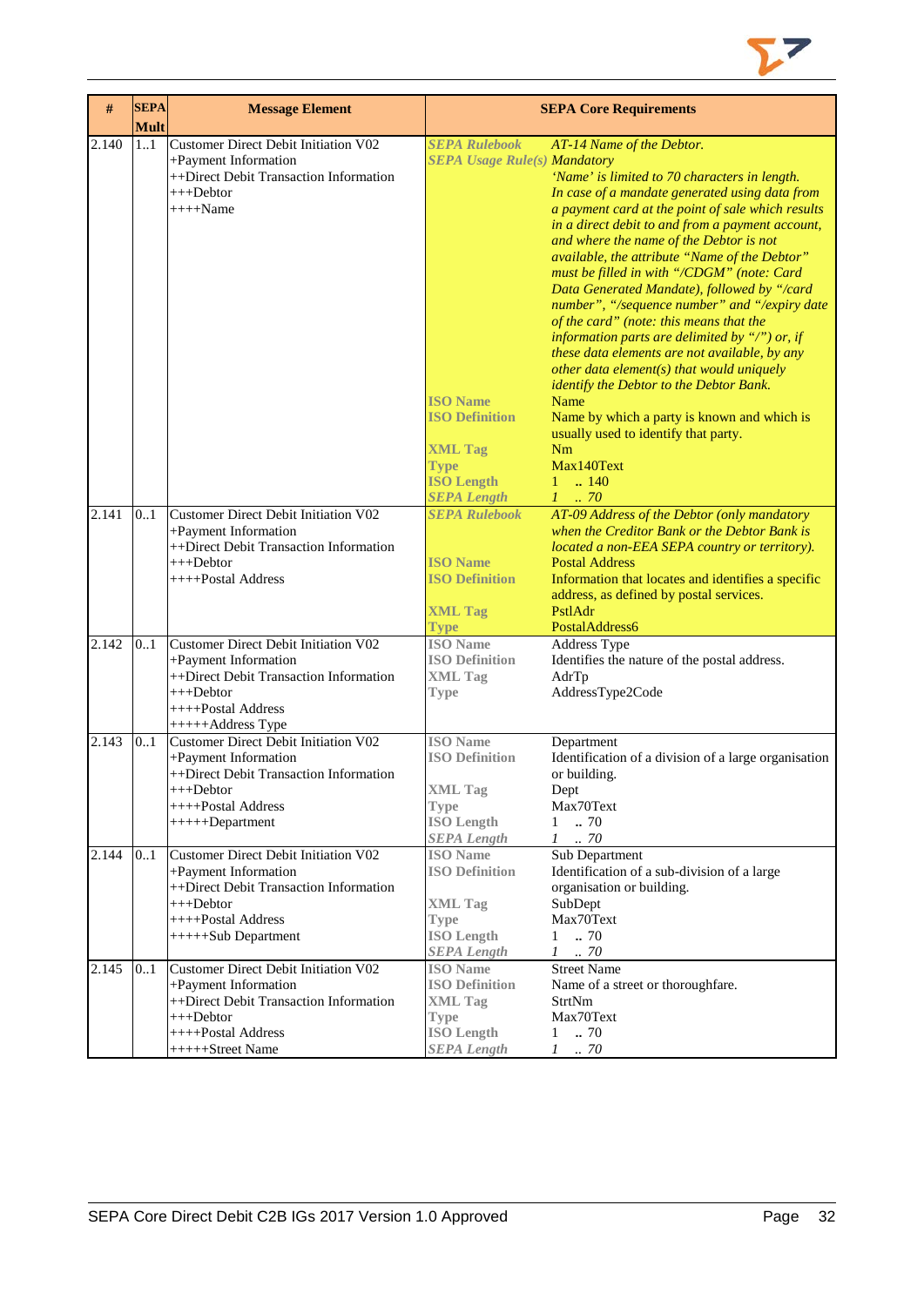| # | SEPA Mult | Message Element | SEPA Core Requirements | |
|---|---|---|---|---|
| 2.140 | 1..1 | Customer Direct Debit Initiation V02<br>+Payment Information<br>++Direct Debit Transaction Information<br>+++Debtor<br>++++Name | *SEPA Rulebook*<br>*SEPA Usage Rule(s)*<br><br><br><br><br><br><br><br><br><br><br><br><br><br><br>**ISO Name**<br>**ISO Definition**<br><br>**XML Tag**<br>**Type**<br>**ISO Length**<br>*SEPA Length* | *AT-14 Name of the Debtor.*<br>*Mandatory*<br>*'Name' is limited to 70 characters in length.*<br>*In case of a mandate generated using data from a payment card at the point of sale which results in a direct debit to and from a payment account, and where the name of the Debtor is not available, the attribute "Name of the Debtor" must be filled in with "/CDGM" (note: Card Data Generated Mandate), followed by "/card number", "/sequence number" and "/expiry date of the card" (note: this means that the information parts are delimited by "/") or, if these data elements are not available, by any other data element(s) that would uniquely identify the Debtor to the Debtor Bank.*<br>Name<br>Name by which a party is known and which is usually used to identify that party.<br>Nm<br>Max140Text<br>1 .. 140<br>*1 .. 70* |
| 2.141 | 0..1 | Customer Direct Debit Initiation V02<br>+Payment Information<br>++Direct Debit Transaction Information<br>+++Debtor<br>++++Postal Address | *SEPA Rulebook*<br><br><br>**ISO Name**<br>**ISO Definition**<br><br>**XML Tag**<br>**Type** | *AT-09 Address of the Debtor (only mandatory when the Creditor Bank or the Debtor Bank is located a non-EEA SEPA country or territory).*<br>Postal Address<br>Information that locates and identifies a specific address, as defined by postal services.<br>PstlAdr<br>PostalAddress6 |
| 2.142 | 0..1 | Customer Direct Debit Initiation V02<br>+Payment Information<br>++Direct Debit Transaction Information<br>+++Debtor<br>++++Postal Address<br>+++++Address Type | **ISO Name**<br>**ISO Definition**<br>**XML Tag**<br>**Type** | Address Type<br>Identifies the nature of the postal address.<br>AdrTp<br>AddressType2Code |
| 2.143 | 0..1 | Customer Direct Debit Initiation V02<br>+Payment Information<br>++Direct Debit Transaction Information<br>+++Debtor<br>++++Postal Address<br>+++++Department | **ISO Name**<br>**ISO Definition**<br><br>**XML Tag**<br>**Type**<br>**ISO Length**<br>*SEPA Length* | Department<br>Identification of a division of a large organisation or building.<br>Dept<br>Max70Text<br>1 .. 70<br>*1 .. 70* |
| 2.144 | 0..1 | Customer Direct Debit Initiation V02<br>+Payment Information<br>++Direct Debit Transaction Information<br>+++Debtor<br>++++Postal Address<br>+++++Sub Department | **ISO Name**<br>**ISO Definition**<br><br>**XML Tag**<br>**Type**<br>**ISO Length**<br>*SEPA Length* | Sub Department<br>Identification of a sub-division of a large organisation or building.<br>SubDept<br>Max70Text<br>1 .. 70<br>*1 .. 70* |
| 2.145 | 0..1 | Customer Direct Debit Initiation V02<br>+Payment Information<br>++Direct Debit Transaction Information<br>+++Debtor<br>++++Postal Address<br>+++++Street Name | **ISO Name**<br>**ISO Definition**<br>**XML Tag**<br>**Type**<br>**ISO Length**<br>*SEPA Length* | Street Name<br>Name of a street or thoroughfare.<br>StrtNm<br>Max70Text<br>1 .. 70<br>*1 .. 70* |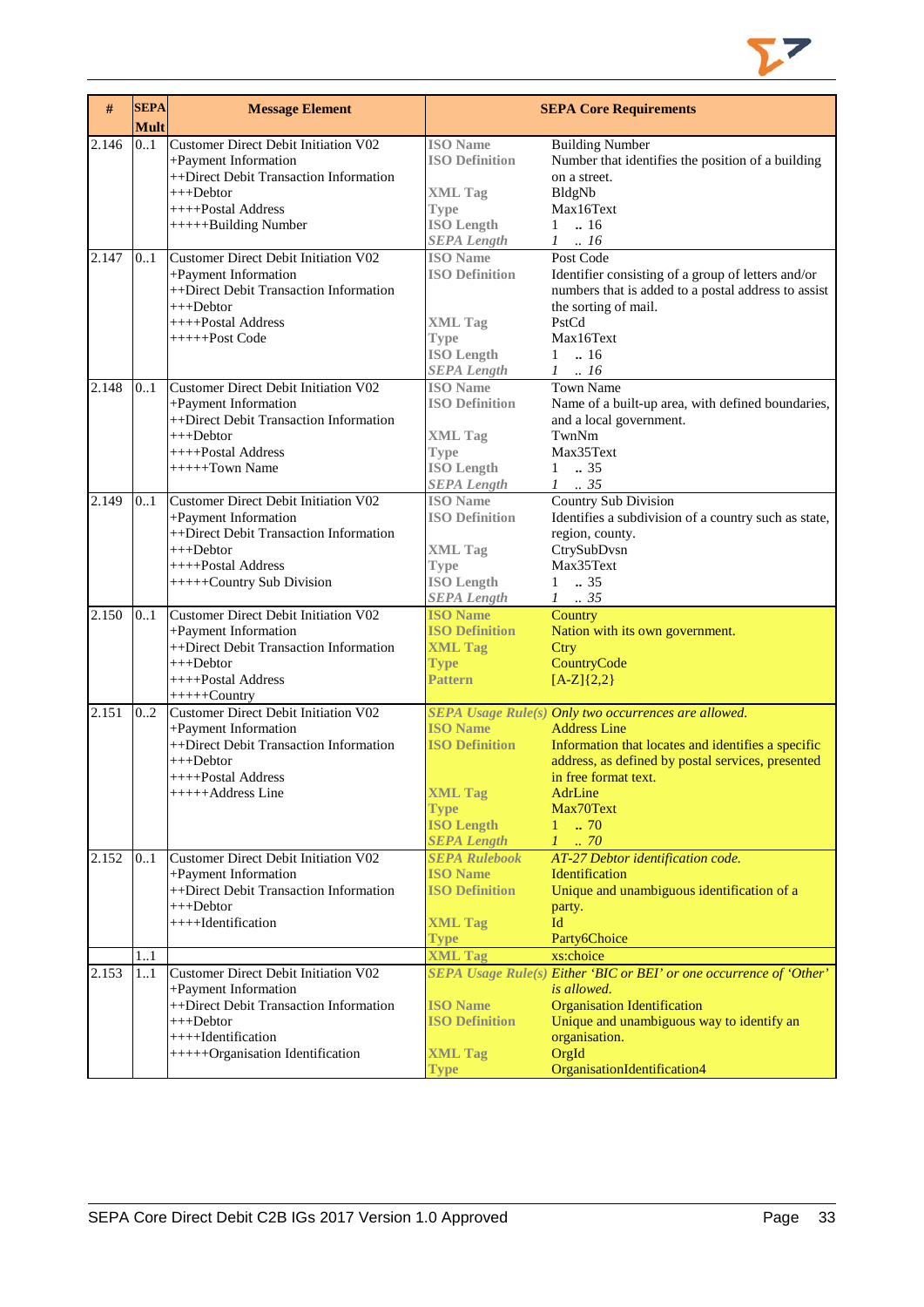| # | SEPA Mult | Message Element | SEPA Core Requirements | |
|---|---|---|---|---|
| 2.146 | 0..1 | Customer Direct Debit Initiation V02<br>+Payment Information<br>++Direct Debit Transaction Information<br>+++Debtor<br>++++Postal Address<br>+++++Building Number | **ISO Name**<br>**ISO Definition**<br><br>**XML Tag**<br>**Type**<br>**ISO Length**<br>***SEPA Length*** | Building Number<br>Number that identifies the position of a building on a street.<br>BldgNb<br>Max16Text<br>1 .. 16<br>*1 .. 16* |
| 2.147 | 0..1 | Customer Direct Debit Initiation V02<br>+Payment Information<br>++Direct Debit Transaction Information<br>+++Debtor<br>++++Postal Address<br>+++++Post Code | **ISO Name**<br>**ISO Definition**<br><br><br>**XML Tag**<br>**Type**<br>**ISO Length**<br>***SEPA Length*** | Post Code<br>Identifier consisting of a group of letters and/or numbers that is added to a postal address to assist the sorting of mail.<br>PstCd<br>Max16Text<br>1 .. 16<br>*1 .. 16* |
| 2.148 | 0..1 | Customer Direct Debit Initiation V02<br>+Payment Information<br>++Direct Debit Transaction Information<br>+++Debtor<br>++++Postal Address<br>+++++Town Name | **ISO Name**<br>**ISO Definition**<br><br>**XML Tag**<br>**Type**<br>**ISO Length**<br>***SEPA Length*** | Town Name<br>Name of a built-up area, with defined boundaries, and a local government.<br>TwnNm<br>Max35Text<br>1 .. 35<br>*1 .. 35* |
| 2.149 | 0..1 | Customer Direct Debit Initiation V02<br>+Payment Information<br>++Direct Debit Transaction Information<br>+++Debtor<br>++++Postal Address<br>+++++Country Sub Division | **ISO Name**<br>**ISO Definition**<br><br>**XML Tag**<br>**Type**<br>**ISO Length**<br>***SEPA Length*** | Country Sub Division<br>Identifies a subdivision of a country such as state, region, county.<br>CtrySubDvsn<br>Max35Text<br>1 .. 35<br>*1 .. 35* |
| 2.150 | 0..1 | Customer Direct Debit Initiation V02<br>+Payment Information<br>++Direct Debit Transaction Information<br>+++Debtor<br>++++Postal Address<br>+++++Country | **ISO Name**<br>**ISO Definition**<br>**XML Tag**<br>**Type**<br>**Pattern** | Country<br>Nation with its own government.<br>Ctry<br>CountryCode<br>[A-Z]{2,2} |
| 2.151 | 0..2 | Customer Direct Debit Initiation V02<br>+Payment Information<br>++Direct Debit Transaction Information<br>+++Debtor<br>++++Postal Address<br>+++++Address Line | ***SEPA Usage Rule(s)***<br>**ISO Name**<br>**ISO Definition**<br><br><br>**XML Tag**<br>**Type**<br>**ISO Length**<br>***SEPA Length*** | *Only two occurrences are allowed.*<br>Address Line<br>Information that locates and identifies a specific address, as defined by postal services, presented in free format text.<br>AdrLine<br>Max70Text<br>1 .. 70<br>*1 .. 70* |
| 2.152 | 0..1 | Customer Direct Debit Initiation V02<br>+Payment Information<br>++Direct Debit Transaction Information<br>+++Debtor<br>++++Identification | ***SEPA Rulebook***<br>**ISO Name**<br>**ISO Definition**<br><br>**XML Tag**<br>**Type** | *AT-27 Debtor identification code.*<br>Identification<br>Unique and unambiguous identification of a party.<br>Id<br>Party6Choice |
| | 1..1 | | **XML Tag** | xs:choice |
| 2.153 | 1..1 | Customer Direct Debit Initiation V02<br>+Payment Information<br>++Direct Debit Transaction Information<br>+++Debtor<br>++++Identification<br>+++++Organisation Identification | ***SEPA Usage Rule(s)***<br><br>**ISO Name**<br>**ISO Definition**<br><br>**XML Tag**<br>**Type** | *Either 'BIC or BEI' or one occurrence of 'Other' is allowed.*<br>Organisation Identification<br>Unique and unambiguous way to identify an organisation.<br>OrgId<br>OrganisationIdentification4 |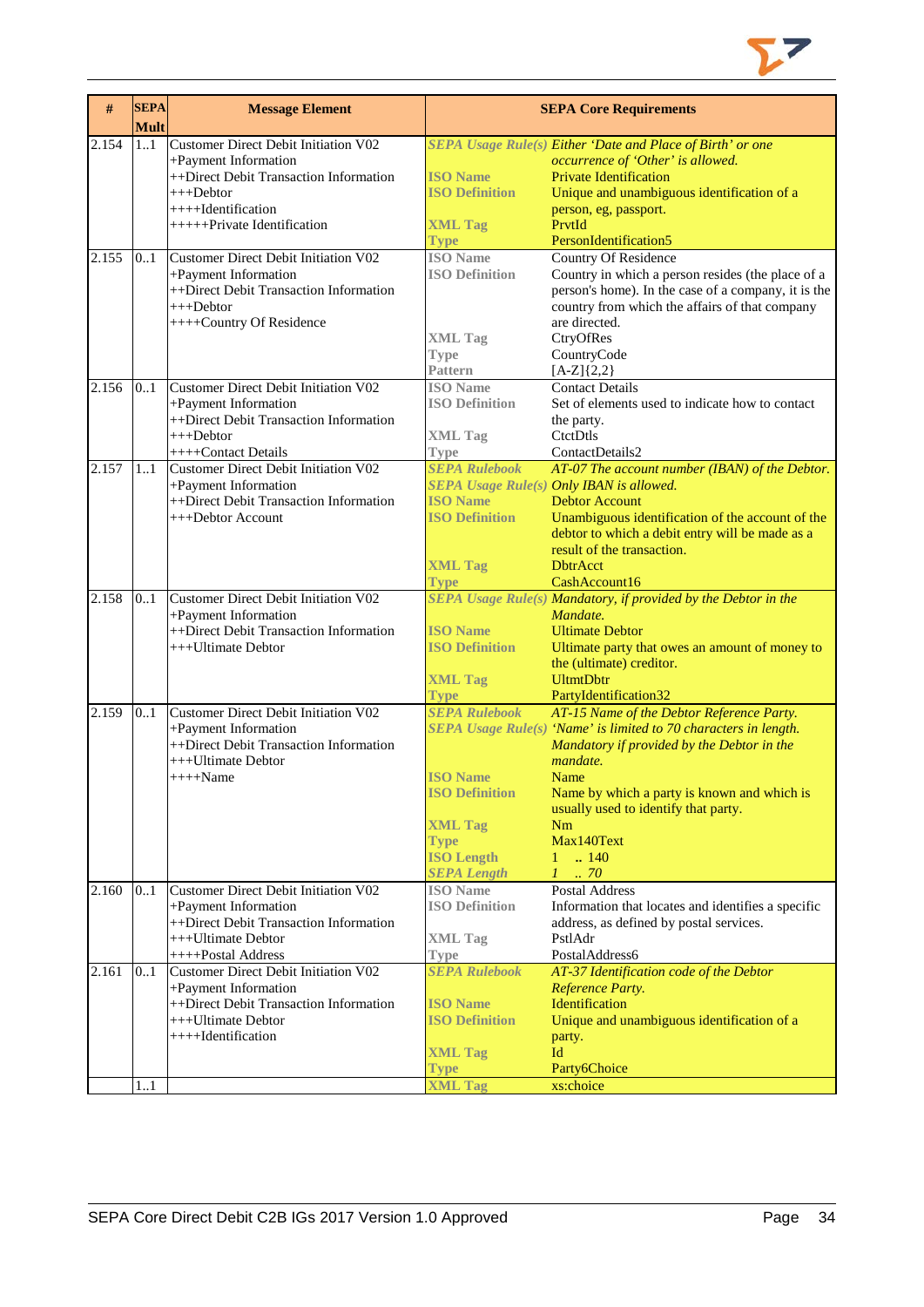| # | SEPA Mult | Message Element | SEPA Core Requirements | |
|---|---|---|---|---|
| 2.154 | 1..1 | Customer Direct Debit Initiation V02<br>+Payment Information<br>++Direct Debit Transaction Information<br>+++Debtor<br>++++Identification<br>+++++Private Identification | *SEPA Usage Rule(s)*<br><br>**ISO Name**<br>**ISO Definition**<br><br>**XML Tag**<br>**Type** | *Either 'Date and Place of Birth' or one occurrence of 'Other' is allowed.*<br>Private Identification<br>Unique and unambiguous identification of a person, eg, passport.<br>PrvtId<br>PersonIdentification5 |
| 2.155 | 0..1 | Customer Direct Debit Initiation V02<br>+Payment Information<br>++Direct Debit Transaction Information<br>+++Debtor<br>++++Country Of Residence | **ISO Name**<br>**ISO Definition**<br><br><br><br>**XML Tag**<br>**Type**<br>**Pattern** | Country Of Residence<br>Country in which a person resides (the place of a person's home). In the case of a company, it is the country from which the affairs of that company are directed.<br>CtryOfRes<br>CountryCode<br>[A-Z]{2,2} |
| 2.156 | 0..1 | Customer Direct Debit Initiation V02<br>+Payment Information<br>++Direct Debit Transaction Information<br>+++Debtor<br>++++Contact Details | **ISO Name**<br>**ISO Definition**<br><br>**XML Tag**<br>**Type** | Contact Details<br>Set of elements used to indicate how to contact the party.<br>CtctDtls<br>ContactDetails2 |
| 2.157 | 1..1 | Customer Direct Debit Initiation V02<br>+Payment Information<br>++Direct Debit Transaction Information<br>+++Debtor Account | *SEPA Rulebook*<br>*SEPA Usage Rule(s)*<br>**ISO Name**<br>**ISO Definition**<br><br><br>**XML Tag**<br>**Type** | *AT-07 The account number (IBAN) of the Debtor.*<br>*Only IBAN is allowed.*<br>Debtor Account<br>Unambiguous identification of the account of the debtor to which a debit entry will be made as a result of the transaction.<br>DbtrAcct<br>CashAccount16 |
| 2.158 | 0..1 | Customer Direct Debit Initiation V02<br>+Payment Information<br>++Direct Debit Transaction Information<br>+++Ultimate Debtor | *SEPA Usage Rule(s)*<br><br>**ISO Name**<br>**ISO Definition**<br><br>**XML Tag**<br>**Type** | *Mandatory, if provided by the Debtor in the Mandate.*<br>Ultimate Debtor<br>Ultimate party that owes an amount of money to the (ultimate) creditor.<br>UltmtDbtr<br>PartyIdentification32 |
| 2.159 | 0..1 | Customer Direct Debit Initiation V02<br>+Payment Information<br>++Direct Debit Transaction Information<br>+++Ultimate Debtor<br>++++Name | *SEPA Rulebook*<br>*SEPA Usage Rule(s)*<br><br><br>**ISO Name**<br>**ISO Definition**<br><br>**XML Tag**<br>**Type**<br>**ISO Length**<br>*SEPA Length* | *AT-15 Name of the Debtor Reference Party.*<br>*'Name' is limited to 70 characters in length.*<br>*Mandatory if provided by the Debtor in the mandate.*<br>Name<br>Name by which a party is known and which is usually used to identify that party.<br>Nm<br>Max140Text<br>1 .. 140<br>*1 .. 70* |
| 2.160 | 0..1 | Customer Direct Debit Initiation V02<br>+Payment Information<br>++Direct Debit Transaction Information<br>+++Ultimate Debtor<br>++++Postal Address | **ISO Name**<br>**ISO Definition**<br><br>**XML Tag**<br>**Type** | Postal Address<br>Information that locates and identifies a specific address, as defined by postal services.<br>PstlAdr<br>PostalAddress6 |
| 2.161 | 0..1 | Customer Direct Debit Initiation V02<br>+Payment Information<br>++Direct Debit Transaction Information<br>+++Ultimate Debtor<br>++++Identification | *SEPA Rulebook*<br><br>**ISO Name**<br>**ISO Definition**<br><br>**XML Tag**<br>**Type** | *AT-37 Identification code of the Debtor Reference Party.*<br>Identification<br>Unique and unambiguous identification of a party.<br>Id<br>Party6Choice |
| | 1..1 | | **XML Tag** | xs:choice |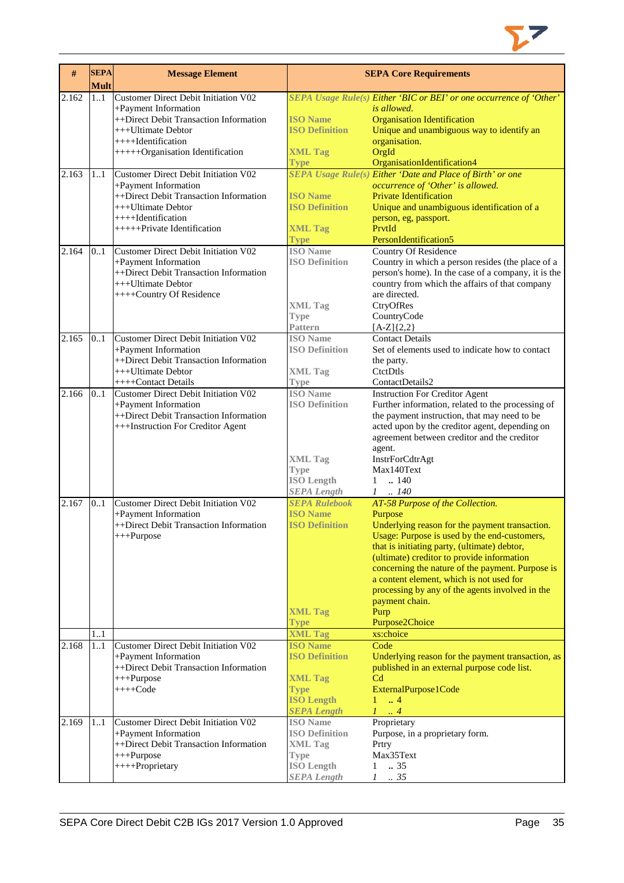| # | SEPA Mult | Message Element | SEPA Core Requirements |
|---|---|---|---|
| 2.162 | 1..1 | Customer Direct Debit Initiation V02<br>+Payment Information<br>++Direct Debit Transaction Information<br>+++Ultimate Debtor<br>++++Identification<br>+++++Organisation Identification | *SEPA Usage Rule(s)* *Either 'BIC or BEI' or one occurrence of 'Other' is allowed.*<br>**ISO Name** Organisation Identification<br>**ISO Definition** Unique and unambiguous way to identify an organisation.<br>**XML Tag** OrgId<br>**Type** OrganisationIdentification4 |
| 2.163 | 1..1 | Customer Direct Debit Initiation V02<br>+Payment Information<br>++Direct Debit Transaction Information<br>+++Ultimate Debtor<br>++++Identification<br>+++++Private Identification | *SEPA Usage Rule(s)* *Either 'Date and Place of Birth' or one occurrence of 'Other' is allowed.*<br>**ISO Name** Private Identification<br>**ISO Definition** Unique and unambiguous identification of a person, eg, passport.<br>**XML Tag** PrvtId<br>**Type** PersonIdentification5 |
| 2.164 | 0..1 | Customer Direct Debit Initiation V02<br>+Payment Information<br>++Direct Debit Transaction Information<br>+++Ultimate Debtor<br>++++Country Of Residence | **ISO Name** Country Of Residence<br>**ISO Definition** Country in which a person resides (the place of a person's home). In the case of a company, it is the country from which the affairs of that company are directed.<br>**XML Tag** CtryOfRes<br>**Type** CountryCode<br>**Pattern** [A-Z]{2,2} |
| 2.165 | 0..1 | Customer Direct Debit Initiation V02<br>+Payment Information<br>++Direct Debit Transaction Information<br>+++Ultimate Debtor<br>++++Contact Details | **ISO Name** Contact Details<br>**ISO Definition** Set of elements used to indicate how to contact the party.<br>**XML Tag** CtctDtls<br>**Type** ContactDetails2 |
| 2.166 | 0..1 | Customer Direct Debit Initiation V02<br>+Payment Information<br>++Direct Debit Transaction Information<br>+++Instruction For Creditor Agent | **ISO Name** Instruction For Creditor Agent<br>**ISO Definition** Further information, related to the processing of the payment instruction, that may need to be acted upon by the creditor agent, depending on agreement between creditor and the creditor agent.<br>**XML Tag** InstrForCdtrAgt<br>**Type** Max140Text<br>**ISO Length** 1 .. 140<br>*SEPA Length* *1 .. 140* |
| 2.167 | 0..1 | Customer Direct Debit Initiation V02<br>+Payment Information<br>++Direct Debit Transaction Information<br>+++Purpose | *SEPA Rulebook* *AT-58 Purpose of the Collection.*<br>**ISO Name** Purpose<br>**ISO Definition** Underlying reason for the payment transaction. Usage: Purpose is used by the end-customers, that is initiating party, (ultimate) debtor, (ultimate) creditor to provide information concerning the nature of the payment. Purpose is a content element, which is not used for processing by any of the agents involved in the payment chain.<br>**XML Tag** Purp<br>**Type** Purpose2Choice |
| | 1..1 | | **XML Tag** xs:choice |
| 2.168 | 1..1 | Customer Direct Debit Initiation V02<br>+Payment Information<br>++Direct Debit Transaction Information<br>+++Purpose<br>++++Code | **ISO Name** Code<br>**ISO Definition** Underlying reason for the payment transaction, as published in an external purpose code list.<br>**XML Tag** Cd<br>**Type** ExternalPurpose1Code<br>**ISO Length** 1 .. 4<br>*SEPA Length* *1 .. 4* |
| 2.169 | 1..1 | Customer Direct Debit Initiation V02<br>+Payment Information<br>++Direct Debit Transaction Information<br>+++Purpose<br>++++Proprietary | **ISO Name** Proprietary<br>**ISO Definition** Purpose, in a proprietary form.<br>**XML Tag** Prtry<br>**Type** Max35Text<br>**ISO Length** 1 .. 35<br>*SEPA Length* *1 .. 35* |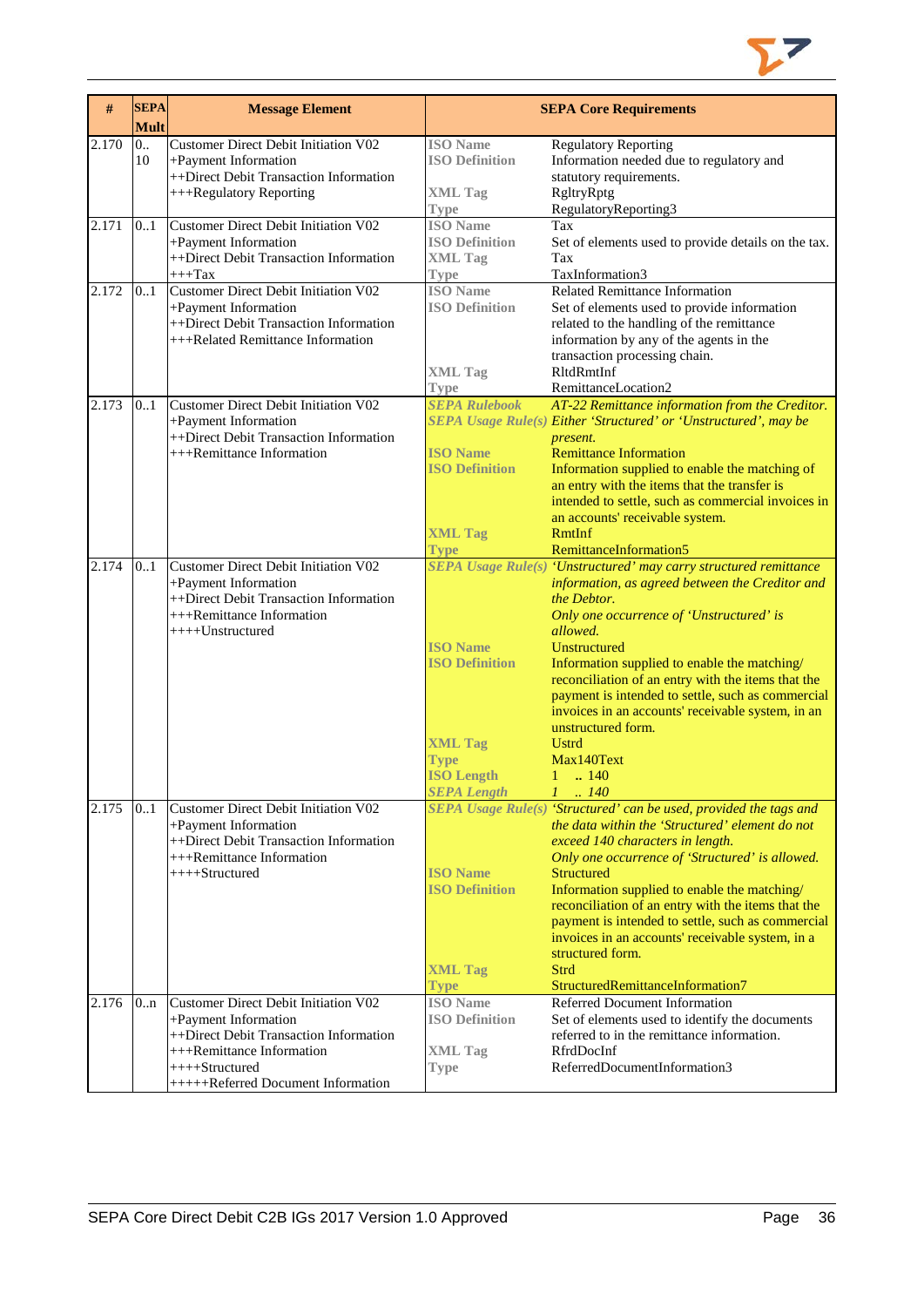| # | SEPA Mult | Message Element | SEPA Core Requirements | |
|---|---|---|---|---|
| 2.170 | 0.. 10 | Customer Direct Debit Initiation V02<br>+Payment Information<br>++Direct Debit Transaction Information<br>+++Regulatory Reporting | **ISO Name**<br>**ISO Definition**<br><br>**XML Tag**<br>**Type** | Regulatory Reporting<br>Information needed due to regulatory and statutory requirements.<br>RgltryRptg<br>RegulatoryReporting3 |
| 2.171 | 0..1 | Customer Direct Debit Initiation V02<br>+Payment Information<br>++Direct Debit Transaction Information<br>+++Tax | **ISO Name**<br>**ISO Definition**<br>**XML Tag**<br>**Type** | Tax<br>Set of elements used to provide details on the tax.<br>Tax<br>TaxInformation3 |
| 2.172 | 0..1 | Customer Direct Debit Initiation V02<br>+Payment Information<br>++Direct Debit Transaction Information<br>+++Related Remittance Information | **ISO Name**<br>**ISO Definition**<br><br><br><br>**XML Tag**<br>**Type** | Related Remittance Information<br>Set of elements used to provide information related to the handling of the remittance information by any of the agents in the transaction processing chain.<br>RltdRmtInf<br>RemittanceLocation2 |
| 2.173 | 0..1 | Customer Direct Debit Initiation V02<br>+Payment Information<br>++Direct Debit Transaction Information<br>+++Remittance Information | ***SEPA Rulebook***<br>***SEPA Usage Rule(s)***<br><br>**ISO Name**<br>**ISO Definition**<br><br><br><br>**XML Tag**<br>**Type** | *AT-22 Remittance information from the Creditor.*<br>*Either 'Structured' or 'Unstructured', may be present.*<br>Remittance Information<br>Information supplied to enable the matching of an entry with the items that the transfer is intended to settle, such as commercial invoices in an accounts' receivable system.<br>RmtInf<br>RemittanceInformation5 |
| 2.174 | 0..1 | Customer Direct Debit Initiation V02<br>+Payment Information<br>++Direct Debit Transaction Information<br>+++Remittance Information<br>++++Unstructured | ***SEPA Usage Rule(s)***<br><br><br><br><br>**ISO Name**<br>**ISO Definition**<br><br><br><br><br>**XML Tag**<br>**Type**<br>**ISO Length**<br>***SEPA Length*** | *'Unstructured' may carry structured remittance information, as agreed between the Creditor and the Debtor.*<br>*Only one occurrence of 'Unstructured' is allowed.*<br>Unstructured<br>Information supplied to enable the matching/ reconciliation of an entry with the items that the payment is intended to settle, such as commercial invoices in an accounts' receivable system, in an unstructured form.<br>Ustrd<br>Max140Text<br>1 .. 140<br>*1 .. 140* |
| 2.175 | 0..1 | Customer Direct Debit Initiation V02<br>+Payment Information<br>++Direct Debit Transaction Information<br>+++Remittance Information<br>++++Structured | ***SEPA Usage Rule(s)***<br><br><br><br>**ISO Name**<br>**ISO Definition**<br><br><br><br><br>**XML Tag**<br>**Type** | *'Structured' can be used, provided the tags and the data within the 'Structured' element do not exceed 140 characters in length.*<br>*Only one occurrence of 'Structured' is allowed.*<br>Structured<br>Information supplied to enable the matching/ reconciliation of an entry with the items that the payment is intended to settle, such as commercial invoices in an accounts' receivable system, in a structured form.<br>Strd<br>StructuredRemittanceInformation7 |
| 2.176 | 0..n | Customer Direct Debit Initiation V02<br>+Payment Information<br>++Direct Debit Transaction Information<br>+++Remittance Information<br>++++Structured<br>+++++Referred Document Information | **ISO Name**<br>**ISO Definition**<br><br>**XML Tag**<br>**Type** | Referred Document Information<br>Set of elements used to identify the documents referred to in the remittance information.<br>RfrdDocInf<br>ReferredDocumentInformation3 |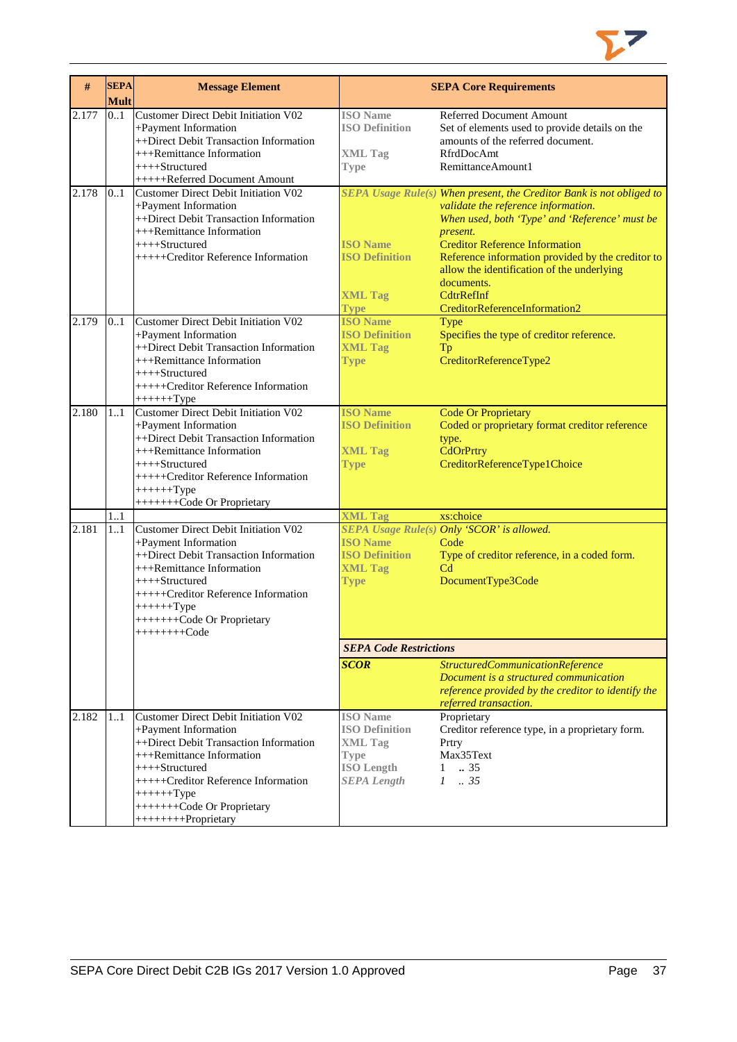| # | SEPA Mult | Message Element | SEPA Core Requirements | |
|---|---|---|---|---|
| 2.177 | 0..1 | Customer Direct Debit Initiation V02<br>+Payment Information<br>++Direct Debit Transaction Information<br>+++Remittance Information<br>++++Structured<br>+++++Referred Document Amount | ISO Name<br>ISO Definition<br><br>XML Tag<br>Type | Referred Document Amount<br>Set of elements used to provide details on the amounts of the referred document.<br>RfrdDocAmt<br>RemittanceAmount1 |
| 2.178 | 0..1 | Customer Direct Debit Initiation V02<br>+Payment Information<br>++Direct Debit Transaction Information<br>+++Remittance Information<br>++++Structured<br>+++++Creditor Reference Information | *SEPA Usage Rule(s)*<br><br><br><br>ISO Name<br>ISO Definition<br><br><br>XML Tag<br>Type | *When present, the Creditor Bank is not obliged to validate the reference information.*<br>*When used, both 'Type' and 'Reference' must be present.*<br>Creditor Reference Information<br>Reference information provided by the creditor to allow the identification of the underlying documents.<br>CdtrRefInf<br>CreditorReferenceInformation2 |
| 2.179 | 0..1 | Customer Direct Debit Initiation V02<br>+Payment Information<br>++Direct Debit Transaction Information<br>+++Remittance Information<br>++++Structured<br>+++++Creditor Reference Information<br>++++++Type | ISO Name<br>ISO Definition<br>XML Tag<br>Type | Type<br>Specifies the type of creditor reference.<br>Tp<br>CreditorReferenceType2 |
| 2.180 | 1..1 | Customer Direct Debit Initiation V02<br>+Payment Information<br>++Direct Debit Transaction Information<br>+++Remittance Information<br>++++Structured<br>+++++Creditor Reference Information<br>++++++Type<br>+++++++Code Or Proprietary | ISO Name<br>ISO Definition<br><br>XML Tag<br>Type | Code Or Proprietary<br>Coded or proprietary format creditor reference type.<br>CdOrPrtry<br>CreditorReferenceType1Choice |
| | 1..1 | | XML Tag | xs:choice |
| 2.181 | 1..1 | Customer Direct Debit Initiation V02<br>+Payment Information<br>++Direct Debit Transaction Information<br>+++Remittance Information<br>++++Structured<br>+++++Creditor Reference Information<br>++++++Type<br>+++++++Code Or Proprietary<br>++++++++Code | *SEPA Usage Rule(s)*<br>ISO Name<br>ISO Definition<br>XML Tag<br>Type | *Only 'SCOR' is allowed.*<br>Code<br>Type of creditor reference, in a coded form.<br>Cd<br>DocumentType3Code |
| | | | ***SEPA Code Restrictions*** | |
| | | | ***SCOR*** | *StructuredCommunicationReference*<br>*Document is a structured communication reference provided by the creditor to identify the referred transaction.* |
| 2.182 | 1..1 | Customer Direct Debit Initiation V02<br>+Payment Information<br>++Direct Debit Transaction Information<br>+++Remittance Information<br>++++Structured<br>+++++Creditor Reference Information<br>++++++Type<br>+++++++Code Or Proprietary<br>++++++++Proprietary | ISO Name<br>ISO Definition<br>XML Tag<br>Type<br>ISO Length<br>*SEPA Length* | Proprietary<br>Creditor reference type, in a proprietary form.<br>Prtry<br>Max35Text<br>1 .. 35<br>*1 .. 35* |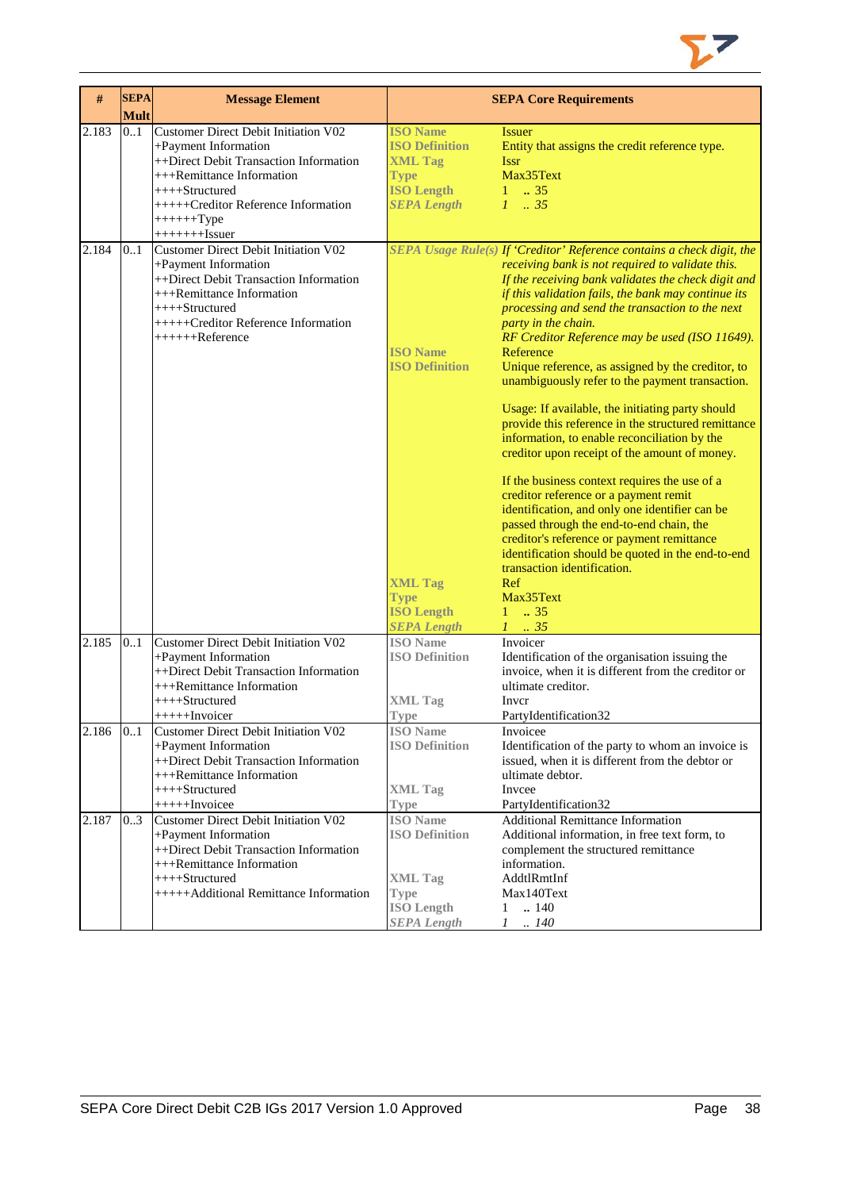| # | SEPA Mult | Message Element | SEPA Core Requirements | |
|---|---|---|---|---|
| 2.183 | 0..1 | Customer Direct Debit Initiation V02<br>+Payment Information<br>++Direct Debit Transaction Information<br>+++Remittance Information<br>++++Structured<br>+++++Creditor Reference Information<br>++++++Type<br>+++++++Issuer | **ISO Name**<br>**ISO Definition**<br>**XML Tag**<br>**Type**<br>**ISO Length**<br>***SEPA Length*** | Issuer<br>Entity that assigns the credit reference type.<br>Issr<br>Max35Text<br>1 .. 35<br>*1 .. 35* |
| 2.184 | 0..1 | Customer Direct Debit Initiation V02<br>+Payment Information<br>++Direct Debit Transaction Information<br>+++Remittance Information<br>++++Structured<br>+++++Creditor Reference Information<br>++++++Reference | ***SEPA Usage Rule(s)***<br><br><br><br><br><br><br>**ISO Name**<br>**ISO Definition**<br><br><br><br><br><br><br><br><br><br><br><br><br><br><br><br>**XML Tag**<br>**Type**<br>**ISO Length**<br>***SEPA Length*** | *If 'Creditor' Reference contains a check digit, the receiving bank is not required to validate this.*<br>*If the receiving bank validates the check digit and if this validation fails, the bank may continue its processing and send the transaction to the next party in the chain.*<br>*RF Creditor Reference may be used (ISO 11649).*<br>Reference<br>Unique reference, as assigned by the creditor, to unambiguously refer to the payment transaction.<br><br>Usage: If available, the initiating party should provide this reference in the structured remittance information, to enable reconciliation by the creditor upon receipt of the amount of money.<br><br>If the business context requires the use of a creditor reference or a payment remit identification, and only one identifier can be passed through the end-to-end chain, the creditor's reference or payment remittance identification should be quoted in the end-to-end transaction identification.<br>Ref<br>Max35Text<br>1 .. 35<br>*1 .. 35* |
| 2.185 | 0..1 | Customer Direct Debit Initiation V02<br>+Payment Information<br>++Direct Debit Transaction Information<br>+++Remittance Information<br>++++Structured<br>+++++Invoicer | **ISO Name**<br>**ISO Definition**<br><br><br>**XML Tag**<br>**Type** | Invoicer<br>Identification of the organisation issuing the invoice, when it is different from the creditor or ultimate creditor.<br>Invcr<br>PartyIdentification32 |
| 2.186 | 0..1 | Customer Direct Debit Initiation V02<br>+Payment Information<br>++Direct Debit Transaction Information<br>+++Remittance Information<br>++++Structured<br>+++++Invoicee | **ISO Name**<br>**ISO Definition**<br><br><br>**XML Tag**<br>**Type** | Invoicee<br>Identification of the party to whom an invoice is issued, when it is different from the debtor or ultimate debtor.<br>Invcee<br>PartyIdentification32 |
| 2.187 | 0..3 | Customer Direct Debit Initiation V02<br>+Payment Information<br>++Direct Debit Transaction Information<br>+++Remittance Information<br>++++Structured<br>+++++Additional Remittance Information | **ISO Name**<br>**ISO Definition**<br><br><br>**XML Tag**<br>**Type**<br>**ISO Length**<br>***SEPA Length*** | Additional Remittance Information<br>Additional information, in free text form, to complement the structured remittance information.<br>AddtlRmtInf<br>Max140Text<br>1 .. 140<br>*1 .. 140* |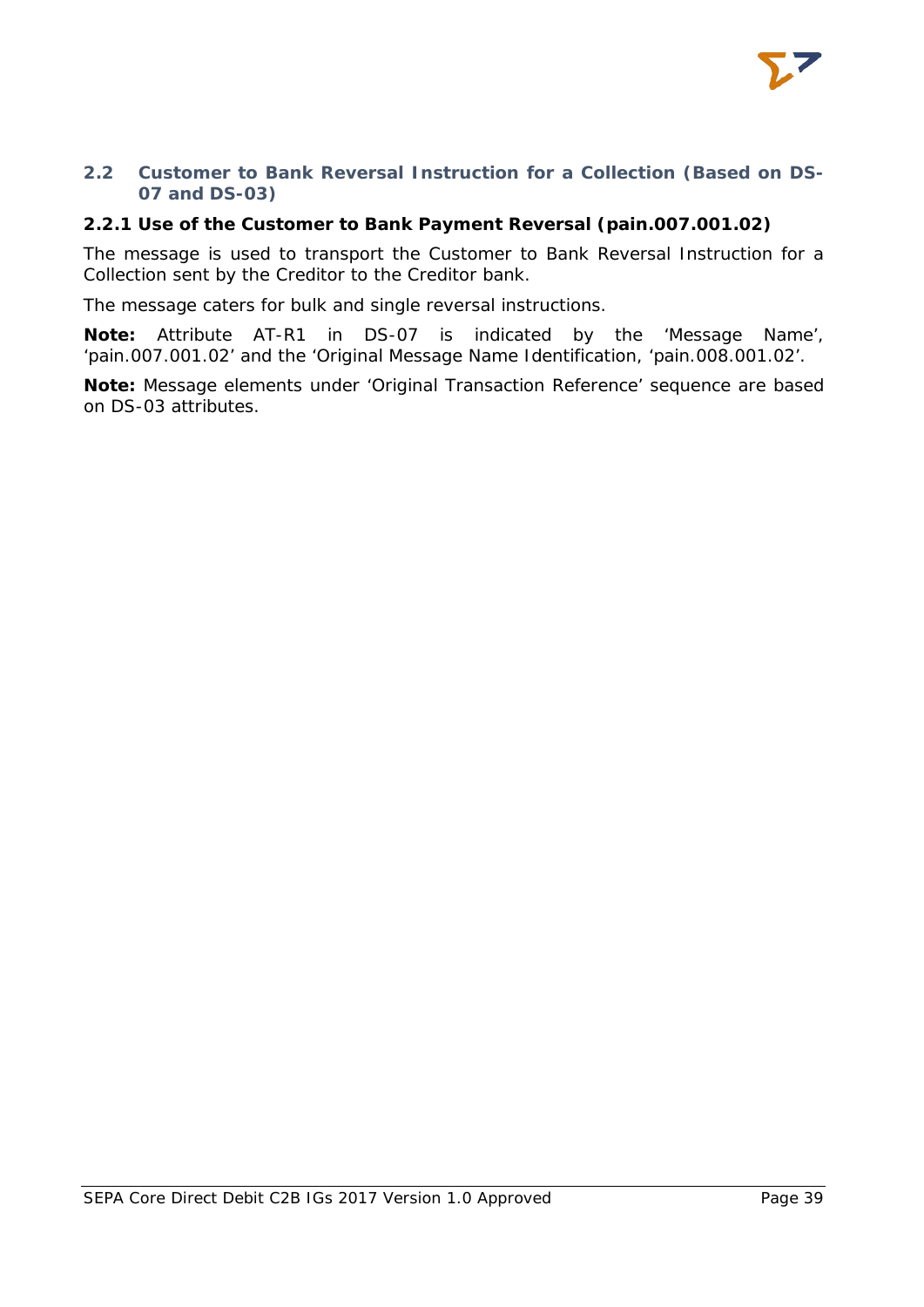## 2.2 Customer to Bank Reversal Instruction for a Collection (Based on DS-07 and DS-03)

### 2.2.1 Use of the Customer to Bank Payment Reversal (pain.007.001.02)

The message is used to transport the Customer to Bank Reversal Instruction for a Collection sent by the Creditor to the Creditor bank.

The message caters for bulk and single reversal instructions.

**Note:** Attribute AT-R1 in DS-07 is indicated by the 'Message Name', 'pain.007.001.02' and the 'Original Message Name Identification, 'pain.008.001.02'.

**Note:** Message elements under 'Original Transaction Reference' sequence are based on DS-03 attributes.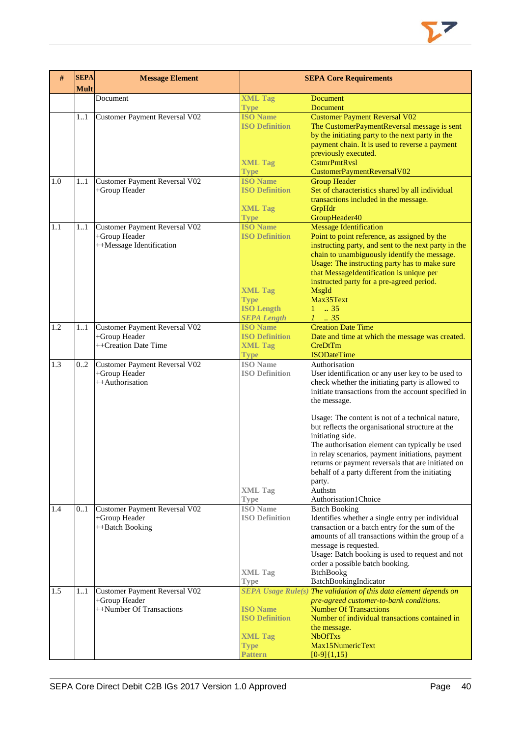| # | SEPA Mult | Message Element | SEPA Core Requirements | |
|---|---|---|---|---|
| | | Document | XML Tag<br>Type | Document<br>Document |
| | 1..1 | Customer Payment Reversal V02 | ISO Name<br>ISO Definition<br><br><br><br>XML Tag<br>Type | Customer Payment Reversal V02<br>The CustomerPaymentReversal message is sent by the initiating party to the next party in the payment chain. It is used to reverse a payment previously executed.<br>CstmrPmtRvsl<br>CustomerPaymentReversalV02 |
| 1.0 | 1..1 | Customer Payment Reversal V02<br>+Group Header | ISO Name<br>ISO Definition<br><br>XML Tag<br>Type | Group Header<br>Set of characteristics shared by all individual transactions included in the message.<br>GrpHdr<br>GroupHeader40 |
| 1.1 | 1..1 | Customer Payment Reversal V02<br>+Group Header<br>++Message Identification | ISO Name<br>ISO Definition<br><br><br><br><br><br>XML Tag<br>Type<br>ISO Length<br>*SEPA Length* | Message Identification<br>Point to point reference, as assigned by the instructing party, and sent to the next party in the chain to unambiguously identify the message.<br>Usage: The instructing party has to make sure that MessageIdentification is unique per instructed party for a pre-agreed period.<br>MsgId<br>Max35Text<br>1 .. 35<br>*1 .. 35* |
| 1.2 | 1..1 | Customer Payment Reversal V02<br>+Group Header<br>++Creation Date Time | ISO Name<br>ISO Definition<br>XML Tag<br>Type | Creation Date Time<br>Date and time at which the message was created.<br>CreDtTm<br>ISODateTime |
| 1.3 | 0..2 | Customer Payment Reversal V02<br>+Group Header<br>++Authorisation | ISO Name<br>ISO Definition<br><br><br><br><br><br><br><br><br><br><br><br><br>XML Tag<br>Type | Authorisation<br>User identification or any user key to be used to check whether the initiating party is allowed to initiate transactions from the account specified in the message.<br><br>Usage: The content is not of a technical nature, but reflects the organisational structure at the initiating side.<br>The authorisation element can typically be used in relay scenarios, payment initiations, payment returns or payment reversals that are initiated on behalf of a party different from the initiating party.<br>Authstn<br>Authorisation1Choice |
| 1.4 | 0..1 | Customer Payment Reversal V02<br>+Group Header<br>++Batch Booking | ISO Name<br>ISO Definition<br><br><br><br><br><br>XML Tag<br>Type | Batch Booking<br>Identifies whether a single entry per individual transaction or a batch entry for the sum of the amounts of all transactions within the group of a message is requested.<br>Usage: Batch booking is used to request and not order a possible batch booking.<br>BtchBookg<br>BatchBookingIndicator |
| 1.5 | 1..1 | Customer Payment Reversal V02<br>+Group Header<br>++Number Of Transactions | *SEPA Usage Rule(s)*<br><br>ISO Name<br>ISO Definition<br><br>XML Tag<br>Type<br>Pattern | *The validation of this data element depends on pre-agreed customer-to-bank conditions.*<br>Number Of Transactions<br>Number of individual transactions contained in the message.<br>NbOfTxs<br>Max15NumericText<br>[0-9]{1,15} |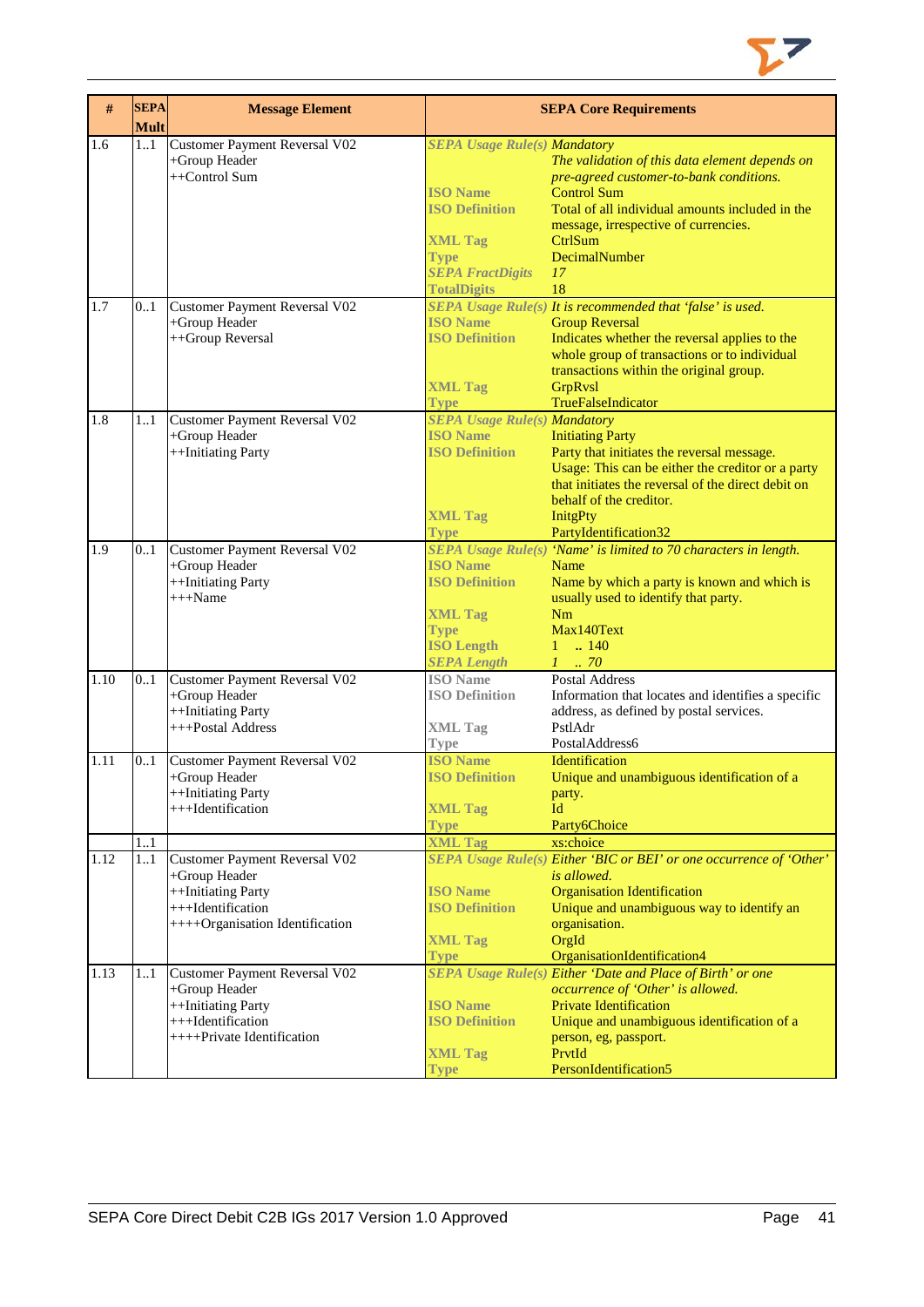| # | SEPA Mult | Message Element | SEPA Core Requirements | |
|---|---|---|---|---|
| 1.6 | 1..1 | Customer Payment Reversal V02<br>+Group Header<br>++Control Sum | *SEPA Usage Rule(s)* | *Mandatory*<br>*The validation of this data element depends on pre-agreed customer-to-bank conditions.* |
| | | | **ISO Name** | Control Sum |
| | | | **ISO Definition** | Total of all individual amounts included in the message, irrespective of currencies. |
| | | | **XML Tag** | CtrlSum |
| | | | **Type** | DecimalNumber |
| | | | ***SEPA FractDigits*** | *17* |
| | | | **TotalDigits** | 18 |
| 1.7 | 0..1 | Customer Payment Reversal V02<br>+Group Header<br>++Group Reversal | *SEPA Usage Rule(s)* | *It is recommended that 'false' is used.* |
| | | | **ISO Name** | Group Reversal |
| | | | **ISO Definition** | Indicates whether the reversal applies to the whole group of transactions or to individual transactions within the original group. |
| | | | **XML Tag** | GrpRvsl |
| | | | **Type** | TrueFalseIndicator |
| 1.8 | 1..1 | Customer Payment Reversal V02<br>+Group Header<br>++Initiating Party | *SEPA Usage Rule(s)* | *Mandatory* |
| | | | **ISO Name** | Initiating Party |
| | | | **ISO Definition** | Party that initiates the reversal message.<br>Usage: This can be either the creditor or a party that initiates the reversal of the direct debit on behalf of the creditor. |
| | | | **XML Tag** | InitgPty |
| | | | **Type** | PartyIdentification32 |
| 1.9 | 0..1 | Customer Payment Reversal V02<br>+Group Header<br>++Initiating Party<br>+++Name | *SEPA Usage Rule(s)* | *'Name' is limited to 70 characters in length.* |
| | | | **ISO Name** | Name |
| | | | **ISO Definition** | Name by which a party is known and which is usually used to identify that party. |
| | | | **XML Tag** | Nm |
| | | | **Type** | Max140Text |
| | | | **ISO Length** | 1 .. 140 |
| | | | ***SEPA Length*** | *1 .. 70* |
| 1.10 | 0..1 | Customer Payment Reversal V02<br>+Group Header<br>++Initiating Party<br>+++Postal Address | **ISO Name** | Postal Address |
| | | | **ISO Definition** | Information that locates and identifies a specific address, as defined by postal services. |
| | | | **XML Tag** | PstlAdr |
| | | | **Type** | PostalAddress6 |
| 1.11 | 0..1 | Customer Payment Reversal V02<br>+Group Header<br>++Initiating Party<br>+++Identification | **ISO Name** | Identification |
| | | | **ISO Definition** | Unique and unambiguous identification of a party. |
| | | | **XML Tag** | Id |
| | | | **Type** | Party6Choice |
| | 1..1 | | **XML Tag** | xs:choice |
| 1.12 | 1..1 | Customer Payment Reversal V02<br>+Group Header<br>++Initiating Party<br>+++Identification<br>++++Organisation Identification | *SEPA Usage Rule(s)* | *Either 'BIC or BEI' or one occurrence of 'Other' is allowed.* |
| | | | **ISO Name** | Organisation Identification |
| | | | **ISO Definition** | Unique and unambiguous way to identify an organisation. |
| | | | **XML Tag** | OrgId |
| | | | **Type** | OrganisationIdentification4 |
| 1.13 | 1..1 | Customer Payment Reversal V02<br>+Group Header<br>++Initiating Party<br>+++Identification<br>++++Private Identification | *SEPA Usage Rule(s)* | *Either 'Date and Place of Birth' or one occurrence of 'Other' is allowed.* |
| | | | **ISO Name** | Private Identification |
| | | | **ISO Definition** | Unique and unambiguous identification of a person, eg, passport. |
| | | | **XML Tag** | PrvtId |
| | | | **Type** | PersonIdentification5 |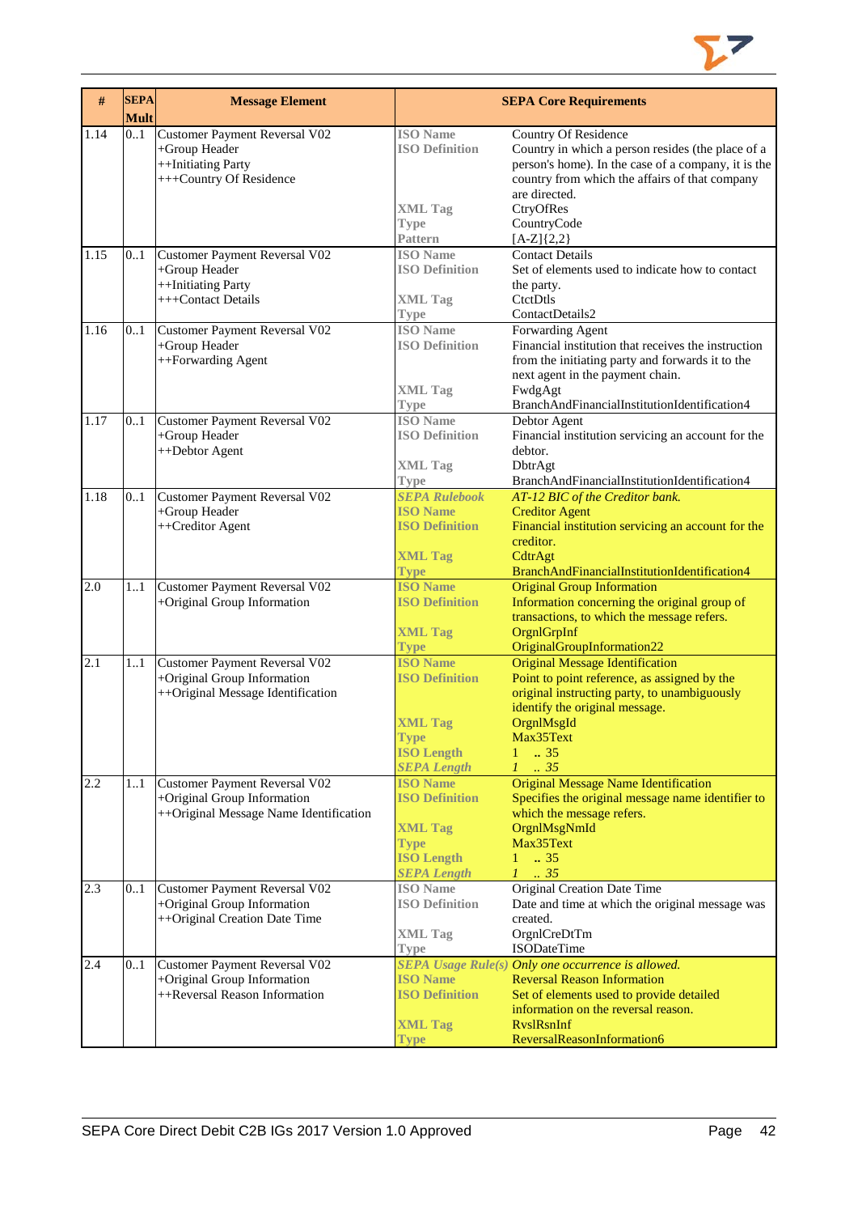| # | SEPA Mult | Message Element | SEPA Core Requirements | |
|---|---|---|---|---|
| 1.14 | 0..1 | Customer Payment Reversal V02<br>+Group Header<br>++Initiating Party<br>+++Country Of Residence | **ISO Name**<br>**ISO Definition**<br><br><br><br>**XML Tag**<br>**Type**<br>**Pattern** | Country Of Residence<br>Country in which a person resides (the place of a person's home). In the case of a company, it is the country from which the affairs of that company are directed.<br>CtryOfRes<br>CountryCode<br>[A-Z]{2,2} |
| 1.15 | 0..1 | Customer Payment Reversal V02<br>+Group Header<br>++Initiating Party<br>+++Contact Details | **ISO Name**<br>**ISO Definition**<br><br>**XML Tag**<br>**Type** | Contact Details<br>Set of elements used to indicate how to contact the party.<br>CtctDtls<br>ContactDetails2 |
| 1.16 | 0..1 | Customer Payment Reversal V02<br>+Group Header<br>++Forwarding Agent | **ISO Name**<br>**ISO Definition**<br><br><br>**XML Tag**<br>**Type** | Forwarding Agent<br>Financial institution that receives the instruction from the initiating party and forwards it to the next agent in the payment chain.<br>FwdgAgt<br>BranchAndFinancialInstitutionIdentification4 |
| 1.17 | 0..1 | Customer Payment Reversal V02<br>+Group Header<br>++Debtor Agent | **ISO Name**<br>**ISO Definition**<br><br>**XML Tag**<br>**Type** | Debtor Agent<br>Financial institution servicing an account for the debtor.<br>DbtrAgt<br>BranchAndFinancialInstitutionIdentification4 |
| 1.18 | 0..1 | Customer Payment Reversal V02<br>+Group Header<br>++Creditor Agent | ***SEPA Rulebook***<br>**ISO Name**<br>**ISO Definition**<br><br>**XML Tag**<br>**Type** | *AT-12 BIC of the Creditor bank.*<br>Creditor Agent<br>Financial institution servicing an account for the creditor.<br>CdtrAgt<br>BranchAndFinancialInstitutionIdentification4 |
| 2.0 | 1..1 | Customer Payment Reversal V02<br>+Original Group Information | **ISO Name**<br>**ISO Definition**<br><br>**XML Tag**<br>**Type** | Original Group Information<br>Information concerning the original group of transactions, to which the message refers.<br>OrgnlGrpInf<br>OriginalGroupInformation22 |
| 2.1 | 1..1 | Customer Payment Reversal V02<br>+Original Group Information<br>++Original Message Identification | **ISO Name**<br>**ISO Definition**<br><br><br>**XML Tag**<br>**Type**<br>**ISO Length**<br>***SEPA Length*** | Original Message Identification<br>Point to point reference, as assigned by the original instructing party, to unambiguously identify the original message.<br>OrgnlMsgId<br>Max35Text<br>1 .. 35<br>*1 .. 35* |
| 2.2 | 1..1 | Customer Payment Reversal V02<br>+Original Group Information<br>++Original Message Name Identification | **ISO Name**<br>**ISO Definition**<br><br>**XML Tag**<br>**Type**<br>**ISO Length**<br>***SEPA Length*** | Original Message Name Identification<br>Specifies the original message name identifier to which the message refers.<br>OrgnlMsgNmId<br>Max35Text<br>1 .. 35<br>*1 .. 35* |
| 2.3 | 0..1 | Customer Payment Reversal V02<br>+Original Group Information<br>++Original Creation Date Time | **ISO Name**<br>**ISO Definition**<br><br>**XML Tag**<br>**Type** | Original Creation Date Time<br>Date and time at which the original message was created.<br>OrgnlCreDtTm<br>ISODateTime |
| 2.4 | 0..1 | Customer Payment Reversal V02<br>+Original Group Information<br>++Reversal Reason Information | ***SEPA Usage Rule(s)***<br>**ISO Name**<br>**ISO Definition**<br><br>**XML Tag**<br>**Type** | *Only one occurrence is allowed.*<br>Reversal Reason Information<br>Set of elements used to provide detailed information on the reversal reason.<br>RvslRsnInf<br>ReversalReasonInformation6 |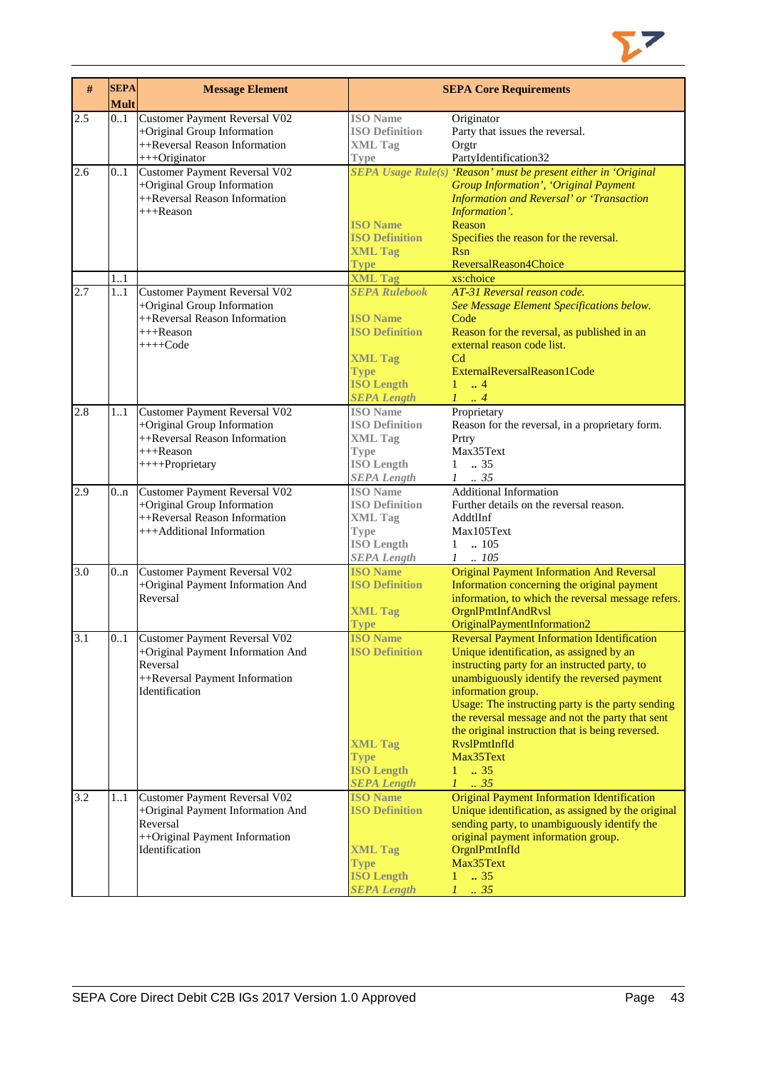| # | SEPA Mult | Message Element | SEPA Core Requirements | |
|---|---|---|---|---|
| 2.5 | 0..1 | Customer Payment Reversal V02<br>+Original Group Information<br>++Reversal Reason Information<br>+++Originator | ISO Name<br>ISO Definition<br>XML Tag<br>Type | Originator<br>Party that issues the reversal.<br>Orgtr<br>PartyIdentification32 |
| 2.6 | 0..1 | Customer Payment Reversal V02<br>+Original Group Information<br>++Reversal Reason Information<br>+++Reason | *SEPA Usage Rule(s)*<br><br><br><br>ISO Name<br>ISO Definition<br>XML Tag<br>Type | *'Reason' must be present either in 'Original Group Information', 'Original Payment Information and Reversal' or 'Transaction Information'.*<br>Reason<br>Specifies the reason for the reversal.<br>Rsn<br>ReversalReason4Choice |
| | 1..1 | | XML Tag | xs:choice |
| 2.7 | 1..1 | Customer Payment Reversal V02<br>+Original Group Information<br>++Reversal Reason Information<br>+++Reason<br>++++Code | *SEPA Rulebook*<br><br>ISO Name<br>ISO Definition<br><br>XML Tag<br>Type<br>ISO Length<br>*SEPA Length* | *AT-31 Reversal reason code.*<br>*See Message Element Specifications below.*<br>Code<br>Reason for the reversal, as published in an external reason code list.<br>Cd<br>ExternalReversalReason1Code<br>1 .. 4<br>*1 .. 4* |
| 2.8 | 1..1 | Customer Payment Reversal V02<br>+Original Group Information<br>++Reversal Reason Information<br>+++Reason<br>++++Proprietary | ISO Name<br>ISO Definition<br>XML Tag<br>Type<br>ISO Length<br>*SEPA Length* | Proprietary<br>Reason for the reversal, in a proprietary form.<br>Prtry<br>Max35Text<br>1 .. 35<br>*1 .. 35* |
| 2.9 | 0..n | Customer Payment Reversal V02<br>+Original Group Information<br>++Reversal Reason Information<br>+++Additional Information | ISO Name<br>ISO Definition<br>XML Tag<br>Type<br>ISO Length<br>*SEPA Length* | Additional Information<br>Further details on the reversal reason.<br>AddtlInf<br>Max105Text<br>1 .. 105<br>*1 .. 105* |
| 3.0 | 0..n | Customer Payment Reversal V02<br>+Original Payment Information And Reversal | ISO Name<br>ISO Definition<br><br>XML Tag<br>Type | Original Payment Information And Reversal<br>Information concerning the original payment information, to which the reversal message refers.<br>OrgnlPmtInfAndRvsl<br>OriginalPaymentInformation2 |
| 3.1 | 0..1 | Customer Payment Reversal V02<br>+Original Payment Information And Reversal<br>++Reversal Payment Information Identification | ISO Name<br>ISO Definition<br><br><br><br><br><br><br>XML Tag<br>Type<br>ISO Length<br>*SEPA Length* | Reversal Payment Information Identification<br>Unique identification, as assigned by an instructing party for an instructed party, to unambiguously identify the reversed payment information group.<br>Usage: The instructing party is the party sending the reversal message and not the party that sent the original instruction that is being reversed.<br>RvslPmtInfId<br>Max35Text<br>1 .. 35<br>*1 .. 35* |
| 3.2 | 1..1 | Customer Payment Reversal V02<br>+Original Payment Information And Reversal<br>++Original Payment Information Identification | ISO Name<br>ISO Definition<br><br><br>XML Tag<br>Type<br>ISO Length<br>*SEPA Length* | Original Payment Information Identification<br>Unique identification, as assigned by the original sending party, to unambiguously identify the original payment information group.<br>OrgnlPmtInfId<br>Max35Text<br>1 .. 35<br>*1 .. 35* |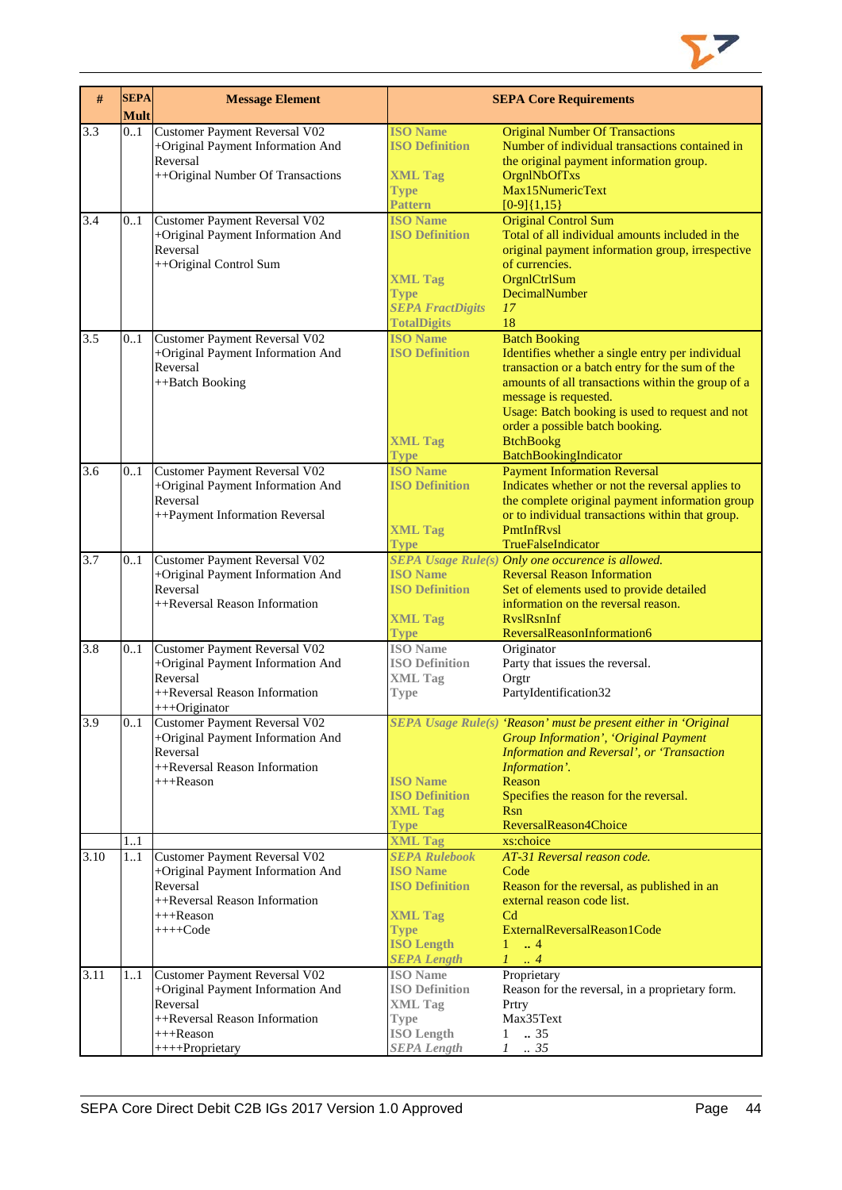| # | SEPA Mult | Message Element | SEPA Core Requirements | |
|---|---|---|---|---|
| 3.3 | 0..1 | Customer Payment Reversal V02<br>+Original Payment Information And Reversal<br>++Original Number Of Transactions | ISO Name<br>ISO Definition<br><br>XML Tag<br>Type<br>Pattern | Original Number Of Transactions<br>Number of individual transactions contained in the original payment information group.<br>OrgnlNbOfTxs<br>Max15NumericText<br>[0-9]{1,15} |
| 3.4 | 0..1 | Customer Payment Reversal V02<br>+Original Payment Information And Reversal<br>++Original Control Sum | ISO Name<br>ISO Definition<br><br><br>XML Tag<br>Type<br>*SEPA FractDigits*<br>TotalDigits | Original Control Sum<br>Total of all individual amounts included in the original payment information group, irrespective of currencies.<br>OrgnlCtrlSum<br>DecimalNumber<br>*17*<br>18 |
| 3.5 | 0..1 | Customer Payment Reversal V02<br>+Original Payment Information And Reversal<br>++Batch Booking | ISO Name<br>ISO Definition<br><br><br><br><br><br>XML Tag<br>Type | Batch Booking<br>Identifies whether a single entry per individual transaction or a batch entry for the sum of the amounts of all transactions within the group of a message is requested.<br>Usage: Batch booking is used to request and not order a possible batch booking.<br>BtchBookg<br>BatchBookingIndicator |
| 3.6 | 0..1 | Customer Payment Reversal V02<br>+Original Payment Information And Reversal<br>++Payment Information Reversal | ISO Name<br>ISO Definition<br><br><br>XML Tag<br>Type | Payment Information Reversal<br>Indicates whether or not the reversal applies to the complete original payment information group or to individual transactions within that group.<br>PmtInfRvsl<br>TrueFalseIndicator |
| 3.7 | 0..1 | Customer Payment Reversal V02<br>+Original Payment Information And Reversal<br>++Reversal Reason Information | *SEPA Usage Rule(s)*<br>ISO Name<br>ISO Definition<br><br>XML Tag<br>Type | *Only one occurence is allowed.*<br>Reversal Reason Information<br>Set of elements used to provide detailed information on the reversal reason.<br>RvslRsnInf<br>ReversalReasonInformation6 |
| 3.8 | 0..1 | Customer Payment Reversal V02<br>+Original Payment Information And Reversal<br>++Reversal Reason Information<br>+++Originator | ISO Name<br>ISO Definition<br>XML Tag<br>Type | Originator<br>Party that issues the reversal.<br>Orgtr<br>PartyIdentification32 |
| 3.9 | 0..1 | Customer Payment Reversal V02<br>+Original Payment Information And Reversal<br>++Reversal Reason Information<br>+++Reason | *SEPA Usage Rule(s)*<br><br><br><br>ISO Name<br>ISO Definition<br>XML Tag<br>Type | *'Reason' must be present either in 'Original Group Information', 'Original Payment Information and Reversal', or 'Transaction Information'.*<br>Reason<br>Specifies the reason for the reversal.<br>Rsn<br>ReversalReason4Choice |
| | 1..1 | | XML Tag | xs:choice |
| 3.10 | 1..1 | Customer Payment Reversal V02<br>+Original Payment Information And Reversal<br>++Reversal Reason Information<br>+++Reason<br>++++Code | *SEPA Rulebook*<br>ISO Name<br>ISO Definition<br><br>XML Tag<br>Type<br>ISO Length<br>*SEPA Length* | *AT-31 Reversal reason code.*<br>Code<br>Reason for the reversal, as published in an external reason code list.<br>Cd<br>ExternalReversalReason1Code<br>1 .. 4<br>*1 .. 4* |
| 3.11 | 1..1 | Customer Payment Reversal V02<br>+Original Payment Information And Reversal<br>++Reversal Reason Information<br>+++Reason<br>++++Proprietary | ISO Name<br>ISO Definition<br>XML Tag<br>Type<br>ISO Length<br>*SEPA Length* | Proprietary<br>Reason for the reversal, in a proprietary form.<br>Prtry<br>Max35Text<br>1 .. 35<br>*1 .. 35* |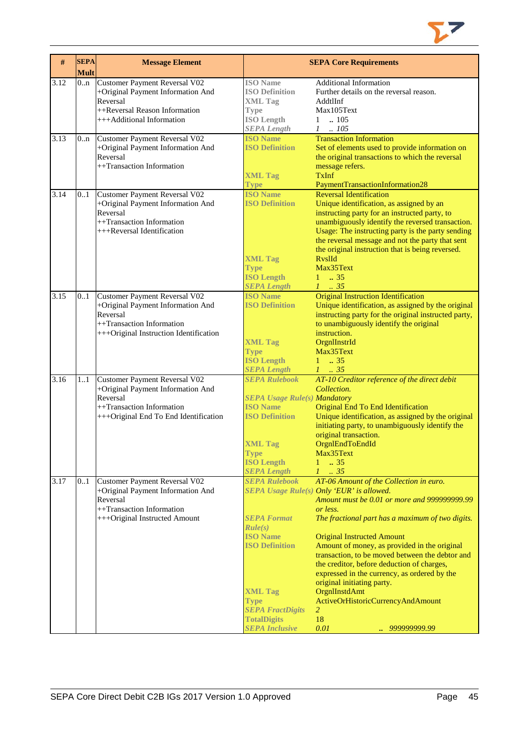| # | SEPA Mult | Message Element | SEPA Core Requirements | |
|---|---|---|---|---|
| 3.12 | 0..n | Customer Payment Reversal V02<br>+Original Payment Information And Reversal<br>++Reversal Reason Information<br>+++Additional Information | ISO Name<br>ISO Definition<br>XML Tag<br>Type<br>ISO Length<br>*SEPA Length* | Additional Information<br>Further details on the reversal reason.<br>AddtlInf<br>Max105Text<br>1 .. 105<br>*1 .. 105* |
| 3.13 | 0..n | Customer Payment Reversal V02<br>+Original Payment Information And Reversal<br>++Transaction Information | ISO Name<br>ISO Definition<br><br><br>XML Tag<br>Type | Transaction Information<br>Set of elements used to provide information on the original transactions to which the reversal message refers.<br>TxInf<br>PaymentTransactionInformation28 |
| 3.14 | 0..1 | Customer Payment Reversal V02<br>+Original Payment Information And Reversal<br>++Transaction Information<br>+++Reversal Identification | ISO Name<br>ISO Definition<br><br><br><br><br><br>XML Tag<br>Type<br>ISO Length<br>*SEPA Length* | Reversal Identification<br>Unique identification, as assigned by an instructing party for an instructed party, to unambiguously identify the reversed transaction.<br>Usage: The instructing party is the party sending the reversal message and not the party that sent the original instruction that is being reversed.<br>RvslId<br>Max35Text<br>1 .. 35<br>*1 .. 35* |
| 3.15 | 0..1 | Customer Payment Reversal V02<br>+Original Payment Information And Reversal<br>++Transaction Information<br>+++Original Instruction Identification | ISO Name<br>ISO Definition<br><br><br><br>XML Tag<br>Type<br>ISO Length<br>*SEPA Length* | Original Instruction Identification<br>Unique identification, as assigned by the original instructing party for the original instructed party, to unambiguously identify the original instruction.<br>OrgnlInstrId<br>Max35Text<br>1 .. 35<br>*1 .. 35* |
| 3.16 | 1..1 | Customer Payment Reversal V02<br>+Original Payment Information And Reversal<br>++Transaction Information<br>+++Original End To End Identification | *SEPA Rulebook*<br><br>*SEPA Usage Rule(s)*<br>ISO Name<br>ISO Definition<br><br><br>XML Tag<br>Type<br>ISO Length<br>*SEPA Length* | *AT-10 Creditor reference of the direct debit Collection.*<br>*Mandatory*<br>Original End To End Identification<br>Unique identification, as assigned by the original initiating party, to unambiguously identify the original transaction.<br>OrgnlEndToEndId<br>Max35Text<br>1 .. 35<br>*1 .. 35* |
| 3.17 | 0..1 | Customer Payment Reversal V02<br>+Original Payment Information And Reversal<br>++Transaction Information<br>+++Original Instructed Amount | *SEPA Rulebook*<br>*SEPA Usage Rule(s)*<br><br><br>*SEPA Format Rule(s)*<br>ISO Name<br>ISO Definition<br><br><br><br><br>XML Tag<br>Type<br>*SEPA FractDigits*<br>TotalDigits<br>*SEPA Inclusive* | *AT-06 Amount of the Collection in euro.*<br>*Only 'EUR' is allowed.*<br>*Amount must be 0.01 or more and 999999999.99 or less.*<br>*The fractional part has a maximum of two digits.*<br>Original Instructed Amount<br>Amount of money, as provided in the original transaction, to be moved between the debtor and the creditor, before deduction of charges, expressed in the currency, as ordered by the original initiating party.<br>OrgnlInstdAmt<br>ActiveOrHistoricCurrencyAndAmount<br>*2*<br>18<br>*0.01 .. 999999999.99* |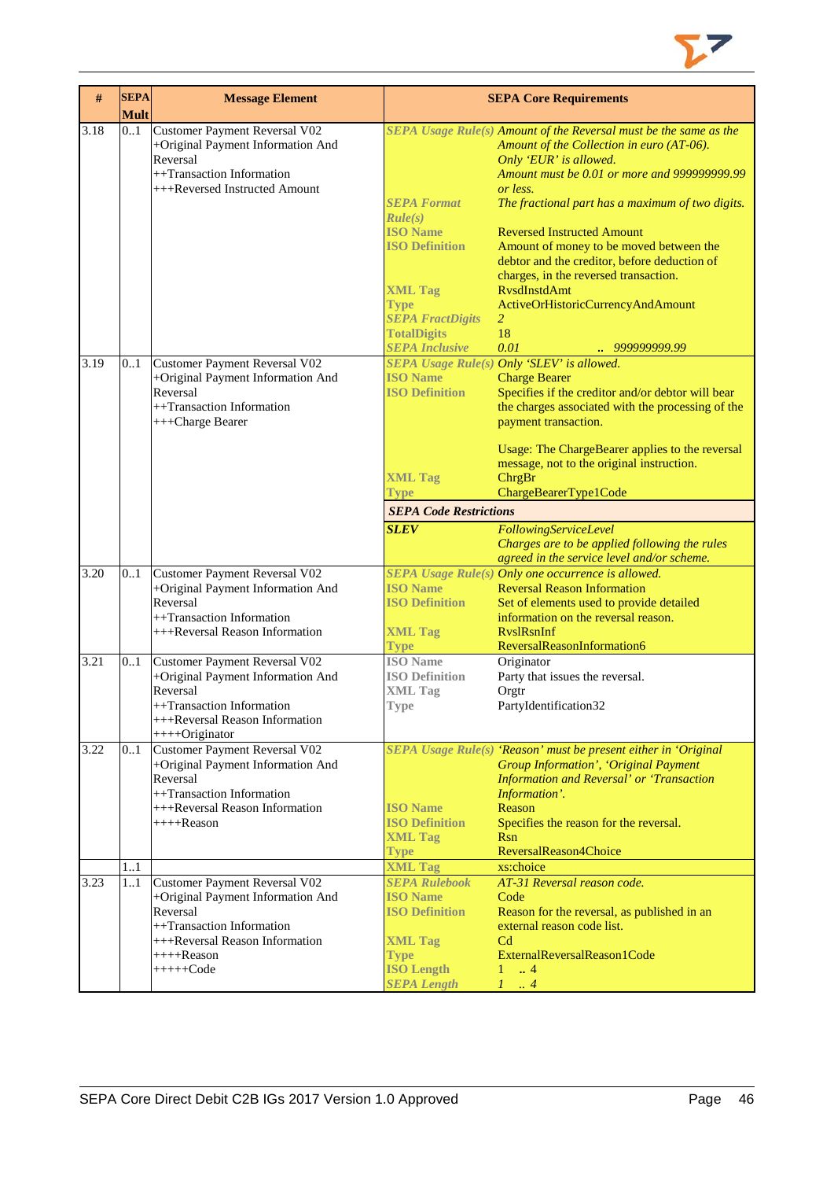| # | SEPA Mult | Message Element | SEPA Core Requirements | |
|---|---|---|---|---|
| 3.18 | 0..1 | Customer Payment Reversal V02<br>+Original Payment Information And Reversal<br>++Transaction Information<br>+++Reversed Instructed Amount | *SEPA Usage Rule(s)* | *Amount of the Reversal must be the same as the Amount of the Collection in euro (AT-06).*<br>*Only 'EUR' is allowed.*<br>*Amount must be 0.01 or more and 999999999.99 or less.* |
| | | | *SEPA Format Rule(s)* | *The fractional part has a maximum of two digits.* |
| | | | ISO Name | Reversed Instructed Amount |
| | | | ISO Definition | Amount of money to be moved between the debtor and the creditor, before deduction of charges, in the reversed transaction. |
| | | | XML Tag | RvsdInstdAmt |
| | | | Type | ActiveOrHistoricCurrencyAndAmount |
| | | | *SEPA FractDigits* | *2* |
| | | | TotalDigits | 18 |
| | | | *SEPA Inclusive* | *0.01 .. 999999999.99* |
| 3.19 | 0..1 | Customer Payment Reversal V02<br>+Original Payment Information And Reversal<br>++Transaction Information<br>+++Charge Bearer | *SEPA Usage Rule(s)* | *Only 'SLEV' is allowed.* |
| | | | ISO Name | Charge Bearer |
| | | | ISO Definition | Specifies if the creditor and/or debtor will bear the charges associated with the processing of the payment transaction.<br><br>Usage: The ChargeBearer applies to the reversal message, not to the original instruction. |
| | | | XML Tag | ChrgBr |
| | | | Type | ChargeBearerType1Code |
| | | | ***SEPA Code Restrictions*** | |
| | | | ***SLEV*** | *FollowingServiceLevel*<br>*Charges are to be applied following the rules agreed in the service level and/or scheme.* |
| 3.20 | 0..1 | Customer Payment Reversal V02<br>+Original Payment Information And Reversal<br>++Transaction Information<br>+++Reversal Reason Information | *SEPA Usage Rule(s)* | *Only one occurrence is allowed.* |
| | | | ISO Name | Reversal Reason Information |
| | | | ISO Definition | Set of elements used to provide detailed information on the reversal reason. |
| | | | XML Tag | RvslRsnInf |
| | | | Type | ReversalReasonInformation6 |
| 3.21 | 0..1 | Customer Payment Reversal V02<br>+Original Payment Information And Reversal<br>++Transaction Information<br>+++Reversal Reason Information<br>++++Originator | ISO Name | Originator |
| | | | ISO Definition | Party that issues the reversal. |
| | | | XML Tag | Orgtr |
| | | | Type | PartyIdentification32 |
| 3.22 | 0..1 | Customer Payment Reversal V02<br>+Original Payment Information And Reversal<br>++Transaction Information<br>+++Reversal Reason Information<br>++++Reason | *SEPA Usage Rule(s)* | *'Reason' must be present either in 'Original Group Information', 'Original Payment Information and Reversal' or 'Transaction Information'.* |
| | | | ISO Name | Reason |
| | | | ISO Definition | Specifies the reason for the reversal. |
| | | | XML Tag | Rsn |
| | | | Type | ReversalReason4Choice |
| | 1..1 | | XML Tag | xs:choice |
| 3.23 | 1..1 | Customer Payment Reversal V02<br>+Original Payment Information And Reversal<br>++Transaction Information<br>+++Reversal Reason Information<br>++++Reason<br>+++++Code | *SEPA Rulebook* | *AT-31 Reversal reason code.* |
| | | | ISO Name | Code |
| | | | ISO Definition | Reason for the reversal, as published in an external reason code list. |
| | | | XML Tag | Cd |
| | | | Type | ExternalReversalReason1Code |
| | | | ISO Length | 1 .. 4 |
| | | | *SEPA Length* | *1 .. 4* |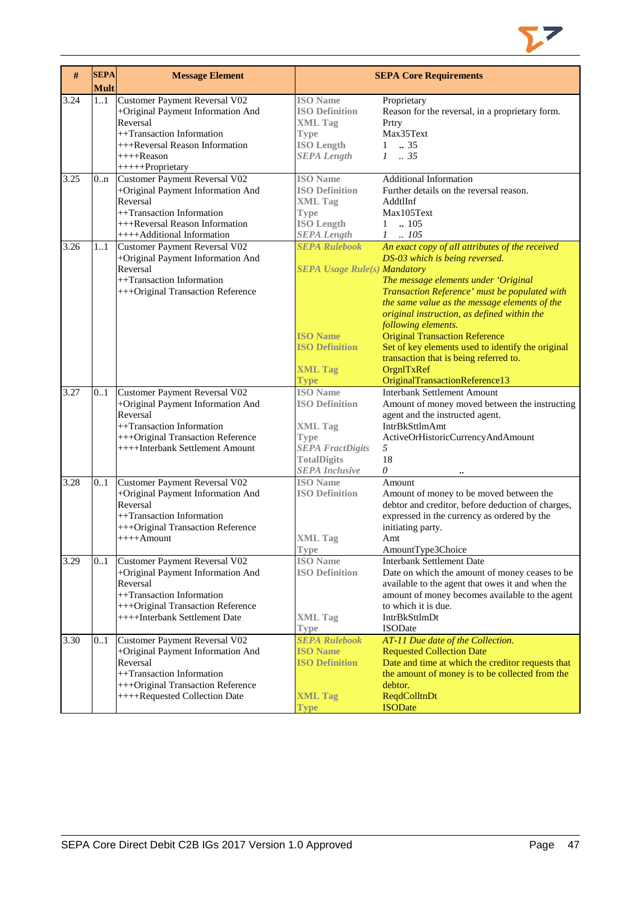| # | SEPA Mult | Message Element | SEPA Core Requirements | |
|---|---|---|---|---|
| 3.24 | 1..1 | Customer Payment Reversal V02<br>+Original Payment Information And Reversal<br>++Transaction Information<br>+++Reversal Reason Information<br>++++Reason<br>+++++Proprietary | **ISO Name**<br>**ISO Definition**<br>**XML Tag**<br>**Type**<br>**ISO Length**<br>***SEPA Length*** | Proprietary<br>Reason for the reversal, in a proprietary form.<br>Prtry<br>Max35Text<br>1 .. 35<br>*1 .. 35* |
| 3.25 | 0..n | Customer Payment Reversal V02<br>+Original Payment Information And Reversal<br>++Transaction Information<br>+++Reversal Reason Information<br>++++Additional Information | **ISO Name**<br>**ISO Definition**<br>**XML Tag**<br>**Type**<br>**ISO Length**<br>***SEPA Length*** | Additional Information<br>Further details on the reversal reason.<br>AddtlInf<br>Max105Text<br>1 .. 105<br>*1 .. 105* |
| 3.26 | 1..1 | Customer Payment Reversal V02<br>+Original Payment Information And Reversal<br>++Transaction Information<br>+++Original Transaction Reference | ***SEPA Rulebook***<br>***SEPA Usage Rule(s)***<br>**ISO Name**<br>**ISO Definition**<br>**XML Tag**<br>**Type** | *An exact copy of all attributes of the received DS-03 which is being reversed.*<br>*Mandatory*<br>*The message elements under 'Original Transaction Reference' must be populated with the same value as the message elements of the original instruction, as defined within the following elements.*<br>Original Transaction Reference<br>Set of key elements used to identify the original transaction that is being referred to.<br>OrgnlTxRef<br>OriginalTransactionReference13 |
| 3.27 | 0..1 | Customer Payment Reversal V02<br>+Original Payment Information And Reversal<br>++Transaction Information<br>+++Original Transaction Reference<br>++++Interbank Settlement Amount | **ISO Name**<br>**ISO Definition**<br>**XML Tag**<br>**Type**<br>***SEPA FractDigits***<br>**TotalDigits**<br>***SEPA Inclusive*** | Interbank Settlement Amount<br>Amount of money moved between the instructing agent and the instructed agent.<br>IntrBkSttlmAmt<br>ActiveOrHistoricCurrencyAndAmount<br>*5*<br>18<br>*0* .. |
| 3.28 | 0..1 | Customer Payment Reversal V02<br>+Original Payment Information And Reversal<br>++Transaction Information<br>+++Original Transaction Reference<br>++++Amount | **ISO Name**<br>**ISO Definition**<br>**XML Tag**<br>**Type** | Amount<br>Amount of money to be moved between the debtor and creditor, before deduction of charges, expressed in the currency as ordered by the initiating party.<br>Amt<br>AmountType3Choice |
| 3.29 | 0..1 | Customer Payment Reversal V02<br>+Original Payment Information And Reversal<br>++Transaction Information<br>+++Original Transaction Reference<br>++++Interbank Settlement Date | **ISO Name**<br>**ISO Definition**<br>**XML Tag**<br>**Type** | Interbank Settlement Date<br>Date on which the amount of money ceases to be available to the agent that owes it and when the amount of money becomes available to the agent to which it is due.<br>IntrBkSttlmDt<br>ISODate |
| 3.30 | 0..1 | Customer Payment Reversal V02<br>+Original Payment Information And Reversal<br>++Transaction Information<br>+++Original Transaction Reference<br>++++Requested Collection Date | ***SEPA Rulebook***<br>**ISO Name**<br>**ISO Definition**<br>**XML Tag**<br>**Type** | *AT-11 Due date of the Collection.*<br>Requested Collection Date<br>Date and time at which the creditor requests that the amount of money is to be collected from the debtor.<br>ReqdColltnDt<br>ISODate |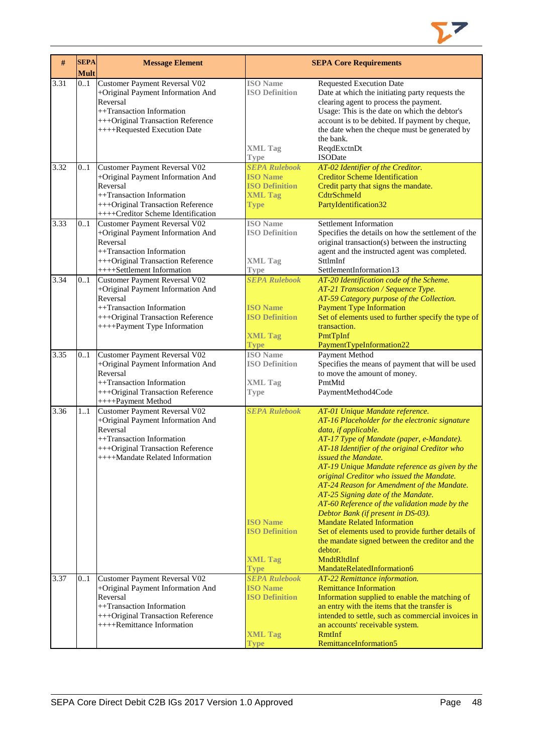| # | SEPA Mult | Message Element | SEPA Core Requirements | |
|---|---|---|---|---|
| 3.31 | 0..1 | Customer Payment Reversal V02<br>+Original Payment Information And Reversal<br>++Transaction Information<br>+++Original Transaction Reference<br>++++Requested Execution Date | **ISO Name**<br>**ISO Definition**<br><br><br><br><br><br>**XML Tag**<br>**Type** | Requested Execution Date<br>Date at which the initiating party requests the clearing agent to process the payment.<br>Usage: This is the date on which the debtor's account is to be debited. If payment by cheque, the date when the cheque must be generated by the bank.<br>ReqdExctnDt<br>ISODate |
| 3.32 | 0..1 | Customer Payment Reversal V02<br>+Original Payment Information And Reversal<br>++Transaction Information<br>+++Original Transaction Reference<br>++++Creditor Scheme Identification | ***SEPA Rulebook***<br>**ISO Name**<br>**ISO Definition**<br>**XML Tag**<br>**Type** | *AT-02 Identifier of the Creditor.*<br>Creditor Scheme Identification<br>Credit party that signs the mandate.<br>CdtrSchmeId<br>PartyIdentification32 |
| 3.33 | 0..1 | Customer Payment Reversal V02<br>+Original Payment Information And Reversal<br>++Transaction Information<br>+++Original Transaction Reference<br>++++Settlement Information | **ISO Name**<br>**ISO Definition**<br><br><br>**XML Tag**<br>**Type** | Settlement Information<br>Specifies the details on how the settlement of the original transaction(s) between the instructing agent and the instructed agent was completed.<br>SttlmInf<br>SettlementInformation13 |
| 3.34 | 0..1 | Customer Payment Reversal V02<br>+Original Payment Information And Reversal<br>++Transaction Information<br>+++Original Transaction Reference<br>++++Payment Type Information | ***SEPA Rulebook***<br><br><br>**ISO Name**<br>**ISO Definition**<br><br>**XML Tag**<br>**Type** | *AT-20 Identification code of the Scheme.*<br>*AT-21 Transaction / Sequence Type.*<br>*AT-59 Category purpose of the Collection.*<br>Payment Type Information<br>Set of elements used to further specify the type of transaction.<br>PmtTpInf<br>PaymentTypeInformation22 |
| 3.35 | 0..1 | Customer Payment Reversal V02<br>+Original Payment Information And Reversal<br>++Transaction Information<br>+++Original Transaction Reference<br>++++Payment Method | **ISO Name**<br>**ISO Definition**<br><br>**XML Tag**<br>**Type** | Payment Method<br>Specifies the means of payment that will be used to move the amount of money.<br>PmtMtd<br>PaymentMethod4Code |
| 3.36 | 1..1 | Customer Payment Reversal V02<br>+Original Payment Information And Reversal<br>++Transaction Information<br>+++Original Transaction Reference<br>++++Mandate Related Information | ***SEPA Rulebook***<br><br><br><br><br><br><br><br><br><br><br><br>**ISO Name**<br>**ISO Definition**<br><br><br>**XML Tag**<br>**Type** | *AT-01 Unique Mandate reference.*<br>*AT-16 Placeholder for the electronic signature data, if applicable.*<br>*AT-17 Type of Mandate (paper, e-Mandate).*<br>*AT-18 Identifier of the original Creditor who issued the Mandate.*<br>*AT-19 Unique Mandate reference as given by the original Creditor who issued the Mandate.*<br>*AT-24 Reason for Amendment of the Mandate.*<br>*AT-25 Signing date of the Mandate.*<br>*AT-60 Reference of the validation made by the Debtor Bank (if present in DS-03).*<br>Mandate Related Information<br>Set of elements used to provide further details of the mandate signed between the creditor and the debtor.<br>MndtRltdInf<br>MandateRelatedInformation6 |
| 3.37 | 0..1 | Customer Payment Reversal V02<br>+Original Payment Information And Reversal<br>++Transaction Information<br>+++Original Transaction Reference<br>++++Remittance Information | ***SEPA Rulebook***<br>**ISO Name**<br>**ISO Definition**<br><br><br><br>**XML Tag**<br>**Type** | *AT-22 Remittance information.*<br>Remittance Information<br>Information supplied to enable the matching of an entry with the items that the transfer is intended to settle, such as commercial invoices in an accounts' receivable system.<br>RmtInf<br>RemittanceInformation5 |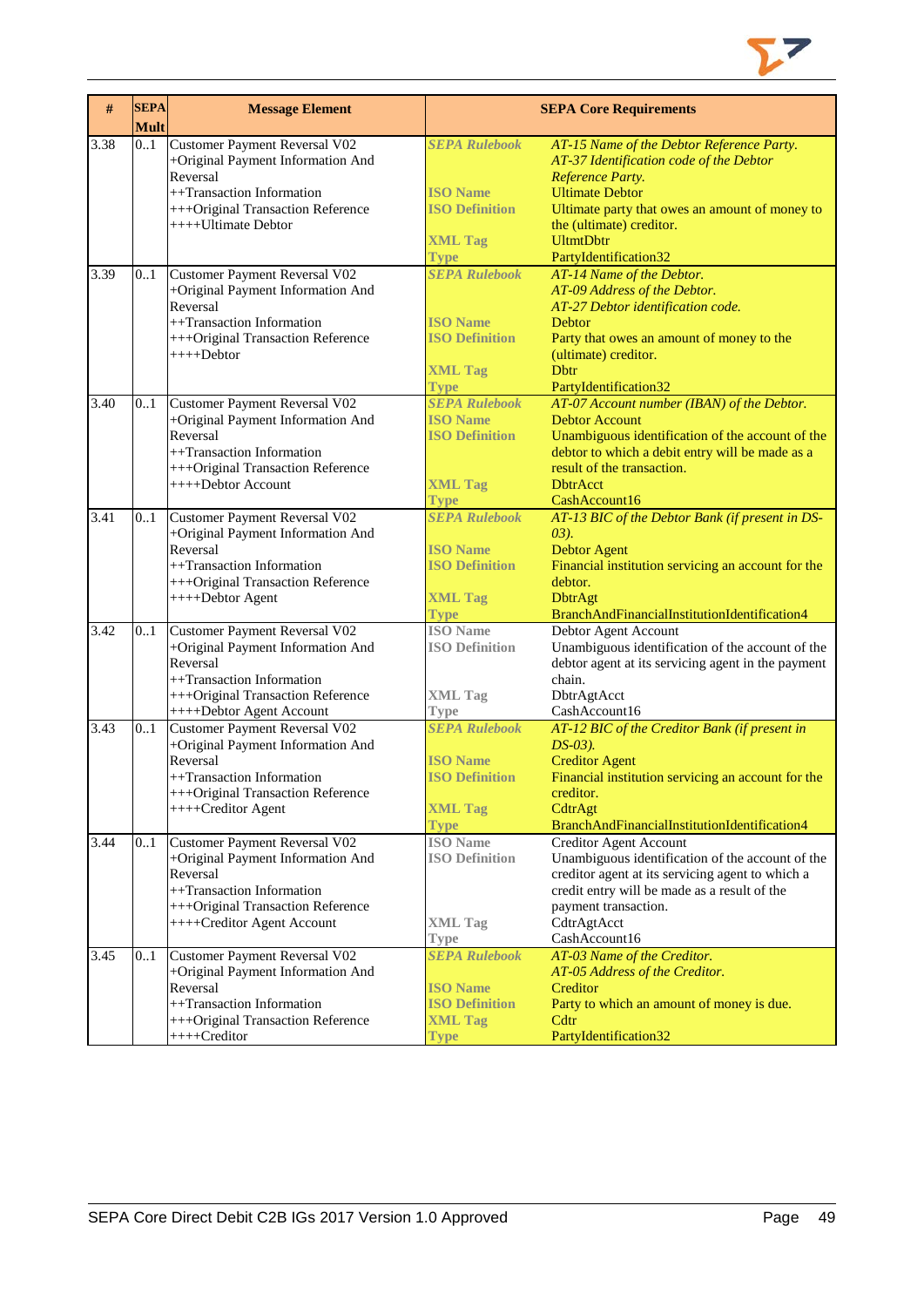| # | SEPA Mult | Message Element | SEPA Core Requirements | |
|---|---|---|---|---|
| 3.38 | 0..1 | Customer Payment Reversal V02<br>+Original Payment Information And Reversal<br>++Transaction Information<br>+++Original Transaction Reference<br>++++Ultimate Debtor | *SEPA Rulebook*<br><br><br>ISO Name<br>ISO Definition<br><br>XML Tag<br>Type | *AT-15 Name of the Debtor Reference Party.*<br>*AT-37 Identification code of the Debtor Reference Party.*<br>Ultimate Debtor<br>Ultimate party that owes an amount of money to the (ultimate) creditor.<br>UltmtDbtr<br>PartyIdentification32 |
| 3.39 | 0..1 | Customer Payment Reversal V02<br>+Original Payment Information And Reversal<br>++Transaction Information<br>+++Original Transaction Reference<br>++++Debtor | *SEPA Rulebook*<br><br><br>ISO Name<br>ISO Definition<br><br>XML Tag<br>Type | *AT-14 Name of the Debtor.*<br>*AT-09 Address of the Debtor.*<br>*AT-27 Debtor identification code.*<br>Debtor<br>Party that owes an amount of money to the (ultimate) creditor.<br>Dbtr<br>PartyIdentification32 |
| 3.40 | 0..1 | Customer Payment Reversal V02<br>+Original Payment Information And Reversal<br>++Transaction Information<br>+++Original Transaction Reference<br>++++Debtor Account | *SEPA Rulebook*<br>ISO Name<br>ISO Definition<br><br><br>XML Tag<br>Type | *AT-07 Account number (IBAN) of the Debtor.*<br>Debtor Account<br>Unambiguous identification of the account of the debtor to which a debit entry will be made as a result of the transaction.<br>DbtrAcct<br>CashAccount16 |
| 3.41 | 0..1 | Customer Payment Reversal V02<br>+Original Payment Information And Reversal<br>++Transaction Information<br>+++Original Transaction Reference<br>++++Debtor Agent | *SEPA Rulebook*<br><br>ISO Name<br>ISO Definition<br><br>XML Tag<br>Type | *AT-13 BIC of the Debtor Bank (if present in DS-03).*<br>Debtor Agent<br>Financial institution servicing an account for the debtor.<br>DbtrAgt<br>BranchAndFinancialInstitutionIdentification4 |
| 3.42 | 0..1 | Customer Payment Reversal V02<br>+Original Payment Information And Reversal<br>++Transaction Information<br>+++Original Transaction Reference<br>++++Debtor Agent Account | ISO Name<br>ISO Definition<br><br><br>XML Tag<br>Type | Debtor Agent Account<br>Unambiguous identification of the account of the debtor agent at its servicing agent in the payment chain.<br>DbtrAgtAcct<br>CashAccount16 |
| 3.43 | 0..1 | Customer Payment Reversal V02<br>+Original Payment Information And Reversal<br>++Transaction Information<br>+++Original Transaction Reference<br>++++Creditor Agent | *SEPA Rulebook*<br><br>ISO Name<br>ISO Definition<br><br>XML Tag<br>Type | *AT-12 BIC of the Creditor Bank (if present in DS-03).*<br>Creditor Agent<br>Financial institution servicing an account for the creditor.<br>CdtrAgt<br>BranchAndFinancialInstitutionIdentification4 |
| 3.44 | 0..1 | Customer Payment Reversal V02<br>+Original Payment Information And Reversal<br>++Transaction Information<br>+++Original Transaction Reference<br>++++Creditor Agent Account | ISO Name<br>ISO Definition<br><br><br><br>XML Tag<br>Type | Creditor Agent Account<br>Unambiguous identification of the account of the creditor agent at its servicing agent to which a credit entry will be made as a result of the payment transaction.<br>CdtrAgtAcct<br>CashAccount16 |
| 3.45 | 0..1 | Customer Payment Reversal V02<br>+Original Payment Information And Reversal<br>++Transaction Information<br>+++Original Transaction Reference<br>++++Creditor | *SEPA Rulebook*<br><br>ISO Name<br>ISO Definition<br>XML Tag<br>Type | *AT-03 Name of the Creditor.*<br>*AT-05 Address of the Creditor.*<br>Creditor<br>Party to which an amount of money is due.<br>Cdtr<br>PartyIdentification32 |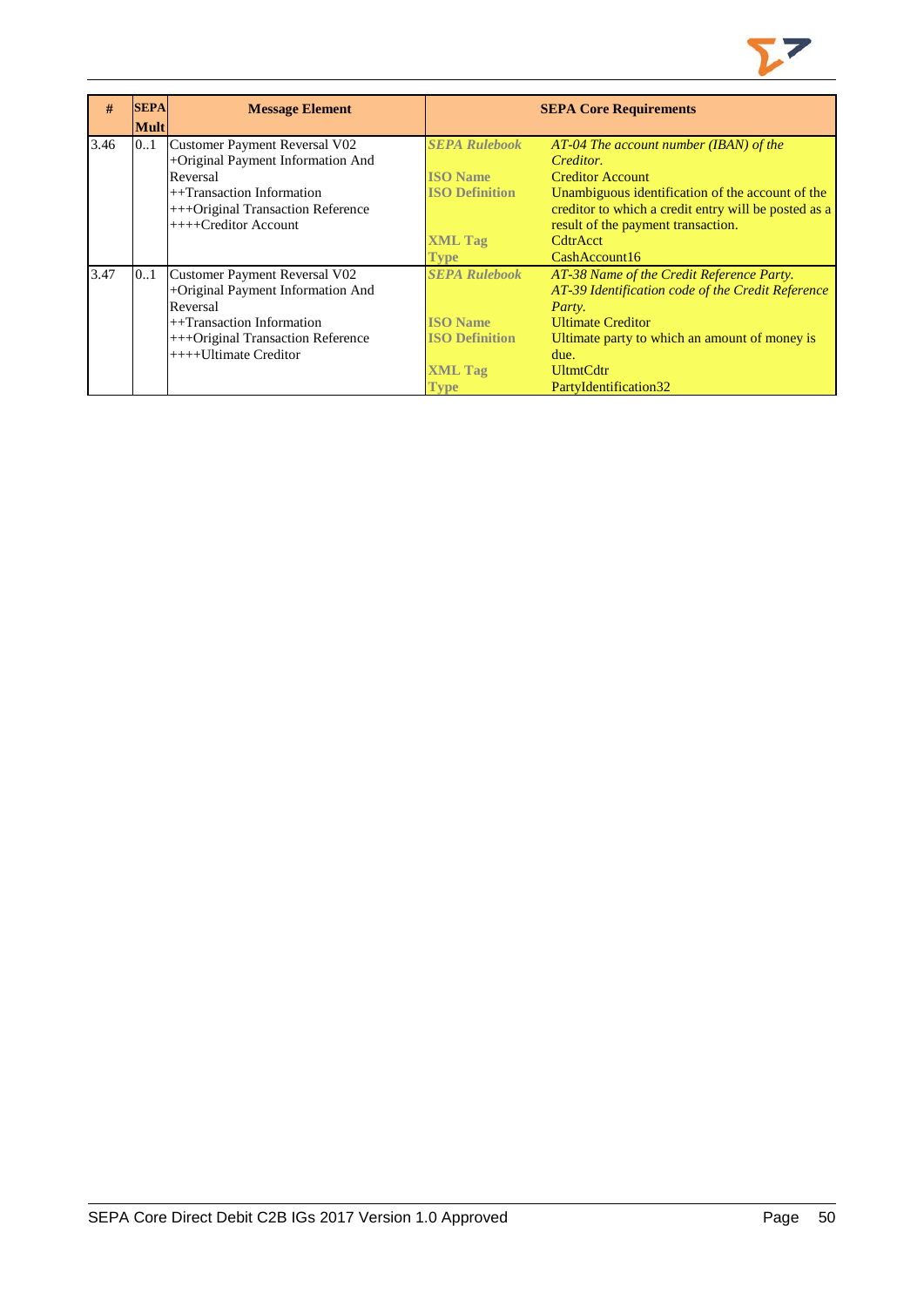| # | SEPA Mult | Message Element | SEPA Core Requirements | |
|---|---|---|---|---|
| 3.46 | 0..1 | Customer Payment Reversal V02<br>+Original Payment Information And Reversal<br>++Transaction Information<br>+++Original Transaction Reference<br>++++Creditor Account | *SEPA Rulebook*<br><br>**ISO Name**<br>**ISO Definition**<br><br><br>**XML Tag**<br>**Type** | *AT-04 The account number (IBAN) of the Creditor.*<br>Creditor Account<br>Unambiguous identification of the account of the creditor to which a credit entry will be posted as a result of the payment transaction.<br>CdtrAcct<br>CashAccount16 |
| 3.47 | 0..1 | Customer Payment Reversal V02<br>+Original Payment Information And Reversal<br>++Transaction Information<br>+++Original Transaction Reference<br>++++Ultimate Creditor | *SEPA Rulebook*<br><br><br>**ISO Name**<br>**ISO Definition**<br><br>**XML Tag**<br>**Type** | *AT-38 Name of the Credit Reference Party.*<br>*AT-39 Identification code of the Credit Reference Party.*<br>Ultimate Creditor<br>Ultimate party to which an amount of money is due.<br>UltmtCdtr<br>PartyIdentification32 |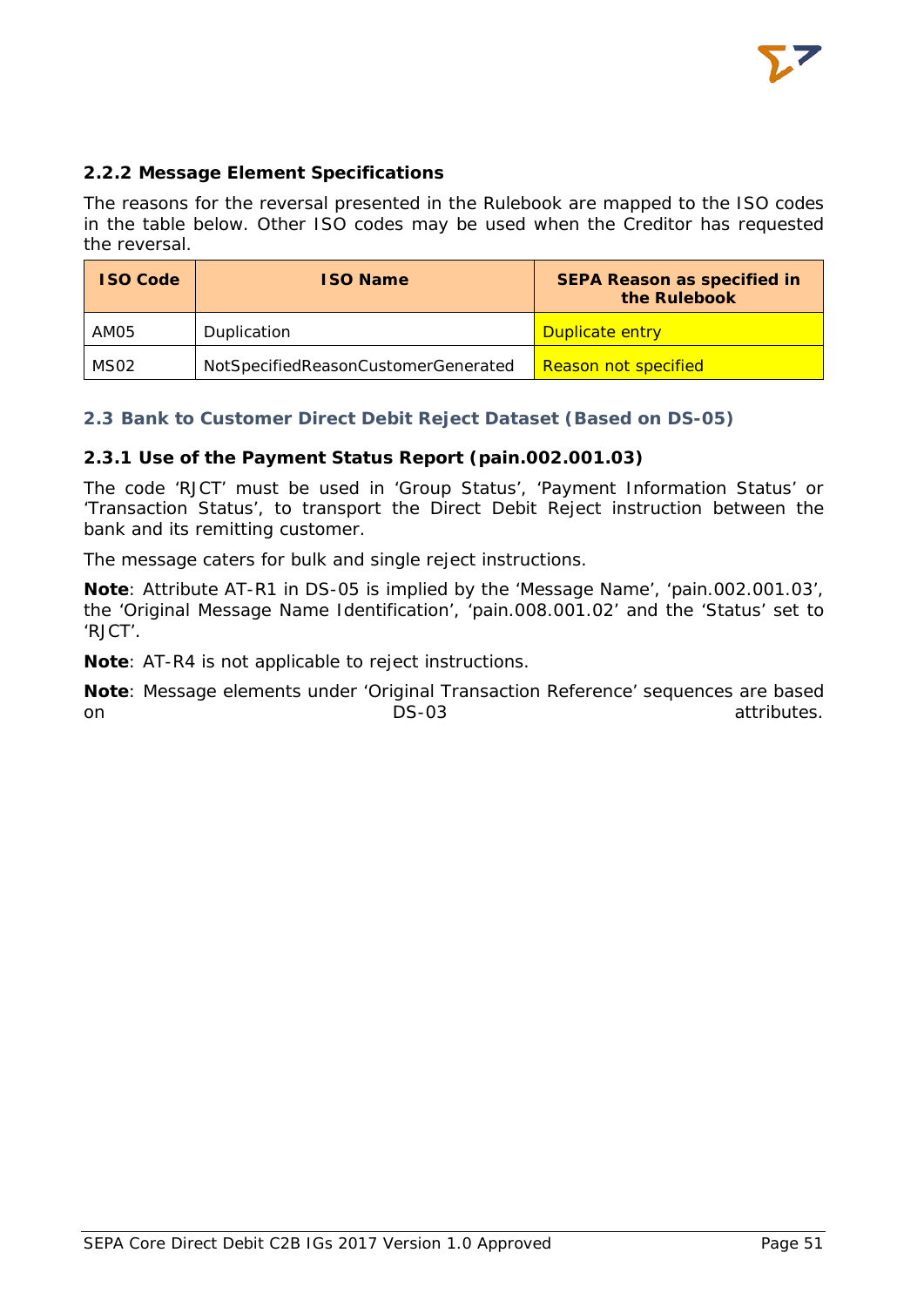### 2.2.2 Message Element Specifications

The reasons for the reversal presented in the Rulebook are mapped to the ISO codes in the table below. Other ISO codes may be used when the Creditor has requested the reversal.

| ISO Code | ISO Name | SEPA Reason as specified in the Rulebook |
|---|---|---|
| AM05 | Duplication | Duplicate entry |
| MS02 | NotSpecifiedReasonCustomerGenerated | Reason not specified |

## 2.3 Bank to Customer Direct Debit Reject Dataset (Based on DS-05)

### 2.3.1 Use of the Payment Status Report (pain.002.001.03)

The code 'RJCT' must be used in 'Group Status', 'Payment Information Status' or 'Transaction Status', to transport the Direct Debit Reject instruction between the bank and its remitting customer.

The message caters for bulk and single reject instructions.

**Note**: Attribute AT-R1 in DS-05 is implied by the 'Message Name', 'pain.002.001.03', the 'Original Message Name Identification', 'pain.008.001.02' and the 'Status' set to 'RJCT'.

**Note**: AT-R4 is not applicable to reject instructions.

**Note**: Message elements under 'Original Transaction Reference' sequences are based on DS-03 attributes.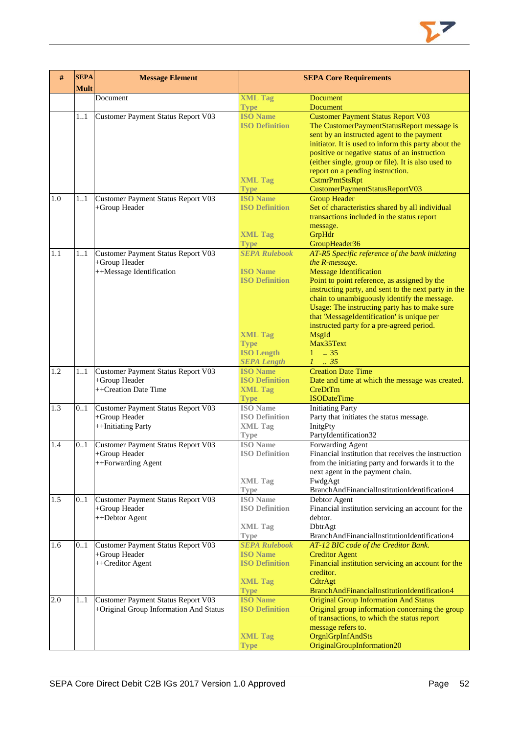| # | SEPA Mult | Message Element | SEPA Core Requirements | |
|---|---|---|---|---|
| | | Document | XML Tag<br>Type | Document<br>Document |
| | 1..1 | Customer Payment Status Report V03 | ISO Name<br>ISO Definition<br><br><br><br><br><br>XML Tag<br>Type | Customer Payment Status Report V03<br>The CustomerPaymentStatusReport message is sent by an instructed agent to the payment initiator. It is used to inform this party about the positive or negative status of an instruction (either single, group or file). It is also used to report on a pending instruction.<br>CstmrPmtStsRpt<br>CustomerPaymentStatusReportV03 |
| 1.0 | 1..1 | Customer Payment Status Report V03<br>+Group Header | ISO Name<br>ISO Definition<br><br><br>XML Tag<br>Type | Group Header<br>Set of characteristics shared by all individual transactions included in the status report message.<br>GrpHdr<br>GroupHeader36 |
| 1.1 | 1..1 | Customer Payment Status Report V03<br>+Group Header<br>++Message Identification | *SEPA Rulebook*<br><br>ISO Name<br>ISO Definition<br><br><br><br><br><br><br>XML Tag<br>Type<br>ISO Length<br>*SEPA Length* | *AT-R5 Specific reference of the bank initiating the R-message.*<br>Message Identification<br>Point to point reference, as assigned by the instructing party, and sent to the next party in the chain to unambiguously identify the message. Usage: The instructing party has to make sure that 'MessageIdentification' is unique per instructed party for a pre-agreed period.<br>MsgId<br>Max35Text<br>1 .. 35<br>*1 .. 35* |
| 1.2 | 1..1 | Customer Payment Status Report V03<br>+Group Header<br>++Creation Date Time | ISO Name<br>ISO Definition<br>XML Tag<br>Type | Creation Date Time<br>Date and time at which the message was created.<br>CreDtTm<br>ISODateTime |
| 1.3 | 0..1 | Customer Payment Status Report V03<br>+Group Header<br>++Initiating Party | ISO Name<br>ISO Definition<br>XML Tag<br>Type | Initiating Party<br>Party that initiates the status message.<br>InitgPty<br>PartyIdentification32 |
| 1.4 | 0..1 | Customer Payment Status Report V03<br>+Group Header<br>++Forwarding Agent | ISO Name<br>ISO Definition<br><br><br>XML Tag<br>Type | Forwarding Agent<br>Financial institution that receives the instruction from the initiating party and forwards it to the next agent in the payment chain.<br>FwdgAgt<br>BranchAndFinancialInstitutionIdentification4 |
| 1.5 | 0..1 | Customer Payment Status Report V03<br>+Group Header<br>++Debtor Agent | ISO Name<br>ISO Definition<br><br>XML Tag<br>Type | Debtor Agent<br>Financial institution servicing an account for the debtor.<br>DbtrAgt<br>BranchAndFinancialInstitutionIdentification4 |
| 1.6 | 0..1 | Customer Payment Status Report V03<br>+Group Header<br>++Creditor Agent | *SEPA Rulebook*<br>ISO Name<br>ISO Definition<br><br>XML Tag<br>Type | *AT-12 BIC code of the Creditor Bank.*<br>Creditor Agent<br>Financial institution servicing an account for the creditor.<br>CdtrAgt<br>BranchAndFinancialInstitutionIdentification4 |
| 2.0 | 1..1 | Customer Payment Status Report V03<br>+Original Group Information And Status | ISO Name<br>ISO Definition<br><br><br>XML Tag<br>Type | Original Group Information And Status<br>Original group information concerning the group of transactions, to which the status report message refers to.<br>OrgnlGrpInfAndSts<br>OriginalGroupInformation20 |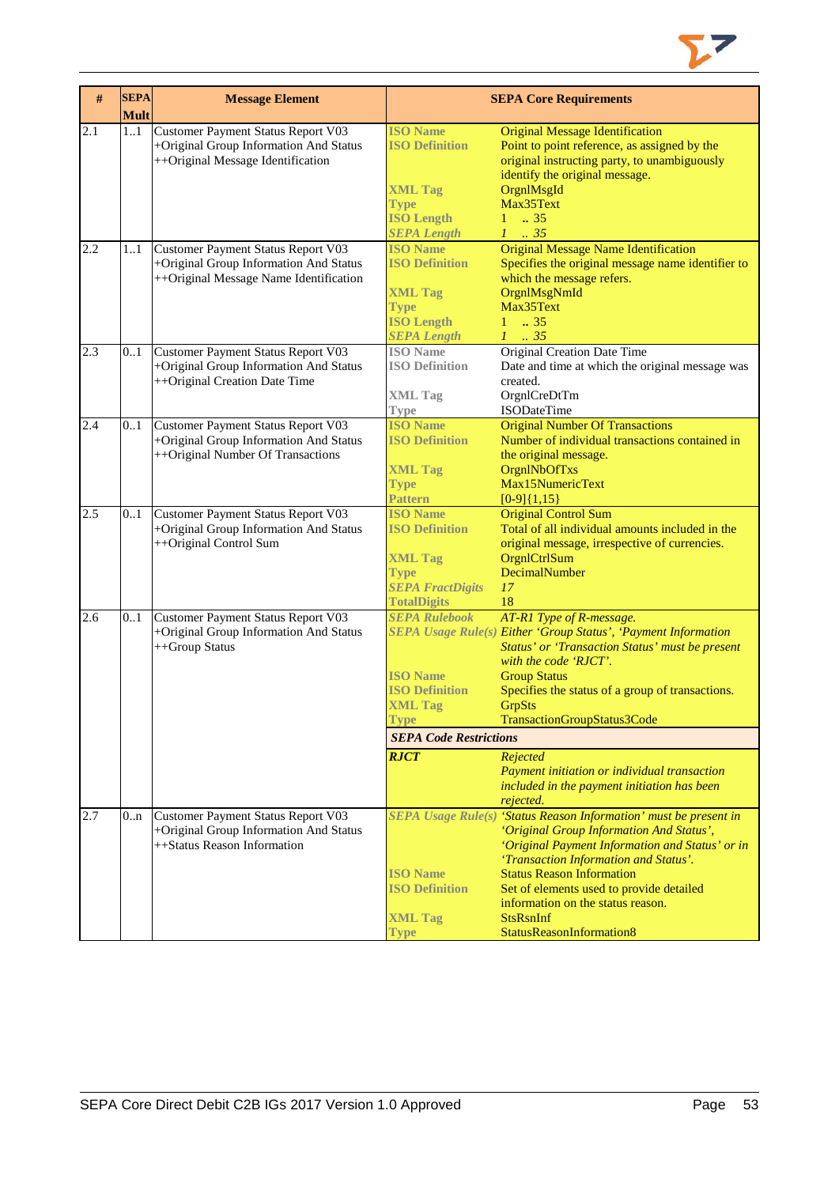| # | SEPA Mult | Message Element | SEPA Core Requirements | |
|---|---|---|---|---|
| 2.1 | 1..1 | Customer Payment Status Report V03<br>+Original Group Information And Status<br>++Original Message Identification | **ISO Name**<br>**ISO Definition**<br><br><br>**XML Tag**<br>**Type**<br>**ISO Length**<br>***SEPA Length*** | Original Message Identification<br>Point to point reference, as assigned by the original instructing party, to unambiguously identify the original message.<br>OrgnlMsgId<br>Max35Text<br>1 .. 35<br>*1 .. 35* |
| 2.2 | 1..1 | Customer Payment Status Report V03<br>+Original Group Information And Status<br>++Original Message Name Identification | **ISO Name**<br>**ISO Definition**<br><br>**XML Tag**<br>**Type**<br>**ISO Length**<br>***SEPA Length*** | Original Message Name Identification<br>Specifies the original message name identifier to which the message refers.<br>OrgnlMsgNmId<br>Max35Text<br>1 .. 35<br>*1 .. 35* |
| 2.3 | 0..1 | Customer Payment Status Report V03<br>+Original Group Information And Status<br>++Original Creation Date Time | **ISO Name**<br>**ISO Definition**<br><br>**XML Tag**<br>**Type** | Original Creation Date Time<br>Date and time at which the original message was created.<br>OrgnlCreDtTm<br>ISODateTime |
| 2.4 | 0..1 | Customer Payment Status Report V03<br>+Original Group Information And Status<br>++Original Number Of Transactions | **ISO Name**<br>**ISO Definition**<br><br>**XML Tag**<br>**Type**<br>**Pattern** | Original Number Of Transactions<br>Number of individual transactions contained in the original message.<br>OrgnlNbOfTxs<br>Max15NumericText<br>[0-9]{1,15} |
| 2.5 | 0..1 | Customer Payment Status Report V03<br>+Original Group Information And Status<br>++Original Control Sum | **ISO Name**<br>**ISO Definition**<br><br>**XML Tag**<br>**Type**<br>***SEPA FractDigits***<br>**TotalDigits** | Original Control Sum<br>Total of all individual amounts included in the original message, irrespective of currencies.<br>OrgnlCtrlSum<br>DecimalNumber<br>*17*<br>18 |
| 2.6 | 0..1 | Customer Payment Status Report V03<br>+Original Group Information And Status<br>++Group Status | ***SEPA Rulebook***<br>***SEPA Usage Rule(s)***<br><br><br>**ISO Name**<br>**ISO Definition**<br>**XML Tag**<br>**Type**<br><br>***SEPA Code Restrictions***<br><br>***RJCT*** | *AT-R1 Type of R-message.*<br>*Either 'Group Status', 'Payment Information Status' or 'Transaction Status' must be present with the code 'RJCT'.*<br>Group Status<br>Specifies the status of a group of transactions.<br>GrpSts<br>TransactionGroupStatus3Code<br><br><br><br>*Rejected*<br>*Payment initiation or individual transaction included in the payment initiation has been rejected.* |
| 2.7 | 0..n | Customer Payment Status Report V03<br>+Original Group Information And Status<br>++Status Reason Information | ***SEPA Usage Rule(s)***<br><br><br><br>**ISO Name**<br>**ISO Definition**<br><br>**XML Tag**<br>**Type** | *'Status Reason Information' must be present in 'Original Group Information And Status', 'Original Payment Information and Status' or in 'Transaction Information and Status'.*<br>Status Reason Information<br>Set of elements used to provide detailed information on the status reason.<br>StsRsnInf<br>StatusReasonInformation8 |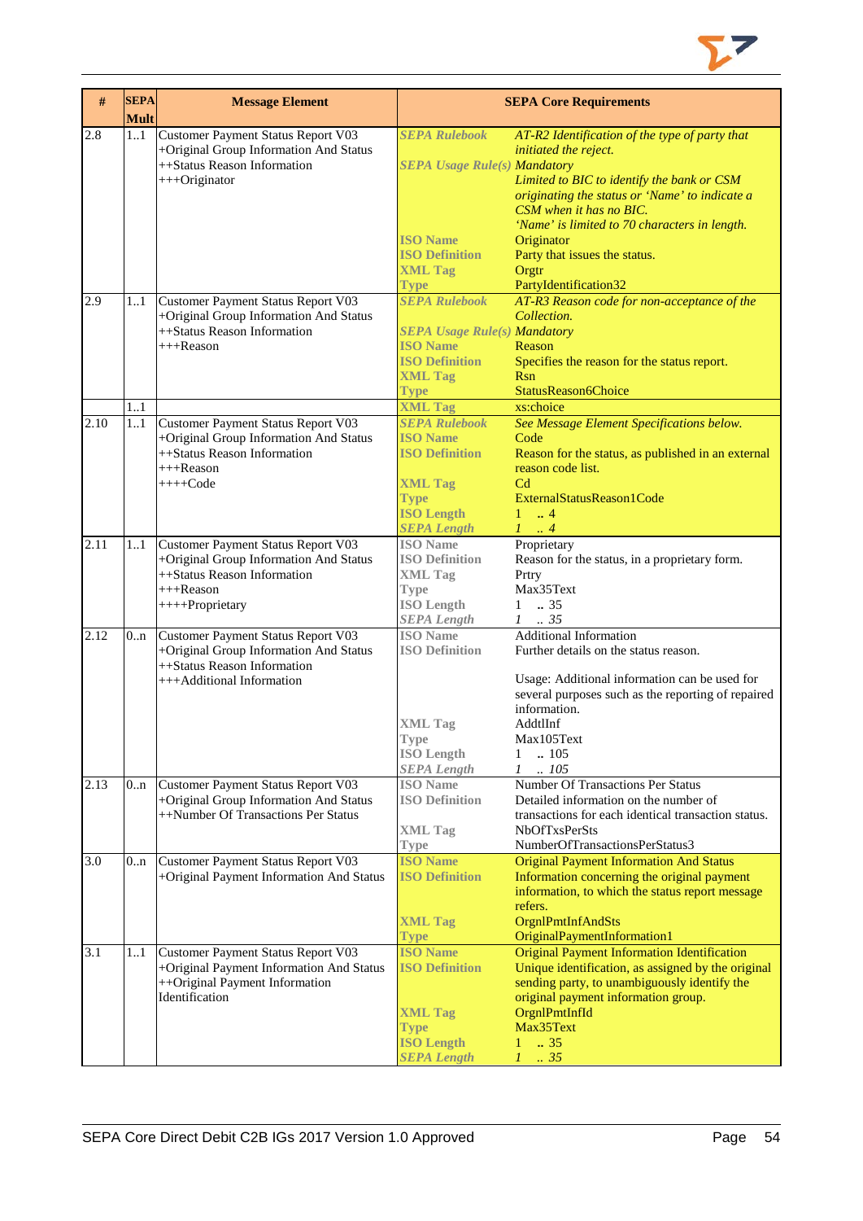| # | SEPA Mult | Message Element | SEPA Core Requirements | |
|---|---|---|---|---|
| 2.8 | 1..1 | Customer Payment Status Report V03<br>+Original Group Information And Status<br>++Status Reason Information<br>+++Originator | *SEPA Rulebook* | *AT-R2 Identification of the type of party that initiated the reject.* |
| | | | *SEPA Usage Rule(s)* | *Mandatory*<br>*Limited to BIC to identify the bank or CSM originating the status or 'Name' to indicate a CSM when it has no BIC.*<br>*'Name' is limited to 70 characters in length.* |
| | | | ISO Name | Originator |
| | | | ISO Definition | Party that issues the status. |
| | | | XML Tag | Orgtr |
| | | | Type | PartyIdentification32 |
| 2.9 | 1..1 | Customer Payment Status Report V03<br>+Original Group Information And Status<br>++Status Reason Information<br>+++Reason | *SEPA Rulebook* | *AT-R3 Reason code for non-acceptance of the Collection.* |
| | | | *SEPA Usage Rule(s)* | *Mandatory* |
| | | | ISO Name | Reason |
| | | | ISO Definition | Specifies the reason for the status report. |
| | | | XML Tag | Rsn |
| | | | Type | StatusReason6Choice |
| | 1..1 | | XML Tag | xs:choice |
| 2.10 | 1..1 | Customer Payment Status Report V03<br>+Original Group Information And Status<br>++Status Reason Information<br>+++Reason<br>++++Code | *SEPA Rulebook* | *See Message Element Specifications below.* |
| | | | ISO Name | Code |
| | | | ISO Definition | Reason for the status, as published in an external reason code list. |
| | | | XML Tag | Cd |
| | | | Type | ExternalStatusReason1Code |
| | | | ISO Length | 1 .. 4 |
| | | | *SEPA Length* | *1 .. 4* |
| 2.11 | 1..1 | Customer Payment Status Report V03<br>+Original Group Information And Status<br>++Status Reason Information<br>+++Reason<br>++++Proprietary | ISO Name | Proprietary |
| | | | ISO Definition | Reason for the status, in a proprietary form. |
| | | | XML Tag | Prtry |
| | | | Type | Max35Text |
| | | | ISO Length | 1 .. 35 |
| | | | *SEPA Length* | *1 .. 35* |
| 2.12 | 0..n | Customer Payment Status Report V03<br>+Original Group Information And Status<br>++Status Reason Information<br>+++Additional Information | ISO Name | Additional Information |
| | | | ISO Definition | Further details on the status reason.<br><br>Usage: Additional information can be used for several purposes such as the reporting of repaired information. |
| | | | XML Tag | AddtlInf |
| | | | Type | Max105Text |
| | | | ISO Length | 1 .. 105 |
| | | | *SEPA Length* | *1 .. 105* |
| 2.13 | 0..n | Customer Payment Status Report V03<br>+Original Group Information And Status<br>++Number Of Transactions Per Status | ISO Name | Number Of Transactions Per Status |
| | | | ISO Definition | Detailed information on the number of transactions for each identical transaction status. |
| | | | XML Tag | NbOfTxsPerSts |
| | | | Type | NumberOfTransactionsPerStatus3 |
| 3.0 | 0..n | Customer Payment Status Report V03<br>+Original Payment Information And Status | ISO Name | Original Payment Information And Status |
| | | | ISO Definition | Information concerning the original payment information, to which the status report message refers. |
| | | | XML Tag | OrgnlPmtInfAndSts |
| | | | Type | OriginalPaymentInformation1 |
| 3.1 | 1..1 | Customer Payment Status Report V03<br>+Original Payment Information And Status<br>++Original Payment Information Identification | ISO Name | Original Payment Information Identification |
| | | | ISO Definition | Unique identification, as assigned by the original sending party, to unambiguously identify the original payment information group. |
| | | | XML Tag | OrgnlPmtInfId |
| | | | Type | Max35Text |
| | | | ISO Length | 1 .. 35 |
| | | | *SEPA Length* | *1 .. 35* |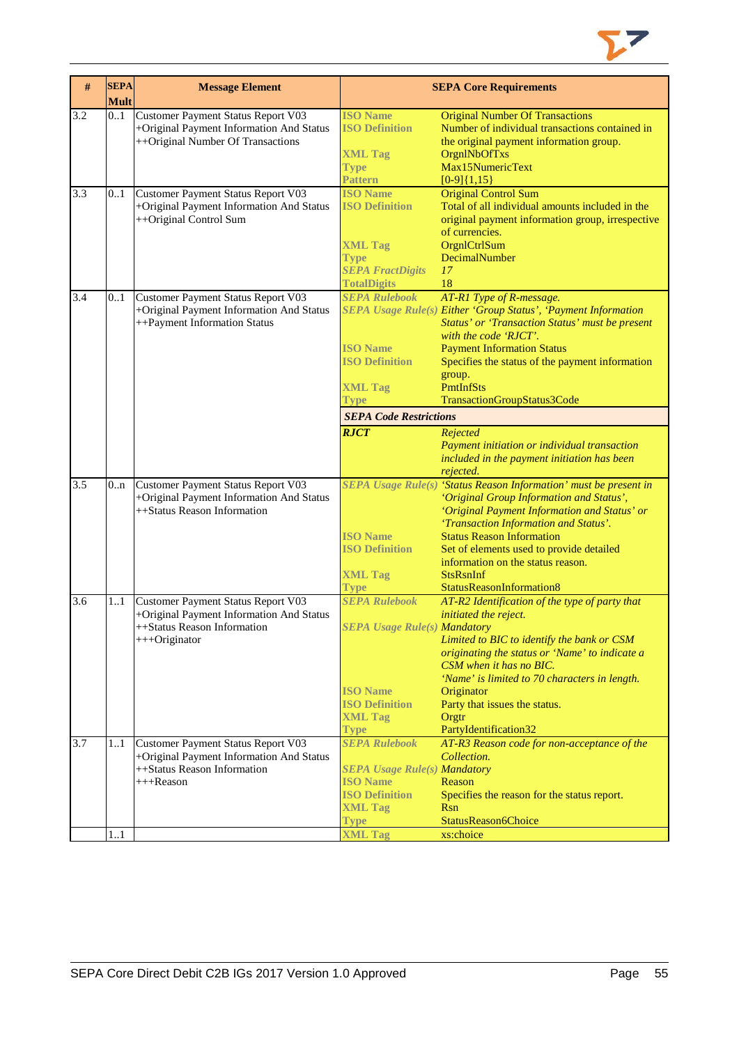| # | SEPA Mult | Message Element | SEPA Core Requirements | |
|---|---|---|---|---|
| 3.2 | 0..1 | Customer Payment Status Report V03<br>+Original Payment Information And Status<br>++Original Number Of Transactions | **ISO Name**<br>**ISO Definition**<br><br>**XML Tag**<br>**Type**<br>**Pattern** | Original Number Of Transactions<br>Number of individual transactions contained in the original payment information group.<br>OrgnlNbOfTxs<br>Max15NumericText<br>[0-9]{1,15} |
| 3.3 | 0..1 | Customer Payment Status Report V03<br>+Original Payment Information And Status<br>++Original Control Sum | **ISO Name**<br>**ISO Definition**<br><br><br>**XML Tag**<br>**Type**<br>***SEPA FractDigits***<br>**TotalDigits** | Original Control Sum<br>Total of all individual amounts included in the original payment information group, irrespective of currencies.<br>OrgnlCtrlSum<br>DecimalNumber<br>*17*<br>18 |
| 3.4 | 0..1 | Customer Payment Status Report V03<br>+Original Payment Information And Status<br>++Payment Information Status | ***SEPA Rulebook***<br>***SEPA Usage Rule(s)***<br><br><br>**ISO Name**<br>**ISO Definition**<br><br>**XML Tag**<br>**Type** | *AT-R1 Type of R-message.*<br>*Either 'Group Status', 'Payment Information Status' or 'Transaction Status' must be present with the code 'RJCT'.*<br>Payment Information Status<br>Specifies the status of the payment information group.<br>PmtInfSts<br>TransactionGroupStatus3Code |
| | | | ***SEPA Code Restrictions*** | |
| | | | ***RJCT*** | *Rejected*<br>*Payment initiation or individual transaction included in the payment initiation has been rejected.* |
| 3.5 | 0..n | Customer Payment Status Report V03<br>+Original Payment Information And Status<br>++Status Reason Information | ***SEPA Usage Rule(s)***<br><br><br><br>**ISO Name**<br>**ISO Definition**<br><br>**XML Tag**<br>**Type** | *'Status Reason Information' must be present in 'Original Group Information and Status', 'Original Payment Information and Status' or 'Transaction Information and Status'.*<br>Status Reason Information<br>Set of elements used to provide detailed information on the status reason.<br>StsRsnInf<br>StatusReasonInformation8 |
| 3.6 | 1..1 | Customer Payment Status Report V03<br>+Original Payment Information And Status<br>++Status Reason Information<br>+++Originator | ***SEPA Rulebook***<br><br>***SEPA Usage Rule(s)***<br><br><br><br><br>**ISO Name**<br>**ISO Definition**<br>**XML Tag**<br>**Type** | *AT-R2 Identification of the type of party that initiated the reject.*<br>*Mandatory*<br>*Limited to BIC to identify the bank or CSM originating the status or 'Name' to indicate a CSM when it has no BIC.*<br>*'Name' is limited to 70 characters in length.*<br>Originator<br>Party that issues the status.<br>Orgtr<br>PartyIdentification32 |
| 3.7 | 1..1 | Customer Payment Status Report V03<br>+Original Payment Information And Status<br>++Status Reason Information<br>+++Reason | ***SEPA Rulebook***<br><br>***SEPA Usage Rule(s)***<br>**ISO Name**<br>**ISO Definition**<br>**XML Tag**<br>**Type** | *AT-R3 Reason code for non-acceptance of the Collection.*<br>*Mandatory*<br>Reason<br>Specifies the reason for the status report.<br>Rsn<br>StatusReason6Choice |
| | 1..1 | | **XML Tag** | xs:choice |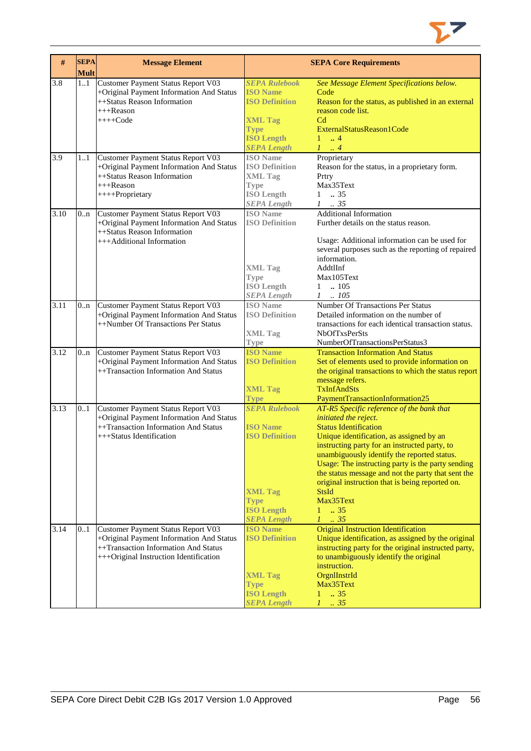| # | SEPA Mult | Message Element | SEPA Core Requirements | |
|---|---|---|---|---|
| 3.8 | 1..1 | Customer Payment Status Report V03<br>+Original Payment Information And Status<br>++Status Reason Information<br>+++Reason<br>++++Code | *SEPA Rulebook*<br>ISO Name<br>ISO Definition<br><br>XML Tag<br>Type<br>ISO Length<br>*SEPA Length* | *See Message Element Specifications below.*<br>Code<br>Reason for the status, as published in an external reason code list.<br>Cd<br>ExternalStatusReason1Code<br>1 .. 4<br>*1 .. 4* |
| 3.9 | 1..1 | Customer Payment Status Report V03<br>+Original Payment Information And Status<br>++Status Reason Information<br>+++Reason<br>++++Proprietary | ISO Name<br>ISO Definition<br>XML Tag<br>Type<br>ISO Length<br>*SEPA Length* | Proprietary<br>Reason for the status, in a proprietary form.<br>Prtry<br>Max35Text<br>1 .. 35<br>*1 .. 35* |
| 3.10 | 0..n | Customer Payment Status Report V03<br>+Original Payment Information And Status<br>++Status Reason Information<br>+++Additional Information | ISO Name<br>ISO Definition<br><br><br><br>XML Tag<br>Type<br>ISO Length<br>*SEPA Length* | Additional Information<br>Further details on the status reason.<br><br>Usage: Additional information can be used for several purposes such as the reporting of repaired information.<br>AddtlInf<br>Max105Text<br>1 .. 105<br>*1 .. 105* |
| 3.11 | 0..n | Customer Payment Status Report V03<br>+Original Payment Information And Status<br>++Number Of Transactions Per Status | ISO Name<br>ISO Definition<br><br>XML Tag<br>Type | Number Of Transactions Per Status<br>Detailed information on the number of transactions for each identical transaction status.<br>NbOfTxsPerSts<br>NumberOfTransactionsPerStatus3 |
| 3.12 | 0..n | Customer Payment Status Report V03<br>+Original Payment Information And Status<br>++Transaction Information And Status | ISO Name<br>ISO Definition<br><br><br>XML Tag<br>Type | Transaction Information And Status<br>Set of elements used to provide information on the original transactions to which the status report message refers.<br>TxInfAndSts<br>PaymentTransactionInformation25 |
| 3.13 | 0..1 | Customer Payment Status Report V03<br>+Original Payment Information And Status<br>++Transaction Information And Status<br>+++Status Identification | *SEPA Rulebook*<br><br>ISO Name<br>ISO Definition<br><br><br><br><br><br><br>XML Tag<br>Type<br>ISO Length<br>*SEPA Length* | *AT-R5 Specific reference of the bank that initiated the reject.*<br>Status Identification<br>Unique identification, as assigned by an instructing party for an instructed party, to unambiguously identify the reported status.<br>Usage: The instructing party is the party sending the status message and not the party that sent the original instruction that is being reported on.<br>StsId<br>Max35Text<br>1 .. 35<br>*1 .. 35* |
| 3.14 | 0..1 | Customer Payment Status Report V03<br>+Original Payment Information And Status<br>++Transaction Information And Status<br>+++Original Instruction Identification | ISO Name<br>ISO Definition<br><br><br><br>XML Tag<br>Type<br>ISO Length<br>*SEPA Length* | Original Instruction Identification<br>Unique identification, as assigned by the original instructing party for the original instructed party, to unambiguously identify the original instruction.<br>OrgnlInstrId<br>Max35Text<br>1 .. 35<br>*1 .. 35* |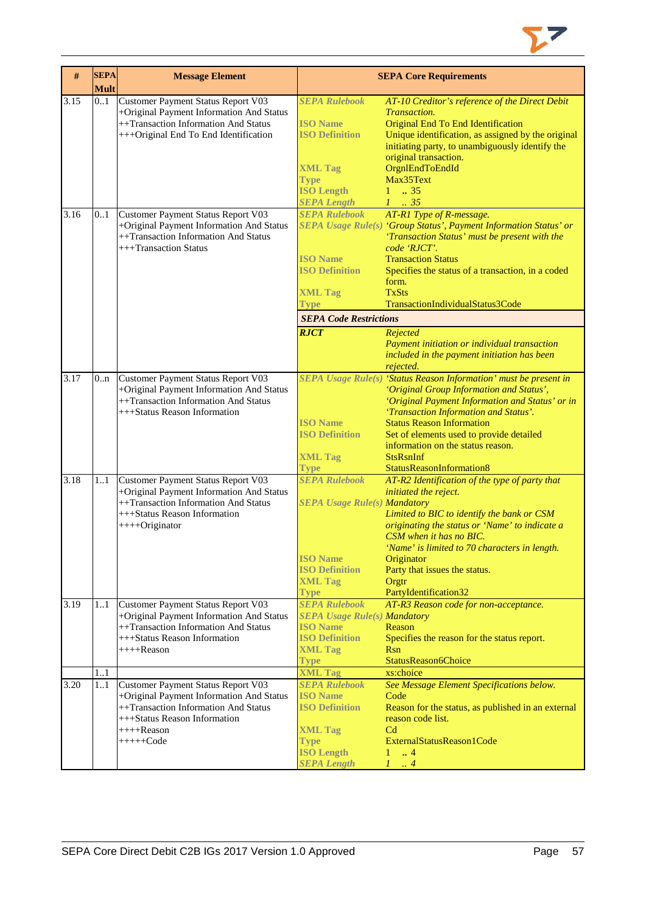| # | SEPA Mult | Message Element | SEPA Core Requirements | |
|---|---|---|---|---|
| 3.15 | 0..1 | Customer Payment Status Report V03<br>+Original Payment Information And Status<br>++Transaction Information And Status<br>+++Original End To End Identification | *SEPA Rulebook*<br><br>**ISO Name**<br>**ISO Definition**<br><br><br>**XML Tag**<br>**Type**<br>**ISO Length**<br>***SEPA Length*** | *AT-10 Creditor's reference of the Direct Debit Transaction.*<br>Original End To End Identification<br>Unique identification, as assigned by the original initiating party, to unambiguously identify the original transaction.<br>OrgnlEndToEndId<br>Max35Text<br>1 .. 35<br>*1 .. 35* |
| 3.16 | 0..1 | Customer Payment Status Report V03<br>+Original Payment Information And Status<br>++Transaction Information And Status<br>+++Transaction Status | *SEPA Rulebook*<br>*SEPA Usage Rule(s)*<br><br><br>**ISO Name**<br>**ISO Definition**<br><br>**XML Tag**<br>**Type** | *AT-R1 Type of R-message.*<br>*'Group Status', Payment Information Status' or 'Transaction Status' must be present with the code 'RJCT'.*<br>Transaction Status<br>Specifies the status of a transaction, in a coded form.<br>TxSts<br>TransactionIndividualStatus3Code |
| | | | ***SEPA Code Restrictions*** | |
| | | | ***RJCT*** | *Rejected*<br>*Payment initiation or individual transaction included in the payment initiation has been rejected.* |
| 3.17 | 0..n | Customer Payment Status Report V03<br>+Original Payment Information And Status<br>++Transaction Information And Status<br>+++Status Reason Information | *SEPA Usage Rule(s)*<br><br><br><br>**ISO Name**<br>**ISO Definition**<br><br>**XML Tag**<br>**Type** | *'Status Reason Information' must be present in 'Original Group Information and Status', 'Original Payment Information and Status' or in 'Transaction Information and Status'.*<br>Status Reason Information<br>Set of elements used to provide detailed information on the status reason.<br>StsRsnInf<br>StatusReasonInformation8 |
| 3.18 | 1..1 | Customer Payment Status Report V03<br>+Original Payment Information And Status<br>++Transaction Information And Status<br>+++Status Reason Information<br>++++Originator | *SEPA Rulebook*<br><br>*SEPA Usage Rule(s)*<br><br><br><br><br>**ISO Name**<br>**ISO Definition**<br>**XML Tag**<br>**Type** | *AT-R2 Identification of the type of party that initiated the reject.*<br>*Mandatory*<br>*Limited to BIC to identify the bank or CSM originating the status or 'Name' to indicate a CSM when it has no BIC.*<br>*'Name' is limited to 70 characters in length.*<br>Originator<br>Party that issues the status.<br>Orgtr<br>PartyIdentification32 |
| 3.19 | 1..1 | Customer Payment Status Report V03<br>+Original Payment Information And Status<br>++Transaction Information And Status<br>+++Status Reason Information<br>++++Reason | *SEPA Rulebook*<br>*SEPA Usage Rule(s)*<br>**ISO Name**<br>**ISO Definition**<br>**XML Tag**<br>**Type** | *AT-R3 Reason code for non-acceptance.*<br>*Mandatory*<br>Reason<br>Specifies the reason for the status report.<br>Rsn<br>StatusReason6Choice |
| | 1..1 | | **XML Tag** | xs:choice |
| 3.20 | 1..1 | Customer Payment Status Report V03<br>+Original Payment Information And Status<br>++Transaction Information And Status<br>+++Status Reason Information<br>++++Reason<br>+++++Code | *SEPA Rulebook*<br>**ISO Name**<br>**ISO Definition**<br><br>**XML Tag**<br>**Type**<br>**ISO Length**<br>***SEPA Length*** | *See Message Element Specifications below.*<br>Code<br>Reason for the status, as published in an external reason code list.<br>Cd<br>ExternalStatusReason1Code<br>1 .. 4<br>*1 .. 4* |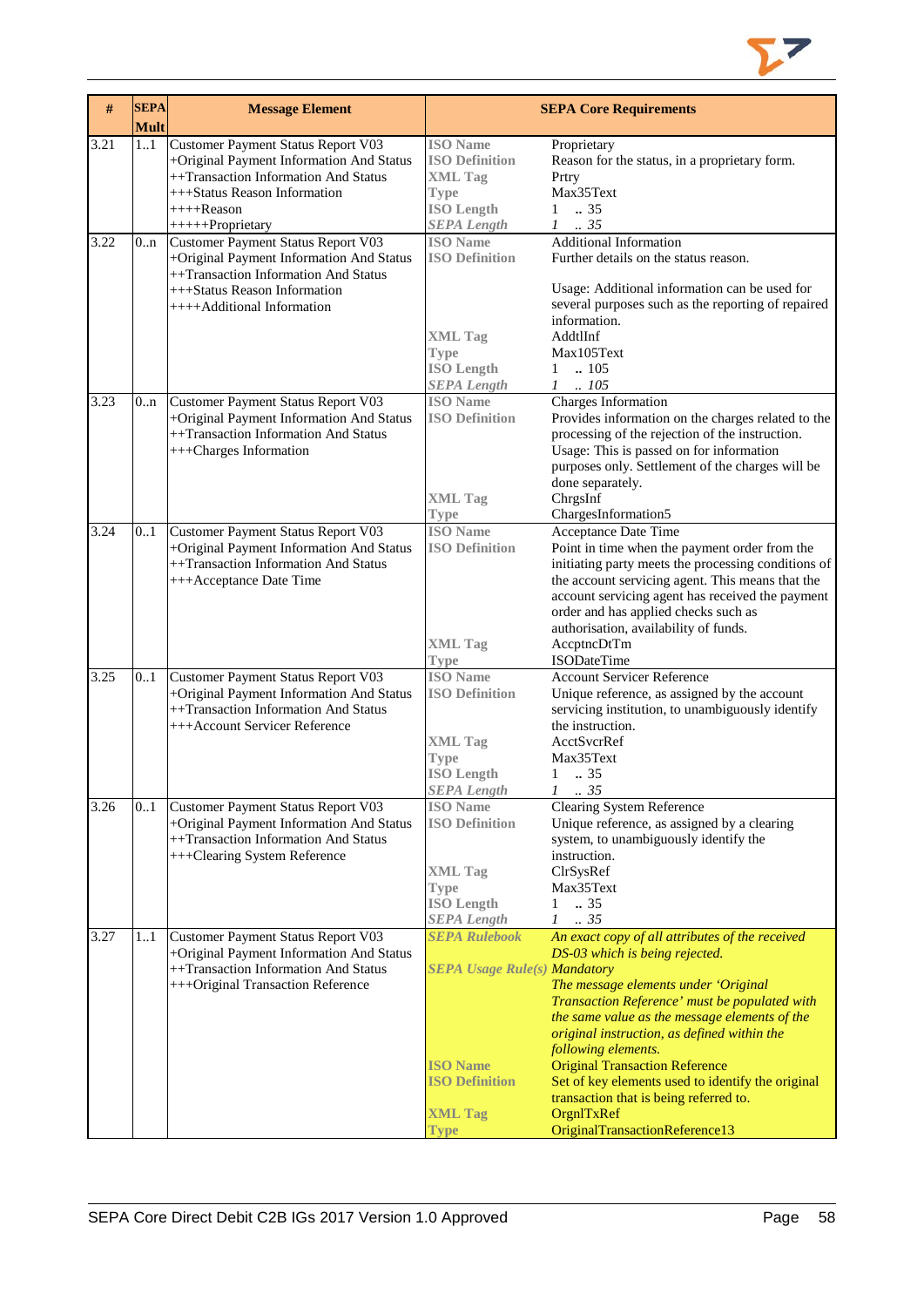| # | SEPA Mult | Message Element | SEPA Core Requirements | |
|---|---|---|---|---|
| 3.21 | 1..1 | Customer Payment Status Report V03<br>+Original Payment Information And Status<br>++Transaction Information And Status<br>+++Status Reason Information<br>++++Reason<br>+++++Proprietary | **ISO Name**<br>**ISO Definition**<br>**XML Tag**<br>**Type**<br>**ISO Length**<br>***SEPA Length*** | Proprietary<br>Reason for the status, in a proprietary form.<br>Prtry<br>Max35Text<br>1 .. 35<br>*1 .. 35* |
| 3.22 | 0..n | Customer Payment Status Report V03<br>+Original Payment Information And Status<br>++Transaction Information And Status<br>+++Status Reason Information<br>++++Additional Information | **ISO Name**<br>**ISO Definition**<br><br><br><br><br>**XML Tag**<br>**Type**<br>**ISO Length**<br>***SEPA Length*** | Additional Information<br>Further details on the status reason.<br><br>Usage: Additional information can be used for several purposes such as the reporting of repaired information.<br>AddtlInf<br>Max105Text<br>1 .. 105<br>*1 .. 105* |
| 3.23 | 0..n | Customer Payment Status Report V03<br>+Original Payment Information And Status<br>++Transaction Information And Status<br>+++Charges Information | **ISO Name**<br>**ISO Definition**<br><br><br><br><br>**XML Tag**<br>**Type** | Charges Information<br>Provides information on the charges related to the processing of the rejection of the instruction.<br>Usage: This is passed on for information purposes only. Settlement of the charges will be done separately.<br>ChrgsInf<br>ChargesInformation5 |
| 3.24 | 0..1 | Customer Payment Status Report V03<br>+Original Payment Information And Status<br>++Transaction Information And Status<br>+++Acceptance Date Time | **ISO Name**<br>**ISO Definition**<br><br><br><br><br><br>**XML Tag**<br>**Type** | Acceptance Date Time<br>Point in time when the payment order from the initiating party meets the processing conditions of the account servicing agent. This means that the account servicing agent has received the payment order and has applied checks such as authorisation, availability of funds.<br>AccptncDtTm<br>ISODateTime |
| 3.25 | 0..1 | Customer Payment Status Report V03<br>+Original Payment Information And Status<br>++Transaction Information And Status<br>+++Account Servicer Reference | **ISO Name**<br>**ISO Definition**<br><br><br>**XML Tag**<br>**Type**<br>**ISO Length**<br>***SEPA Length*** | Account Servicer Reference<br>Unique reference, as assigned by the account servicing institution, to unambiguously identify the instruction.<br>AcctSvcrRef<br>Max35Text<br>1 .. 35<br>*1 .. 35* |
| 3.26 | 0..1 | Customer Payment Status Report V03<br>+Original Payment Information And Status<br>++Transaction Information And Status<br>+++Clearing System Reference | **ISO Name**<br>**ISO Definition**<br><br><br>**XML Tag**<br>**Type**<br>**ISO Length**<br>***SEPA Length*** | Clearing System Reference<br>Unique reference, as assigned by a clearing system, to unambiguously identify the instruction.<br>ClrSysRef<br>Max35Text<br>1 .. 35<br>*1 .. 35* |
| 3.27 | 1..1 | Customer Payment Status Report V03<br>+Original Payment Information And Status<br>++Transaction Information And Status<br>+++Original Transaction Reference | ***SEPA Rulebook***<br><br>***SEPA Usage Rule(s)***<br><br><br><br><br><br><br>**ISO Name**<br>**ISO Definition**<br><br>**XML Tag**<br>**Type** | *An exact copy of all attributes of the received DS-03 which is being rejected.*<br>*Mandatory*<br>*The message elements under 'Original Transaction Reference' must be populated with the same value as the message elements of the original instruction, as defined within the following elements.*<br>Original Transaction Reference<br>Set of key elements used to identify the original transaction that is being referred to.<br>OrgnlTxRef<br>OriginalTransactionReference13 |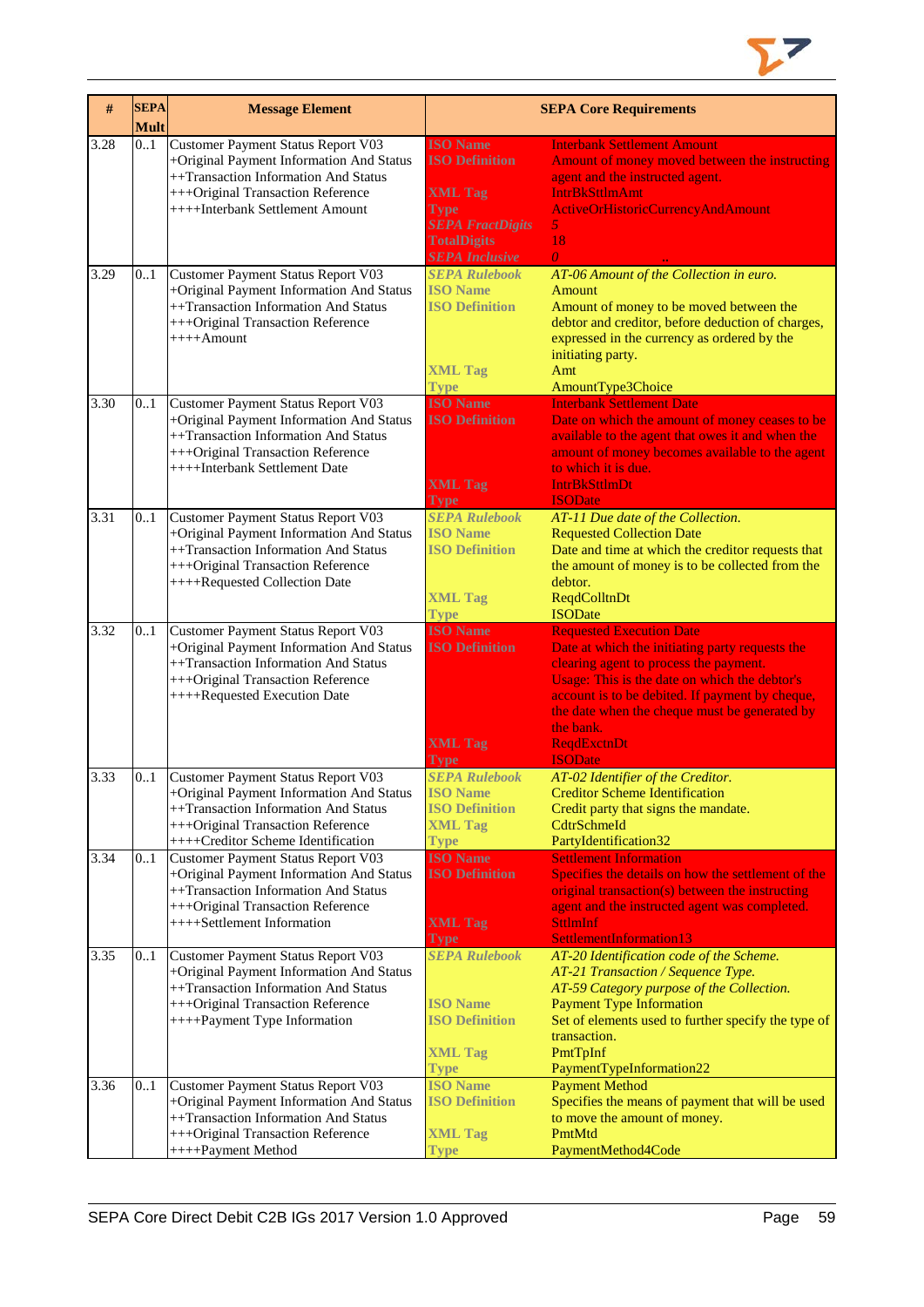| # | SEPA Mult | Message Element | SEPA Core Requirements | |
|---|---|---|---|---|
| 3.28 | 0..1 | Customer Payment Status Report V03<br>+Original Payment Information And Status<br>++Transaction Information And Status<br>+++Original Transaction Reference<br>++++Interbank Settlement Amount | **ISO Name**<br>**ISO Definition**<br><br>**XML Tag**<br>**Type**<br>***SEPA FractDigits***<br>**TotalDigits**<br>***SEPA Inclusive*** | Interbank Settlement Amount<br>Amount of money moved between the instructing agent and the instructed agent.<br>IntrBkSttlmAmt<br>ActiveOrHistoricCurrencyAndAmount<br>*5*<br>18<br>*0* |
| 3.29 | 0..1 | Customer Payment Status Report V03<br>+Original Payment Information And Status<br>++Transaction Information And Status<br>+++Original Transaction Reference<br>++++Amount | ***SEPA Rulebook***<br>**ISO Name**<br>**ISO Definition**<br><br><br><br>**XML Tag**<br>**Type** | *AT-06 Amount of the Collection in euro.*<br>Amount<br>Amount of money to be moved between the debtor and creditor, before deduction of charges, expressed in the currency as ordered by the initiating party.<br>Amt<br>AmountType3Choice |
| 3.30 | 0..1 | Customer Payment Status Report V03<br>+Original Payment Information And Status<br>++Transaction Information And Status<br>+++Original Transaction Reference<br>++++Interbank Settlement Date | **ISO Name**<br>**ISO Definition**<br><br><br><br>**XML Tag**<br>**Type** | Interbank Settlement Date<br>Date on which the amount of money ceases to be available to the agent that owes it and when the amount of money becomes available to the agent to which it is due.<br>IntrBkSttlmDt<br>ISODate |
| 3.31 | 0..1 | Customer Payment Status Report V03<br>+Original Payment Information And Status<br>++Transaction Information And Status<br>+++Original Transaction Reference<br>++++Requested Collection Date | ***SEPA Rulebook***<br>**ISO Name**<br>**ISO Definition**<br><br><br>**XML Tag**<br>**Type** | *AT-11 Due date of the Collection.*<br>Requested Collection Date<br>Date and time at which the creditor requests that the amount of money is to be collected from the debtor.<br>ReqdColltnDt<br>ISODate |
| 3.32 | 0..1 | Customer Payment Status Report V03<br>+Original Payment Information And Status<br>++Transaction Information And Status<br>+++Original Transaction Reference<br>++++Requested Execution Date | **ISO Name**<br>**ISO Definition**<br><br><br><br><br><br><br>**XML Tag**<br>**Type** | Requested Execution Date<br>Date at which the initiating party requests the clearing agent to process the payment.<br>Usage: This is the date on which the debtor's account is to be debited. If payment by cheque, the date when the cheque must be generated by the bank.<br>ReqdExctnDt<br>ISODate |
| 3.33 | 0..1 | Customer Payment Status Report V03<br>+Original Payment Information And Status<br>++Transaction Information And Status<br>+++Original Transaction Reference<br>++++Creditor Scheme Identification | ***SEPA Rulebook***<br>**ISO Name**<br>**ISO Definition**<br>**XML Tag**<br>**Type** | *AT-02 Identifier of the Creditor.*<br>Creditor Scheme Identification<br>Credit party that signs the mandate.<br>CdtrSchmeId<br>PartyIdentification32 |
| 3.34 | 0..1 | Customer Payment Status Report V03<br>+Original Payment Information And Status<br>++Transaction Information And Status<br>+++Original Transaction Reference<br>++++Settlement Information | **ISO Name**<br>**ISO Definition**<br><br><br><br>**XML Tag**<br>**Type** | Settlement Information<br>Specifies the details on how the settlement of the original transaction(s) between the instructing agent and the instructed agent was completed.<br>SttlmInf<br>SettlementInformation13 |
| 3.35 | 0..1 | Customer Payment Status Report V03<br>+Original Payment Information And Status<br>++Transaction Information And Status<br>+++Original Transaction Reference<br>++++Payment Type Information | ***SEPA Rulebook***<br><br><br>**ISO Name**<br>**ISO Definition**<br><br>**XML Tag**<br>**Type** | *AT-20 Identification code of the Scheme.*<br>*AT-21 Transaction / Sequence Type.*<br>*AT-59 Category purpose of the Collection.*<br>Payment Type Information<br>Set of elements used to further specify the type of transaction.<br>PmtTpInf<br>PaymentTypeInformation22 |
| 3.36 | 0..1 | Customer Payment Status Report V03<br>+Original Payment Information And Status<br>++Transaction Information And Status<br>+++Original Transaction Reference<br>++++Payment Method | **ISO Name**<br>**ISO Definition**<br><br>**XML Tag**<br>**Type** | Payment Method<br>Specifies the means of payment that will be used to move the amount of money.<br>PmtMtd<br>PaymentMethod4Code |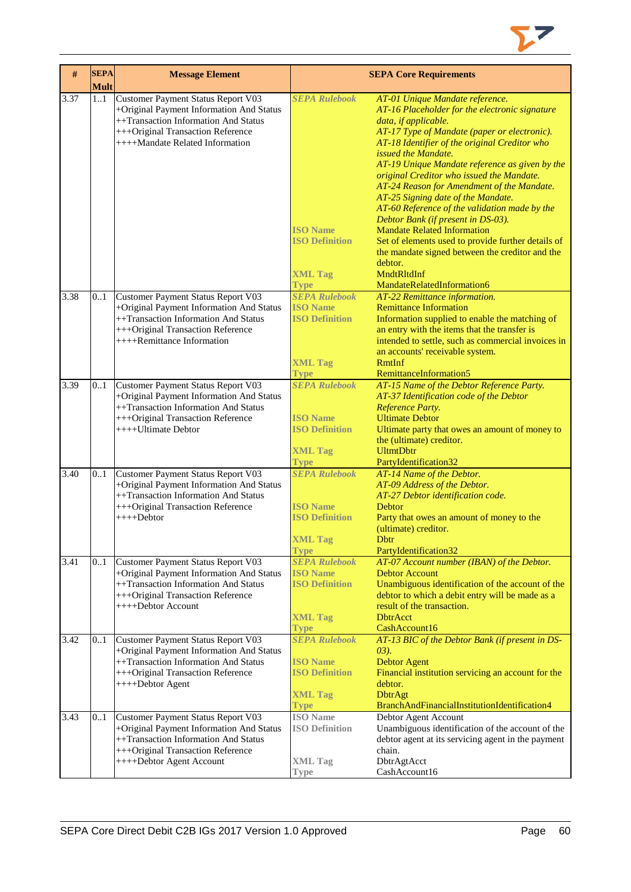| # | SEPA Mult | Message Element | SEPA Core Requirements | |
|---|---|---|---|---|
| 3.37 | 1..1 | Customer Payment Status Report V03<br>+Original Payment Information And Status<br>++Transaction Information And Status<br>+++Original Transaction Reference<br>++++Mandate Related Information | ***SEPA Rulebook***<br><br><br><br><br><br><br><br><br><br><br><br>**ISO Name**<br>**ISO Definition**<br><br><br>**XML Tag**<br>**Type** | *AT-01 Unique Mandate reference.*<br>*AT-16 Placeholder for the electronic signature data, if applicable.*<br>*AT-17 Type of Mandate (paper or electronic).*<br>*AT-18 Identifier of the original Creditor who issued the Mandate.*<br>*AT-19 Unique Mandate reference as given by the original Creditor who issued the Mandate.*<br>*AT-24 Reason for Amendment of the Mandate.*<br>*AT-25 Signing date of the Mandate.*<br>*AT-60 Reference of the validation made by the Debtor Bank (if present in DS-03).*<br>Mandate Related Information<br>Set of elements used to provide further details of the mandate signed between the creditor and the debtor.<br>MndtRltdInf<br>MandateRelatedInformation6 |
| 3.38 | 0..1 | Customer Payment Status Report V03<br>+Original Payment Information And Status<br>++Transaction Information And Status<br>+++Original Transaction Reference<br>++++Remittance Information | ***SEPA Rulebook***<br>**ISO Name**<br>**ISO Definition**<br><br><br><br>**XML Tag**<br>**Type** | *AT-22 Remittance information.*<br>Remittance Information<br>Information supplied to enable the matching of an entry with the items that the transfer is intended to settle, such as commercial invoices in an accounts' receivable system.<br>RmtInf<br>RemittanceInformation5 |
| 3.39 | 0..1 | Customer Payment Status Report V03<br>+Original Payment Information And Status<br>++Transaction Information And Status<br>+++Original Transaction Reference<br>++++Ultimate Debtor | ***SEPA Rulebook***<br><br><br>**ISO Name**<br>**ISO Definition**<br><br>**XML Tag**<br>**Type** | *AT-15 Name of the Debtor Reference Party.*<br>*AT-37 Identification code of the Debtor Reference Party.*<br>Ultimate Debtor<br>Ultimate party that owes an amount of money to the (ultimate) creditor.<br>UltmtDbtr<br>PartyIdentification32 |
| 3.40 | 0..1 | Customer Payment Status Report V03<br>+Original Payment Information And Status<br>++Transaction Information And Status<br>+++Original Transaction Reference<br>++++Debtor | ***SEPA Rulebook***<br><br><br>**ISO Name**<br>**ISO Definition**<br><br>**XML Tag**<br>**Type** | *AT-14 Name of the Debtor.*<br>*AT-09 Address of the Debtor.*<br>*AT-27 Debtor identification code.*<br>Debtor<br>Party that owes an amount of money to the (ultimate) creditor.<br>Dbtr<br>PartyIdentification32 |
| 3.41 | 0..1 | Customer Payment Status Report V03<br>+Original Payment Information And Status<br>++Transaction Information And Status<br>+++Original Transaction Reference<br>++++Debtor Account | ***SEPA Rulebook***<br>**ISO Name**<br>**ISO Definition**<br><br><br>**XML Tag**<br>**Type** | *AT-07 Account number (IBAN) of the Debtor.*<br>Debtor Account<br>Unambiguous identification of the account of the debtor to which a debit entry will be made as a result of the transaction.<br>DbtrAcct<br>CashAccount16 |
| 3.42 | 0..1 | Customer Payment Status Report V03<br>+Original Payment Information And Status<br>++Transaction Information And Status<br>+++Original Transaction Reference<br>++++Debtor Agent | ***SEPA Rulebook***<br><br>**ISO Name**<br>**ISO Definition**<br><br>**XML Tag**<br>**Type** | *AT-13 BIC of the Debtor Bank (if present in DS-03).*<br>Debtor Agent<br>Financial institution servicing an account for the debtor.<br>DbtrAgt<br>BranchAndFinancialInstitutionIdentification4 |
| 3.43 | 0..1 | Customer Payment Status Report V03<br>+Original Payment Information And Status<br>++Transaction Information And Status<br>+++Original Transaction Reference<br>++++Debtor Agent Account | **ISO Name**<br>**ISO Definition**<br><br><br>**XML Tag**<br>**Type** | Debtor Agent Account<br>Unambiguous identification of the account of the debtor agent at its servicing agent in the payment chain.<br>DbtrAgtAcct<br>CashAccount16 |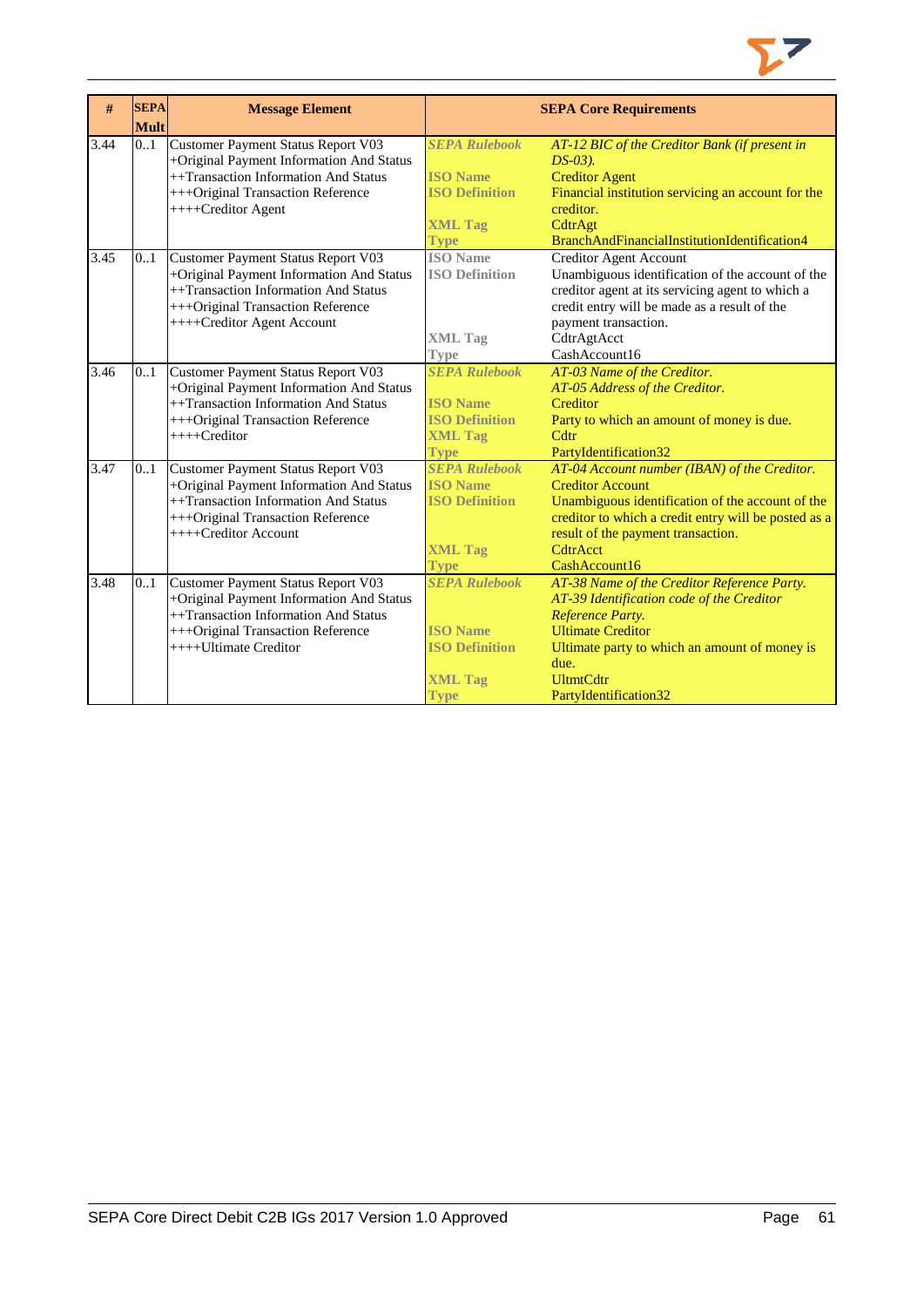| # | SEPA Mult | Message Element | SEPA Core Requirements | |
|---|---|---|---|---|
| 3.44 | 0..1 | Customer Payment Status Report V03<br>+Original Payment Information And Status<br>++Transaction Information And Status<br>+++Original Transaction Reference<br>++++Creditor Agent | ***SEPA Rulebook***<br><br>**ISO Name**<br>**ISO Definition**<br><br>**XML Tag**<br>**Type** | *AT-12 BIC of the Creditor Bank (if present in DS-03).*<br>Creditor Agent<br>Financial institution servicing an account for the creditor.<br>CdtrAgt<br>BranchAndFinancialInstitutionIdentification4 |
| 3.45 | 0..1 | Customer Payment Status Report V03<br>+Original Payment Information And Status<br>++Transaction Information And Status<br>+++Original Transaction Reference<br>++++Creditor Agent Account | **ISO Name**<br>**ISO Definition**<br><br><br><br>**XML Tag**<br>**Type** | Creditor Agent Account<br>Unambiguous identification of the account of the creditor agent at its servicing agent to which a credit entry will be made as a result of the payment transaction.<br>CdtrAgtAcct<br>CashAccount16 |
| 3.46 | 0..1 | Customer Payment Status Report V03<br>+Original Payment Information And Status<br>++Transaction Information And Status<br>+++Original Transaction Reference<br>++++Creditor | ***SEPA Rulebook***<br><br>**ISO Name**<br>**ISO Definition**<br>**XML Tag**<br>**Type** | *AT-03 Name of the Creditor.*<br>*AT-05 Address of the Creditor.*<br>Creditor<br>Party to which an amount of money is due.<br>Cdtr<br>PartyIdentification32 |
| 3.47 | 0..1 | Customer Payment Status Report V03<br>+Original Payment Information And Status<br>++Transaction Information And Status<br>+++Original Transaction Reference<br>++++Creditor Account | ***SEPA Rulebook***<br>**ISO Name**<br>**ISO Definition**<br><br><br>**XML Tag**<br>**Type** | *AT-04 Account number (IBAN) of the Creditor.*<br>Creditor Account<br>Unambiguous identification of the account of the creditor to which a credit entry will be posted as a result of the payment transaction.<br>CdtrAcct<br>CashAccount16 |
| 3.48 | 0..1 | Customer Payment Status Report V03<br>+Original Payment Information And Status<br>++Transaction Information And Status<br>+++Original Transaction Reference<br>++++Ultimate Creditor | ***SEPA Rulebook***<br><br><br>**ISO Name**<br>**ISO Definition**<br><br>**XML Tag**<br>**Type** | *AT-38 Name of the Creditor Reference Party.*<br>*AT-39 Identification code of the Creditor Reference Party.*<br>Ultimate Creditor<br>Ultimate party to which an amount of money is due.<br>UltmtCdtr<br>PartyIdentification32 |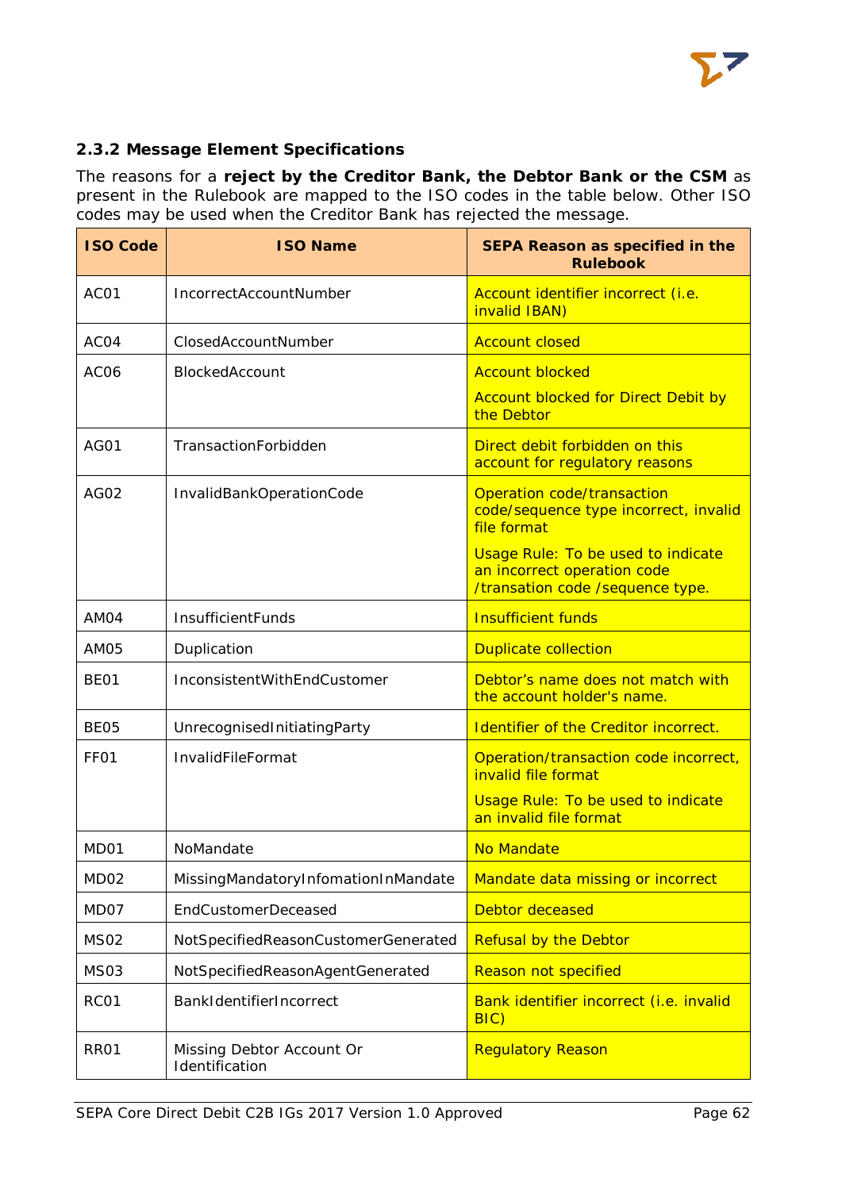### 2.3.2 Message Element Specifications

The reasons for a **reject by the Creditor Bank, the Debtor Bank or the CSM** as present in the Rulebook are mapped to the ISO codes in the table below. Other ISO codes may be used when the Creditor Bank has rejected the message.

| ISO Code | ISO Name | SEPA Reason as specified in the Rulebook |
|---|---|---|
| AC01 | IncorrectAccountNumber | Account identifier incorrect (i.e. invalid IBAN) |
| AC04 | ClosedAccountNumber | Account closed |
| AC06 | BlockedAccount | Account blocked<br><br>Account blocked for Direct Debit by the Debtor |
| AG01 | TransactionForbidden | Direct debit forbidden on this account for regulatory reasons |
| AG02 | InvalidBankOperationCode | Operation code/transaction code/sequence type incorrect, invalid file format<br><br>Usage Rule: To be used to indicate an incorrect operation code /transation code /sequence type. |
| AM04 | InsufficientFunds | Insufficient funds |
| AM05 | Duplication | Duplicate collection |
| BE01 | InconsistentWithEndCustomer | Debtor's name does not match with the account holder's name. |
| BE05 | UnrecognisedInitiatingParty | Identifier of the Creditor incorrect. |
| FF01 | InvalidFileFormat | Operation/transaction code incorrect, invalid file format<br><br>Usage Rule: To be used to indicate an invalid file format |
| MD01 | NoMandate | No Mandate |
| MD02 | MissingMandatoryInfomationInMandate | Mandate data missing or incorrect |
| MD07 | EndCustomerDeceased | Debtor deceased |
| MS02 | NotSpecifiedReasonCustomerGenerated | Refusal by the Debtor |
| MS03 | NotSpecifiedReasonAgentGenerated | Reason not specified |
| RC01 | BankIdentifierIncorrect | Bank identifier incorrect (i.e. invalid BIC) |
| RR01 | Missing Debtor Account Or Identification | Regulatory Reason |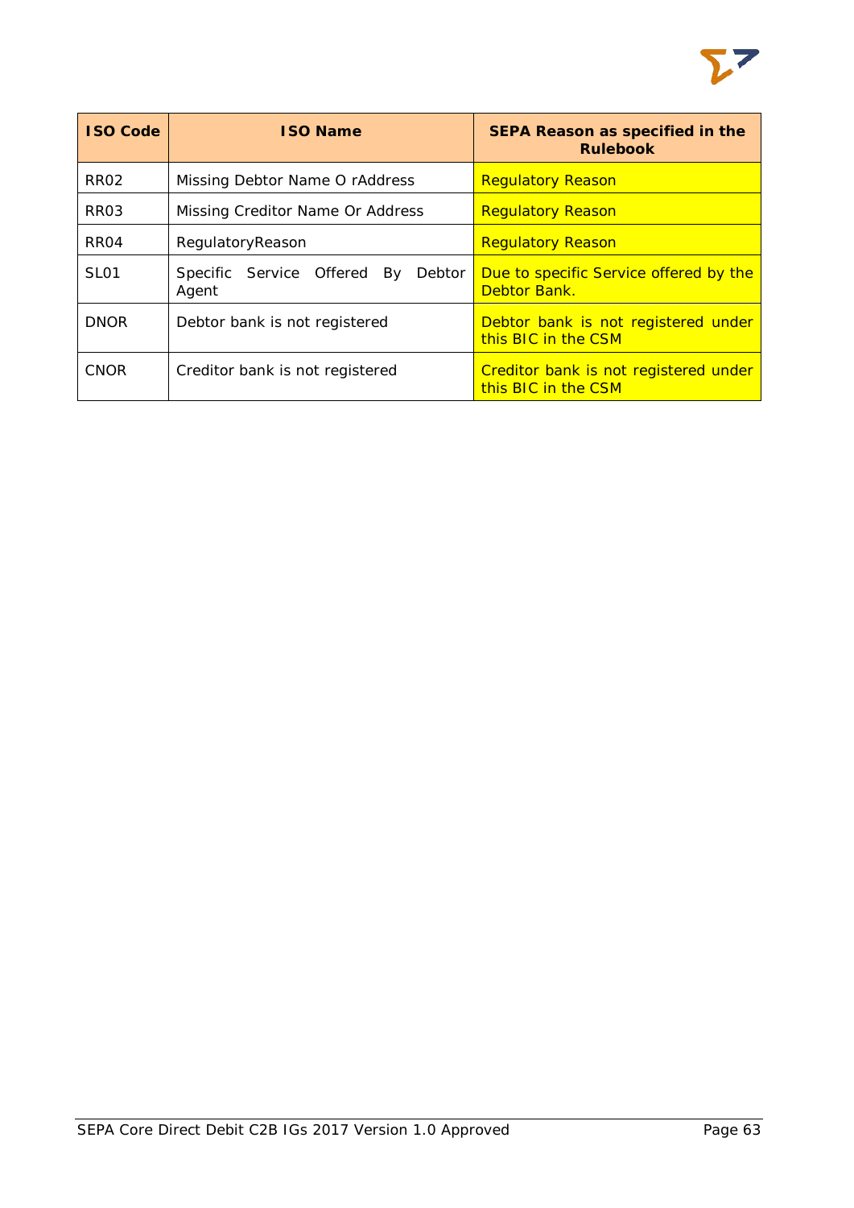| ISO Code | ISO Name | SEPA Reason as specified in the Rulebook |
|---|---|---|
| RR02 | Missing Debtor Name O rAddress | Regulatory Reason |
| RR03 | Missing Creditor Name Or Address | Regulatory Reason |
| RR04 | RegulatoryReason | Regulatory Reason |
| SL01 | Specific Service Offered By Debtor Agent | Due to specific Service offered by the Debtor Bank. |
| DNOR | Debtor bank is not registered | Debtor bank is not registered under this BIC in the CSM |
| CNOR | Creditor bank is not registered | Creditor bank is not registered under this BIC in the CSM |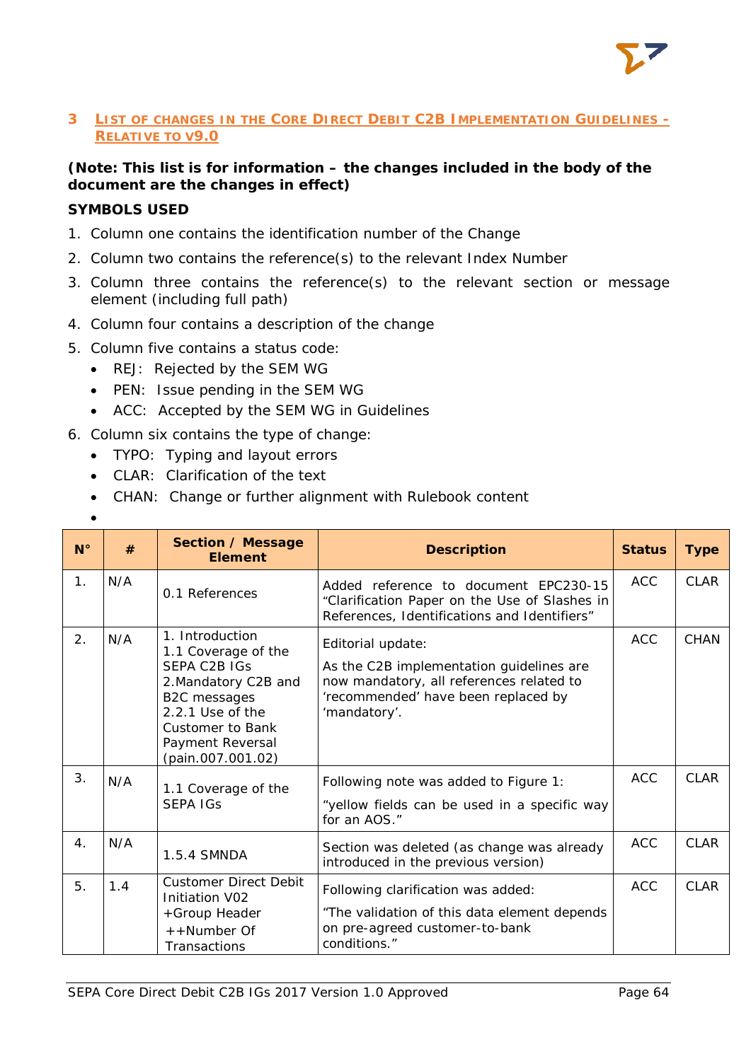# 3 LIST OF CHANGES IN THE CORE DIRECT DEBIT C2B IMPLEMENTATION GUIDELINES - RELATIVE TO V9.0

**(Note: This list is for information – the changes included in the body of the document are the changes in effect)**

**SYMBOLS USED**

1. Column one contains the identification number of the Change
2. Column two contains the reference(s) to the relevant Index Number
3. Column three contains the reference(s) to the relevant section or message element (including full path)
4. Column four contains a description of the change
5. Column five contains a status code:
   - REJ: Rejected by the SEM WG
   - PEN: Issue pending in the SEM WG
   - ACC: Accepted by the SEM WG in Guidelines
6. Column six contains the type of change:
   - TYPO: Typing and layout errors
   - CLAR: Clarification of the text
   - CHAN: Change or further alignment with Rulebook content

| N° | # | Section / Message Element | Description | Status | Type |
|---|---|---|---|---|---|
| 1. | N/A | 0.1 References | Added reference to document EPC230-15 "Clarification Paper on the Use of Slashes in References, Identifications and Identifiers" | ACC | CLAR |
| 2. | N/A | 1. Introduction<br>1.1 Coverage of the SEPA C2B IGs<br>2.Mandatory C2B and B2C messages<br>2.2.1 Use of the Customer to Bank Payment Reversal (pain.007.001.02) | Editorial update:<br>As the C2B implementation guidelines are now mandatory, all references related to 'recommended' have been replaced by 'mandatory'. | ACC | CHAN |
| 3. | N/A | 1.1 Coverage of the SEPA IGs | Following note was added to Figure 1:<br>"yellow fields can be used in a specific way for an AOS." | ACC | CLAR |
| 4. | N/A | 1.5.4 SMNDA | Section was deleted (as change was already introduced in the previous version) | ACC | CLAR |
| 5. | 1.4 | Customer Direct Debit Initiation V02<br>+Group Header<br>++Number Of Transactions | Following clarification was added:<br>"The validation of this data element depends on pre-agreed customer-to-bank conditions." | ACC | CLAR |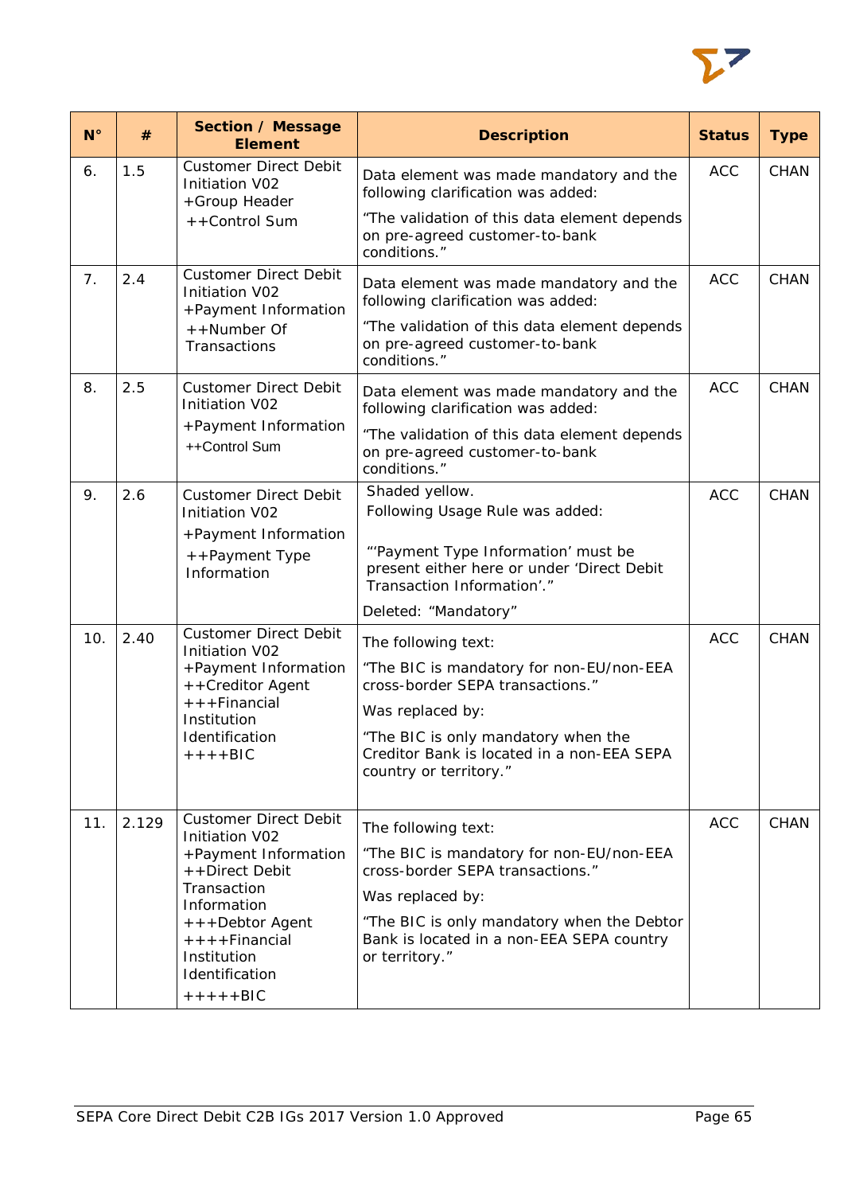| N° | # | Section / Message Element | Description | Status | Type |
|---|---|---|---|---|---|
| 6. | 1.5 | Customer Direct Debit Initiation V02 +Group Header ++Control Sum | Data element was made mandatory and the following clarification was added: “The validation of this data element depends on pre-agreed customer-to-bank conditions.” | ACC | CHAN |
| 7. | 2.4 | Customer Direct Debit Initiation V02 +Payment Information ++Number Of Transactions | Data element was made mandatory and the following clarification was added: “The validation of this data element depends on pre-agreed customer-to-bank conditions.” | ACC | CHAN |
| 8. | 2.5 | Customer Direct Debit Initiation V02 +Payment Information ++Control Sum | Data element was made mandatory and the following clarification was added: “The validation of this data element depends on pre-agreed customer-to-bank conditions.” | ACC | CHAN |
| 9. | 2.6 | Customer Direct Debit Initiation V02 +Payment Information ++Payment Type Information | Shaded yellow. Following Usage Rule was added: “‘Payment Type Information’ must be present either here or under ‘Direct Debit Transaction Information’.” Deleted: “Mandatory” | ACC | CHAN |
| 10. | 2.40 | Customer Direct Debit Initiation V02 +Payment Information ++Creditor Agent +++Financial Institution Identification ++++BIC | The following text: “The BIC is mandatory for non-EU/non-EEA cross-border SEPA transactions.” Was replaced by: “The BIC is only mandatory when the Creditor Bank is located in a non-EEA SEPA country or territory.” | ACC | CHAN |
| 11. | 2.129 | Customer Direct Debit Initiation V02 +Payment Information ++Direct Debit Transaction Information +++Debtor Agent ++++Financial Institution Identification +++++BIC | The following text: “The BIC is mandatory for non-EU/non-EEA cross-border SEPA transactions.” Was replaced by: “The BIC is only mandatory when the Debtor Bank is located in a non-EEA SEPA country or territory.” | ACC | CHAN |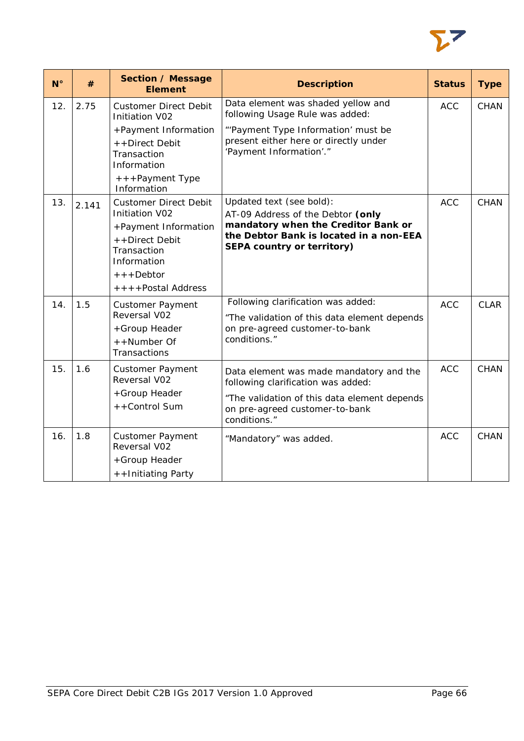| N° | # | Section / Message Element | Description | Status | Type |
|---|---|---|---|---|---|
| 12. | 2.75 | Customer Direct Debit Initiation V02<br>+Payment Information<br>++Direct Debit Transaction Information<br>+++Payment Type Information | Data element was shaded yellow and following Usage Rule was added:<br>"'Payment Type Information' must be present either here or directly under 'Payment Information'." | ACC | CHAN |
| 13. | 2.141 | Customer Direct Debit Initiation V02<br>+Payment Information<br>++Direct Debit Transaction Information<br>+++Debtor<br>++++Postal Address | Updated text (see bold):<br>AT-09 Address of the Debtor **(only mandatory when the Creditor Bank or the Debtor Bank is located in a non-EEA SEPA country or territory)** | ACC | CHAN |
| 14. | 1.5 | Customer Payment Reversal V02<br>+Group Header<br>++Number Of Transactions | Following clarification was added:<br>"The validation of this data element depends on pre-agreed customer-to-bank conditions." | ACC | CLAR |
| 15. | 1.6 | Customer Payment Reversal V02<br>+Group Header<br>++Control Sum | Data element was made mandatory and the following clarification was added:<br>"The validation of this data element depends on pre-agreed customer-to-bank conditions." | ACC | CHAN |
| 16. | 1.8 | Customer Payment Reversal V02<br>+Group Header<br>++Initiating Party | "Mandatory" was added. | ACC | CHAN |